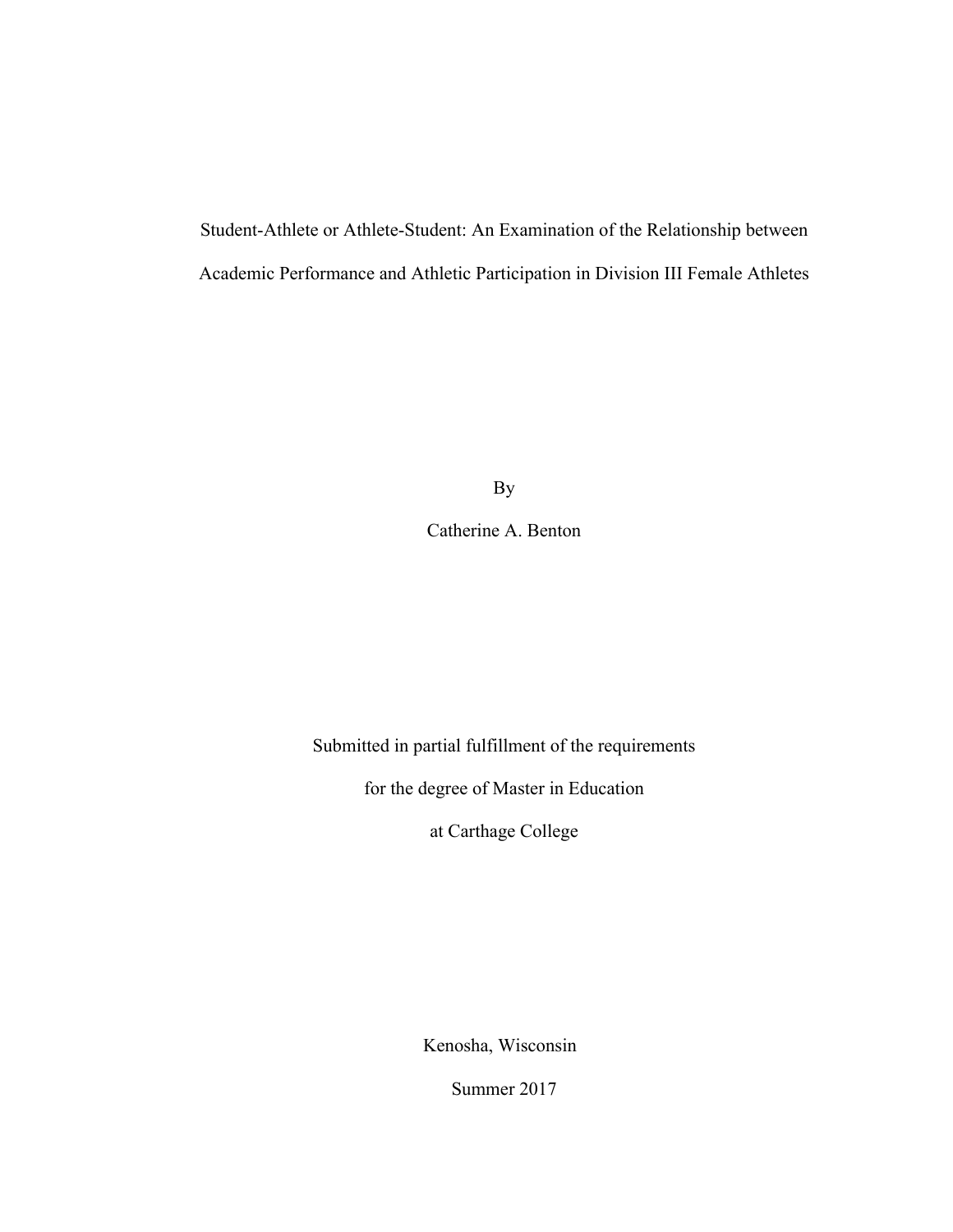# Student-Athlete or Athlete-Student: An Examination of the Relationship between Academic Performance and Athletic Participation in Division III Female Athletes

By

Catherine A. Benton

Submitted in partial fulfillment of the requirements

for the degree of Master in Education

at Carthage College

Kenosha, Wisconsin

Summer 2017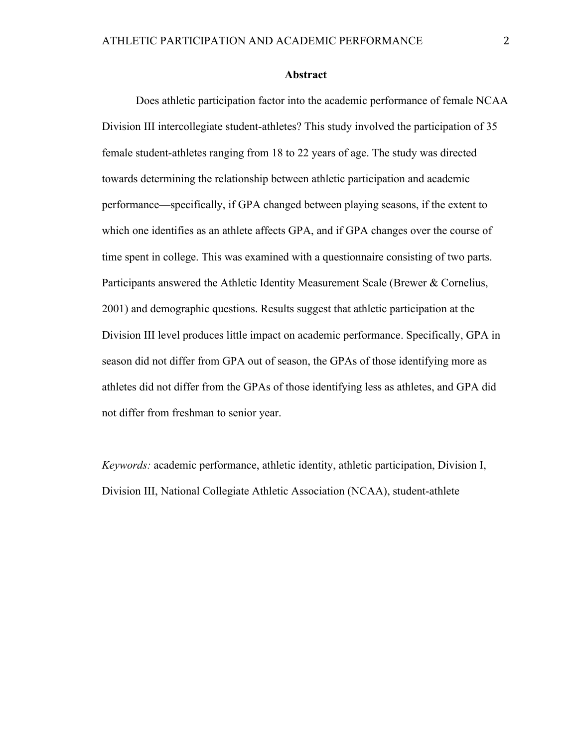## Abstract

Does athletic participation factor into the academic performance of female NCAA Division III intercollegiate student-athletes? This study involved the participation of 35 female student-athletes ranging from 18 to 22 years of age. The study was directed towards determining the relationship between athletic participation and academic performance—specifically, if GPA changed between playing seasons, if the extent to which one identifies as an athlete affects GPA, and if GPA changes over the course of time spent in college. This was examined with a questionnaire consisting of two parts. Participants answered the Athletic Identity Measurement Scale (Brewer & Cornelius, 2001) and demographic questions. Results suggest that athletic participation at the Division III level produces little impact on academic performance. Specifically, GPA in season did not differ from GPA out of season, the GPAs of those identifying more as athletes did not differ from the GPAs of those identifying less as athletes, and GPA did not differ from freshman to senior year.

*Keywords:* academic performance, athletic identity, athletic participation, Division I, Division III, National Collegiate Athletic Association (NCAA), student-athlete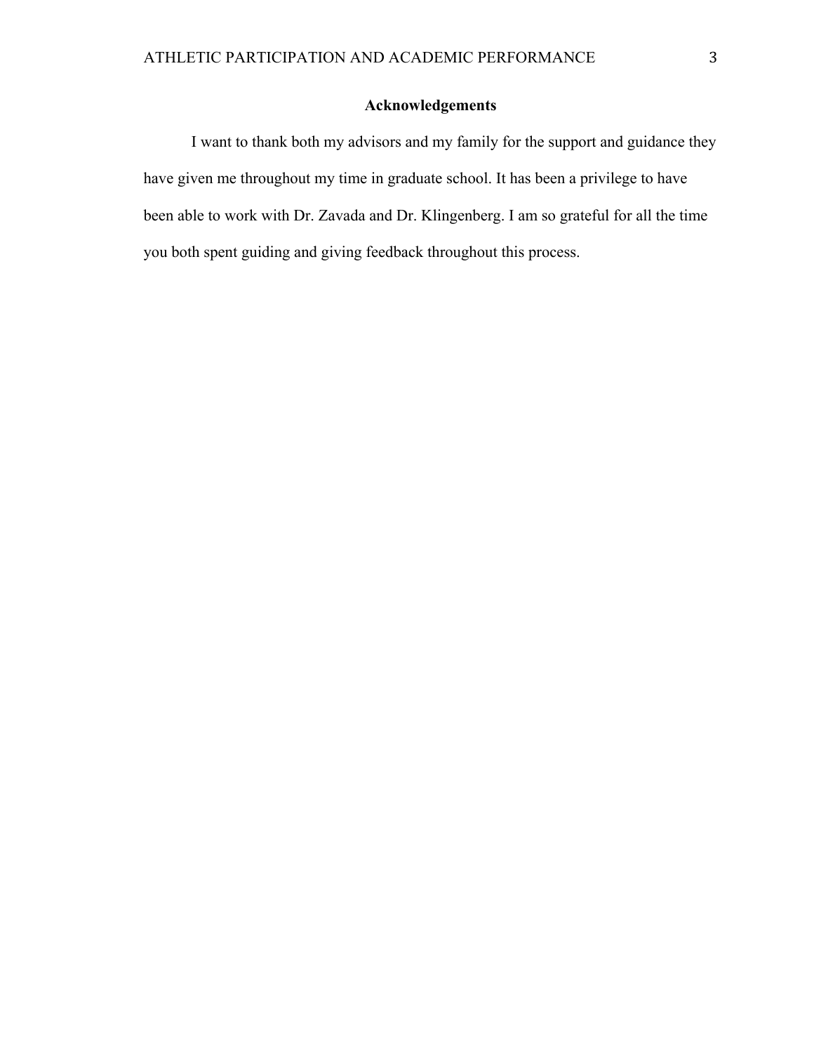# Acknowledgements

I want to thank both my advisors and my family for the support and guidance they have given me throughout my time in graduate school. It has been a privilege to have been able to work with Dr. Zavada and Dr. Klingenberg. I am so grateful for all the time you both spent guiding and giving feedback throughout this process.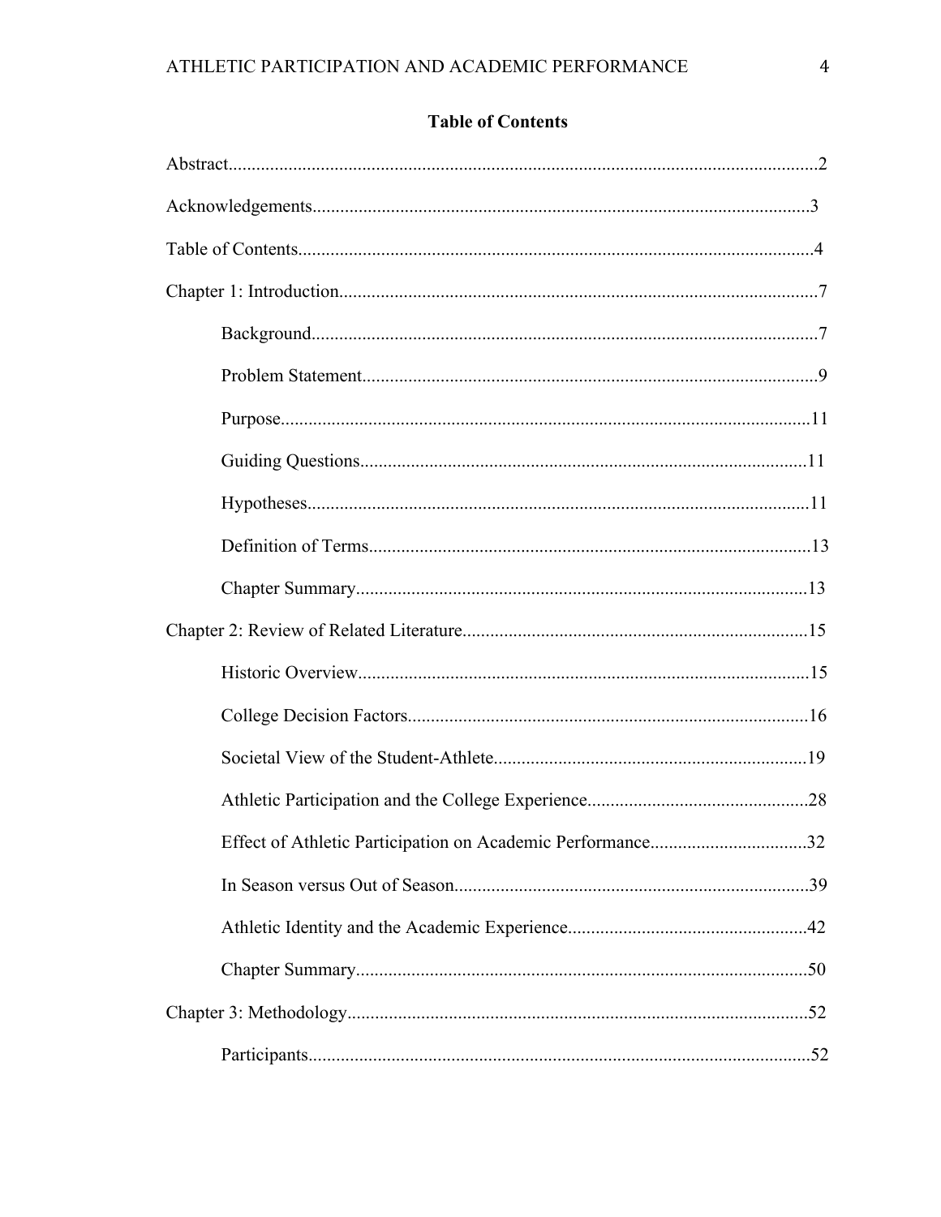## Table of Contents

Abstract................................................................................................................2

Acknowledgements...........................................................................................3

Table of Contents..............................................................................................4

Chapter 1: Introduction.......................................................................................7

- Background.............................................................................................7
- Problem Statement..................................................................................9
- Purpose..................................................................................................11
- Guiding Questions..................................................................................11
- Hypotheses.............................................................................................11
- Definition of Terms................................................................................13
- Chapter Summary...................................................................................13

Chapter 2: Review of Related Literature..........................................................15

- Historic Overview...................................................................................15
- College Decision Factors........................................................................16
- Societal View of the Student-Athlete.....................................................19
- Athletic Participation and the College Experience..................................28
- Effect of Athletic Participation on Academic Performance....................32
- In Season versus Out of Season.............................................................39
- Athletic Identity and the Academic Experience......................................42
- Chapter Summary...................................................................................50

Chapter 3: Methodology...................................................................................52

- Participants.............................................................................................52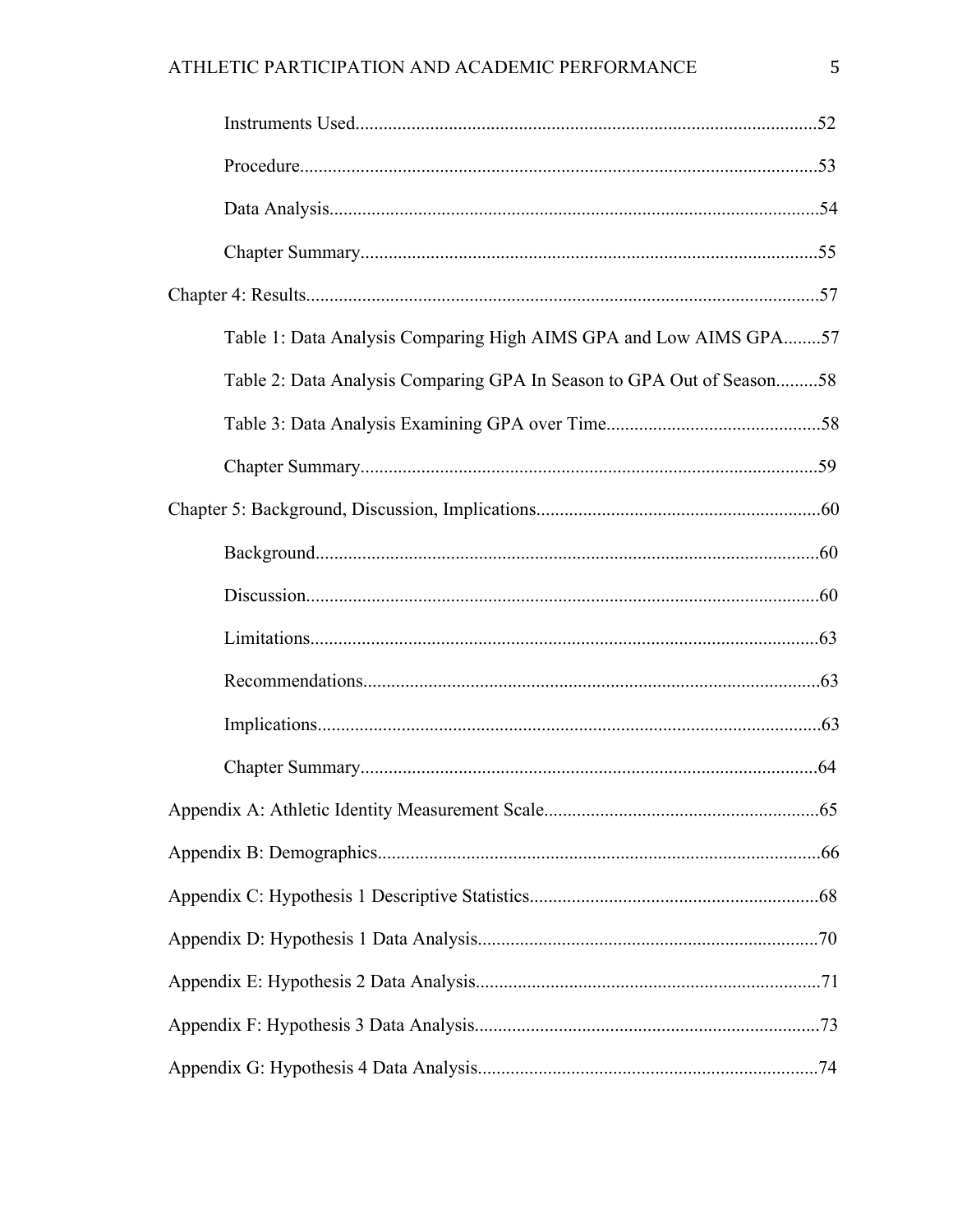Instruments Used....................................................................................................52

Procedure...............................................................................................................53

Data Analysis.........................................................................................................54

Chapter Summary..................................................................................................55

Chapter 4: Results.......................................................................................................57

Table 1: Data Analysis Comparing High AIMS GPA and Low AIMS GPA........57

Table 2: Data Analysis Comparing GPA In Season to GPA Out of Season.........58

Table 3: Data Analysis Examining GPA over Time..............................................58

Chapter Summary..................................................................................................59

Chapter 5: Background, Discussion, Implications.....................................................60

Background...........................................................................................................60

Discussion.............................................................................................................60

Limitations............................................................................................................63

Recommendations.................................................................................................63

Implications...........................................................................................................63

Chapter Summary..................................................................................................64

Appendix A: Athletic Identity Measurement Scale...................................................65

Appendix B: Demographics.......................................................................................66

Appendix C: Hypothesis 1 Descriptive Statistics......................................................68

Appendix D: Hypothesis 1 Data Analysis.................................................................70

Appendix E: Hypothesis 2 Data Analysis..................................................................71

Appendix F: Hypothesis 3 Data Analysis..................................................................73

Appendix G: Hypothesis 4 Data Analysis.................................................................74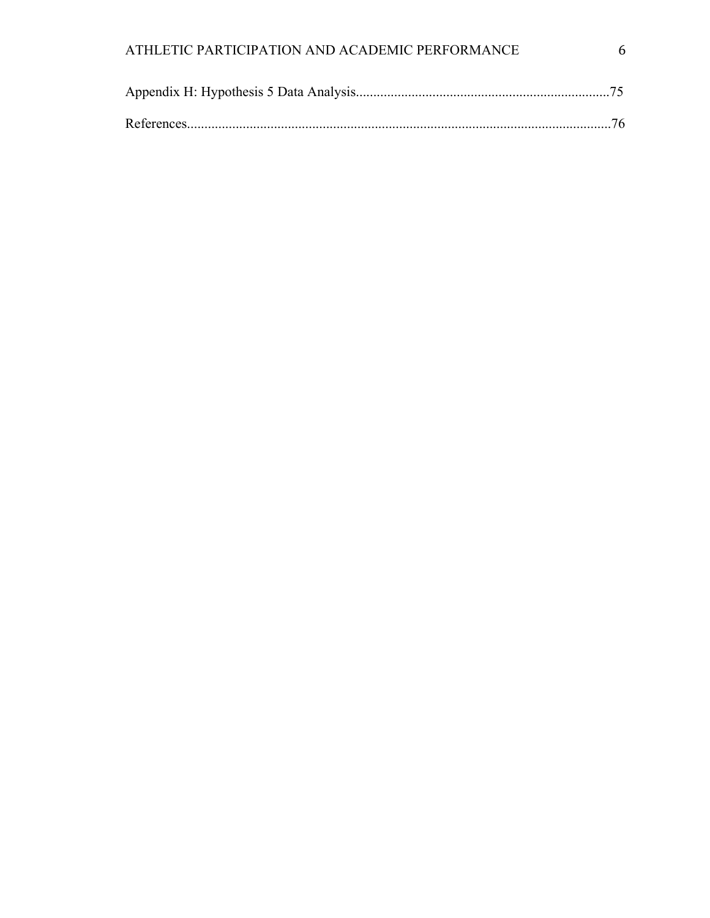Appendix H: Hypothesis 5 Data Analysis........................................................................75

References.........................................................................................................................76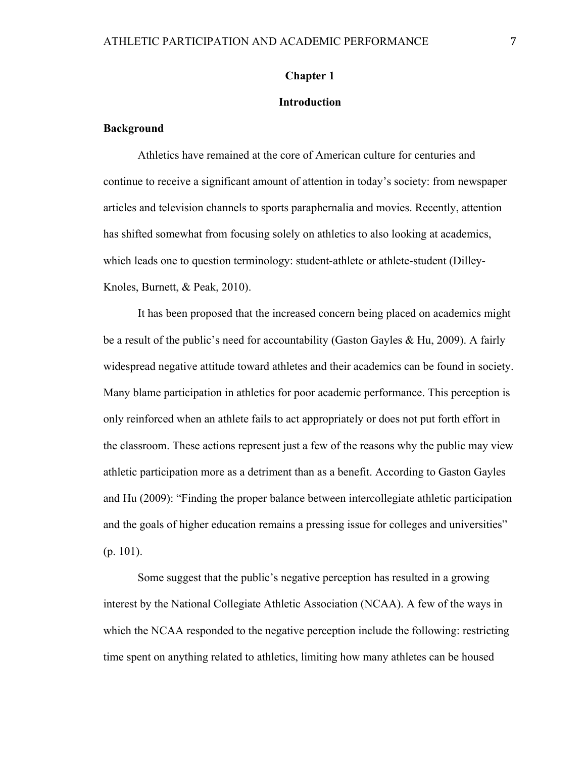# Chapter 1

# Introduction

## Background

Athletics have remained at the core of American culture for centuries and continue to receive a significant amount of attention in today's society: from newspaper articles and television channels to sports paraphernalia and movies. Recently, attention has shifted somewhat from focusing solely on athletics to also looking at academics, which leads one to question terminology: student-athlete or athlete-student (Dilley-Knoles, Burnett, & Peak, 2010).

It has been proposed that the increased concern being placed on academics might be a result of the public's need for accountability (Gaston Gayles & Hu, 2009). A fairly widespread negative attitude toward athletes and their academics can be found in society. Many blame participation in athletics for poor academic performance. This perception is only reinforced when an athlete fails to act appropriately or does not put forth effort in the classroom. These actions represent just a few of the reasons why the public may view athletic participation more as a detriment than as a benefit. According to Gaston Gayles and Hu (2009): "Finding the proper balance between intercollegiate athletic participation and the goals of higher education remains a pressing issue for colleges and universities" (p. 101).

Some suggest that the public's negative perception has resulted in a growing interest by the National Collegiate Athletic Association (NCAA). A few of the ways in which the NCAA responded to the negative perception include the following: restricting time spent on anything related to athletics, limiting how many athletes can be housed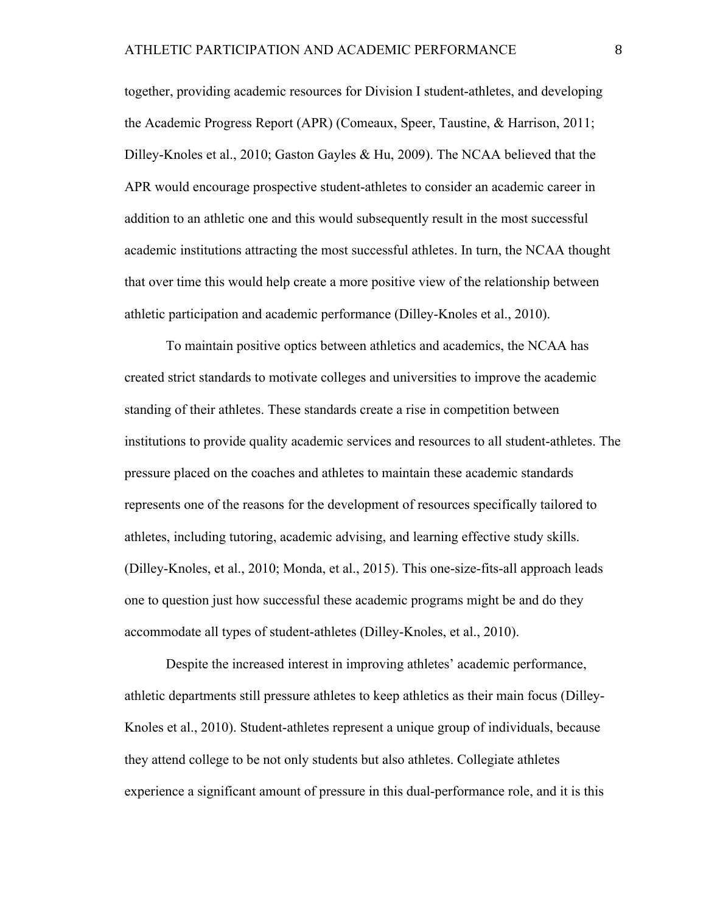together, providing academic resources for Division I student-athletes, and developing the Academic Progress Report (APR) (Comeaux, Speer, Taustine, & Harrison, 2011; Dilley-Knoles et al., 2010; Gaston Gayles & Hu, 2009). The NCAA believed that the APR would encourage prospective student-athletes to consider an academic career in addition to an athletic one and this would subsequently result in the most successful academic institutions attracting the most successful athletes. In turn, the NCAA thought that over time this would help create a more positive view of the relationship between athletic participation and academic performance (Dilley-Knoles et al., 2010).

To maintain positive optics between athletics and academics, the NCAA has created strict standards to motivate colleges and universities to improve the academic standing of their athletes. These standards create a rise in competition between institutions to provide quality academic services and resources to all student-athletes. The pressure placed on the coaches and athletes to maintain these academic standards represents one of the reasons for the development of resources specifically tailored to athletes, including tutoring, academic advising, and learning effective study skills. (Dilley-Knoles, et al., 2010; Monda, et al., 2015). This one-size-fits-all approach leads one to question just how successful these academic programs might be and do they accommodate all types of student-athletes (Dilley-Knoles, et al., 2010).

Despite the increased interest in improving athletes' academic performance, athletic departments still pressure athletes to keep athletics as their main focus (Dilley-Knoles et al., 2010). Student-athletes represent a unique group of individuals, because they attend college to be not only students but also athletes. Collegiate athletes experience a significant amount of pressure in this dual-performance role, and it is this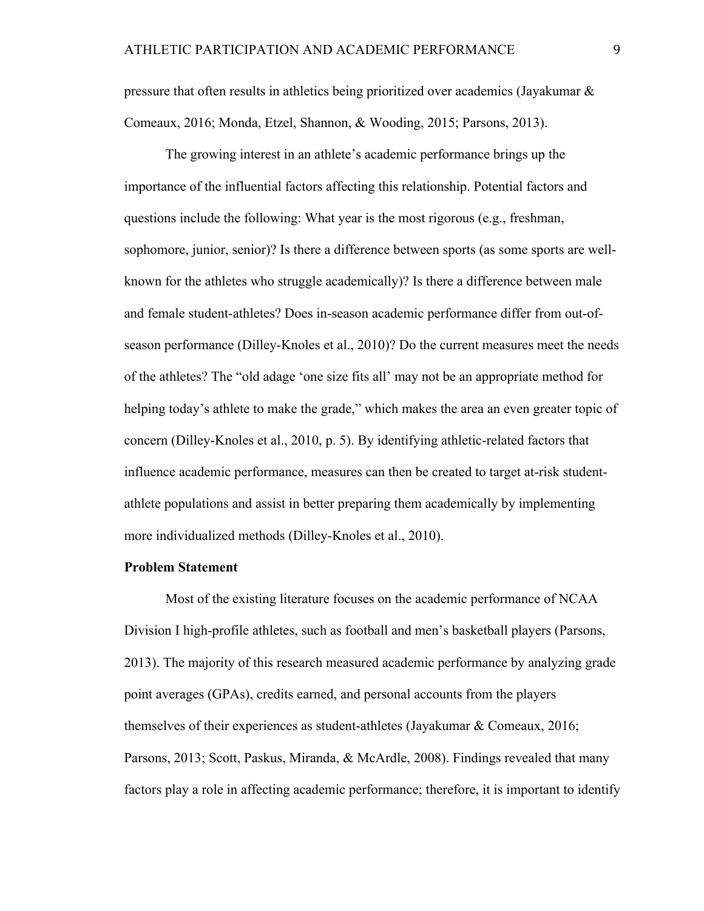pressure that often results in athletics being prioritized over academics (Jayakumar & Comeaux, 2016; Monda, Etzel, Shannon, & Wooding, 2015; Parsons, 2013).

The growing interest in an athlete's academic performance brings up the importance of the influential factors affecting this relationship. Potential factors and questions include the following: What year is the most rigorous (e.g., freshman, sophomore, junior, senior)? Is there a difference between sports (as some sports are well-known for the athletes who struggle academically)? Is there a difference between male and female student-athletes? Does in-season academic performance differ from out-of-season performance (Dilley-Knoles et al., 2010)? Do the current measures meet the needs of the athletes? The "old adage 'one size fits all' may not be an appropriate method for helping today's athlete to make the grade," which makes the area an even greater topic of concern (Dilley-Knoles et al., 2010, p. 5). By identifying athletic-related factors that influence academic performance, measures can then be created to target at-risk student-athlete populations and assist in better preparing them academically by implementing more individualized methods (Dilley-Knoles et al., 2010).

**Problem Statement**

Most of the existing literature focuses on the academic performance of NCAA Division I high-profile athletes, such as football and men's basketball players (Parsons, 2013). The majority of this research measured academic performance by analyzing grade point averages (GPAs), credits earned, and personal accounts from the players themselves of their experiences as student-athletes (Jayakumar & Comeaux, 2016; Parsons, 2013; Scott, Paskus, Miranda, & McArdle, 2008). Findings revealed that many factors play a role in affecting academic performance; therefore, it is important to identify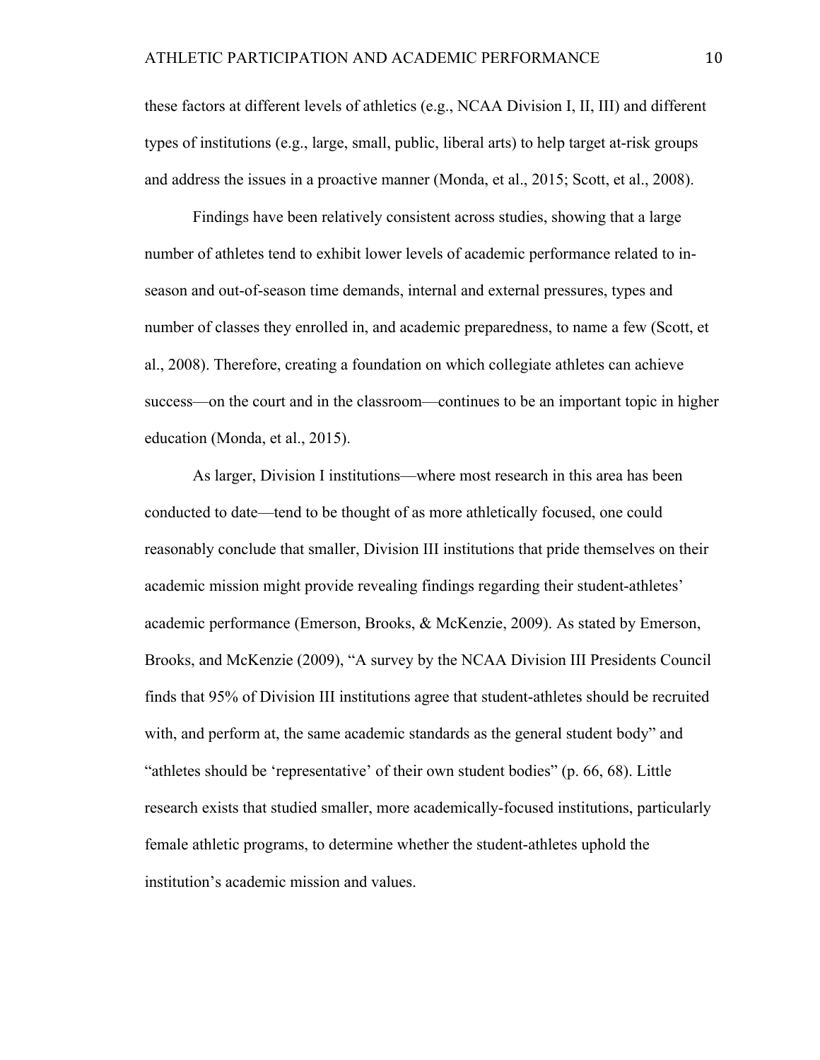these factors at different levels of athletics (e.g., NCAA Division I, II, III) and different types of institutions (e.g., large, small, public, liberal arts) to help target at-risk groups and address the issues in a proactive manner (Monda, et al., 2015; Scott, et al., 2008).

Findings have been relatively consistent across studies, showing that a large number of athletes tend to exhibit lower levels of academic performance related to in-season and out-of-season time demands, internal and external pressures, types and number of classes they enrolled in, and academic preparedness, to name a few (Scott, et al., 2008). Therefore, creating a foundation on which collegiate athletes can achieve success—on the court and in the classroom—continues to be an important topic in higher education (Monda, et al., 2015).

As larger, Division I institutions—where most research in this area has been conducted to date—tend to be thought of as more athletically focused, one could reasonably conclude that smaller, Division III institutions that pride themselves on their academic mission might provide revealing findings regarding their student-athletes' academic performance (Emerson, Brooks, & McKenzie, 2009). As stated by Emerson, Brooks, and McKenzie (2009), "A survey by the NCAA Division III Presidents Council finds that 95% of Division III institutions agree that student-athletes should be recruited with, and perform at, the same academic standards as the general student body" and "athletes should be 'representative' of their own student bodies" (p. 66, 68). Little research exists that studied smaller, more academically-focused institutions, particularly female athletic programs, to determine whether the student-athletes uphold the institution's academic mission and values.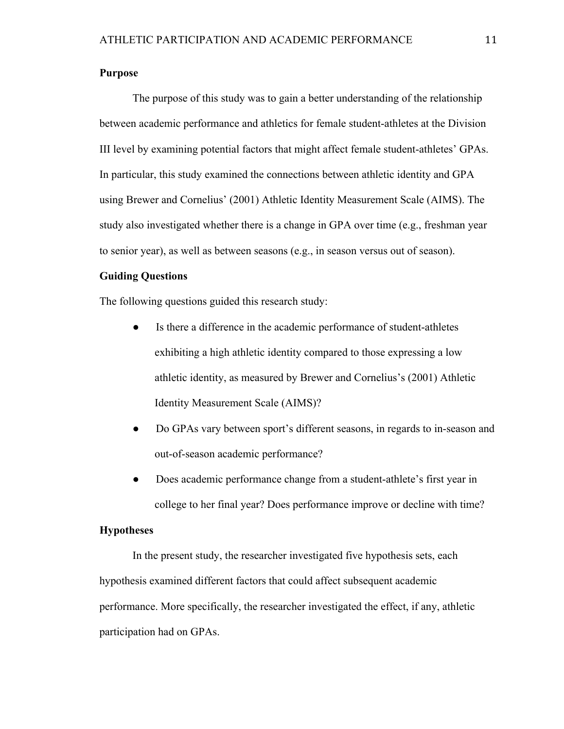## Purpose

The purpose of this study was to gain a better understanding of the relationship between academic performance and athletics for female student-athletes at the Division III level by examining potential factors that might affect female student-athletes' GPAs. In particular, this study examined the connections between athletic identity and GPA using Brewer and Cornelius' (2001) Athletic Identity Measurement Scale (AIMS). The study also investigated whether there is a change in GPA over time (e.g., freshman year to senior year), as well as between seasons (e.g., in season versus out of season).

## Guiding Questions

The following questions guided this research study:

- Is there a difference in the academic performance of student-athletes exhibiting a high athletic identity compared to those expressing a low athletic identity, as measured by Brewer and Cornelius's (2001) Athletic Identity Measurement Scale (AIMS)?
- Do GPAs vary between sport's different seasons, in regards to in-season and out-of-season academic performance?
- Does academic performance change from a student-athlete's first year in college to her final year? Does performance improve or decline with time?

## Hypotheses

In the present study, the researcher investigated five hypothesis sets, each hypothesis examined different factors that could affect subsequent academic performance. More specifically, the researcher investigated the effect, if any, athletic participation had on GPAs.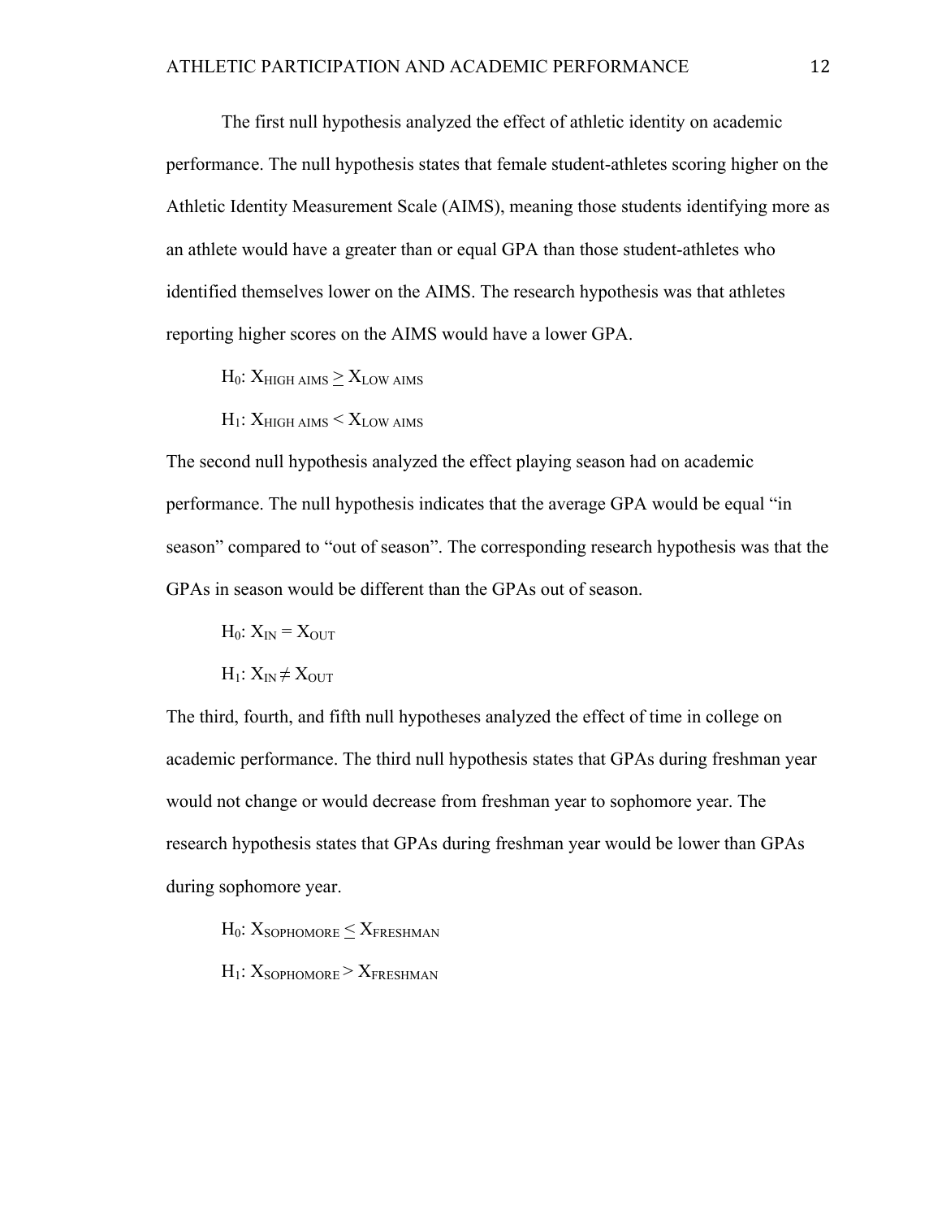The first null hypothesis analyzed the effect of athletic identity on academic performance. The null hypothesis states that female student-athletes scoring higher on the Athletic Identity Measurement Scale (AIMS), meaning those students identifying more as an athlete would have a greater than or equal GPA than those student-athletes who identified themselves lower on the AIMS. The research hypothesis was that athletes reporting higher scores on the AIMS would have a lower GPA.

$H_0$: $X_{\text{HIGH AIMS}} \geq X_{\text{LOW AIMS}}$

$H_1$: $X_{\text{HIGH AIMS}} < X_{\text{LOW AIMS}}$

The second null hypothesis analyzed the effect playing season had on academic performance. The null hypothesis indicates that the average GPA would be equal "in season" compared to "out of season". The corresponding research hypothesis was that the GPAs in season would be different than the GPAs out of season.

$H_0$: $X_{\text{IN}} = X_{\text{OUT}}$

$H_1$: $X_{\text{IN}} \neq X_{\text{OUT}}$

The third, fourth, and fifth null hypotheses analyzed the effect of time in college on academic performance. The third null hypothesis states that GPAs during freshman year would not change or would decrease from freshman year to sophomore year. The research hypothesis states that GPAs during freshman year would be lower than GPAs during sophomore year.

$H_0$: $X_{\text{SOPHOMORE}} \leq X_{\text{FRESHMAN}}$

$H_1$: $X_{\text{SOPHOMORE}} > X_{\text{FRESHMAN}}$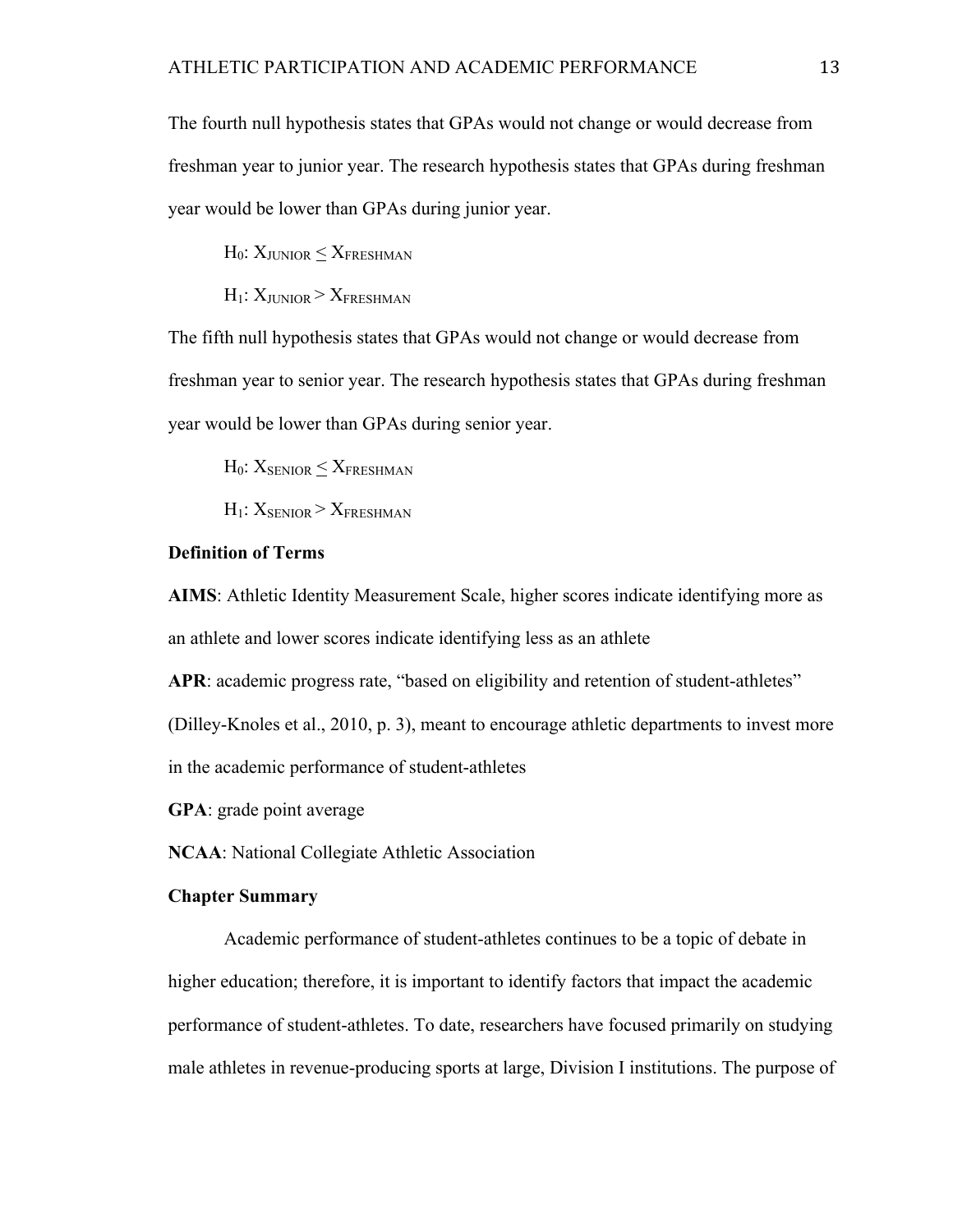The fourth null hypothesis states that GPAs would not change or would decrease from freshman year to junior year. The research hypothesis states that GPAs during freshman year would be lower than GPAs during junior year.

$H_0$: $X_{JUNIOR} \leq X_{FRESHMAN}$

$H_1$: $X_{JUNIOR} > X_{FRESHMAN}$

The fifth null hypothesis states that GPAs would not change or would decrease from freshman year to senior year. The research hypothesis states that GPAs during freshman year would be lower than GPAs during senior year.

$H_0$: $X_{SENIOR} \leq X_{FRESHMAN}$

$H_1$: $X_{SENIOR} > X_{FRESHMAN}$

## Definition of Terms

**AIMS**: Athletic Identity Measurement Scale, higher scores indicate identifying more as an athlete and lower scores indicate identifying less as an athlete

**APR**: academic progress rate, "based on eligibility and retention of student-athletes" (Dilley-Knoles et al., 2010, p. 3), meant to encourage athletic departments to invest more in the academic performance of student-athletes

**GPA**: grade point average

**NCAA**: National Collegiate Athletic Association

## Chapter Summary

Academic performance of student-athletes continues to be a topic of debate in higher education; therefore, it is important to identify factors that impact the academic performance of student-athletes. To date, researchers have focused primarily on studying male athletes in revenue-producing sports at large, Division I institutions. The purpose of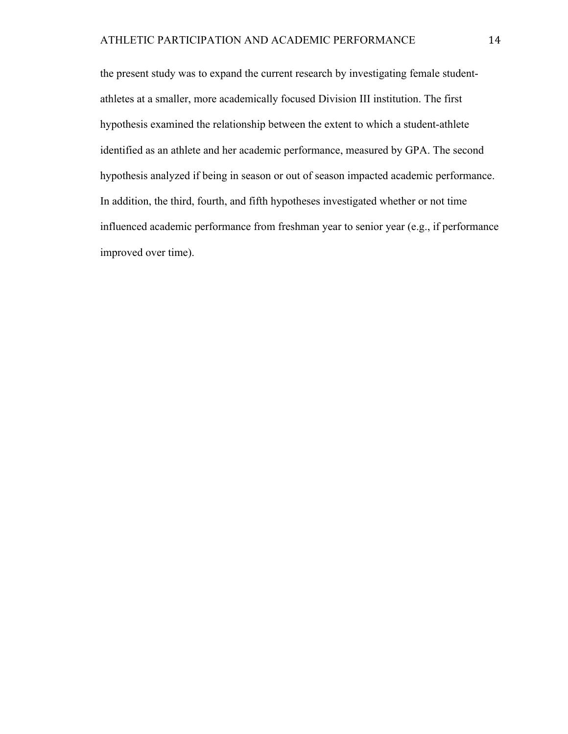the present study was to expand the current research by investigating female student-athletes at a smaller, more academically focused Division III institution. The first hypothesis examined the relationship between the extent to which a student-athlete identified as an athlete and her academic performance, measured by GPA. The second hypothesis analyzed if being in season or out of season impacted academic performance. In addition, the third, fourth, and fifth hypotheses investigated whether or not time influenced academic performance from freshman year to senior year (e.g., if performance improved over time).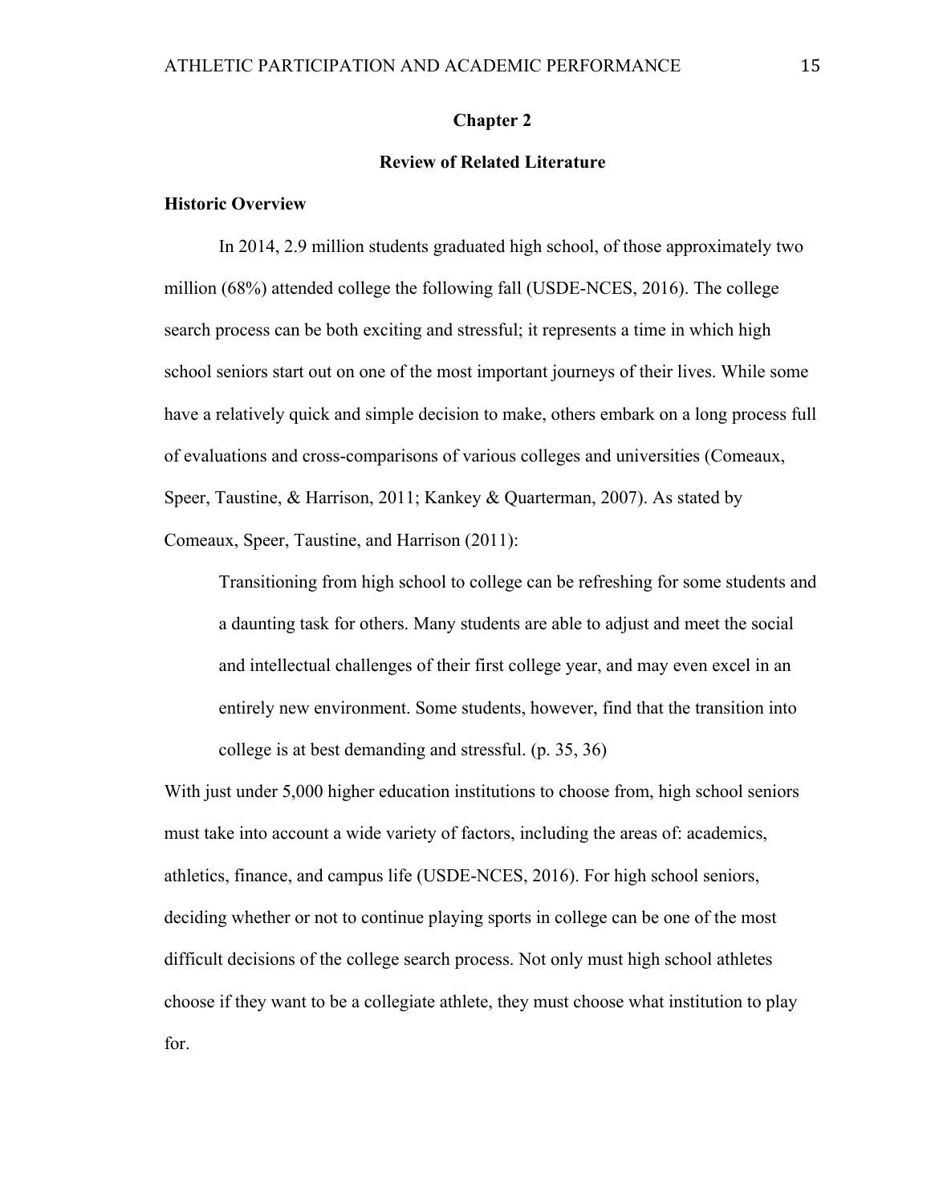# Chapter 2

## Review of Related Literature

### Historic Overview

In 2014, 2.9 million students graduated high school, of those approximately two million (68%) attended college the following fall (USDE-NCES, 2016). The college search process can be both exciting and stressful; it represents a time in which high school seniors start out on one of the most important journeys of their lives. While some have a relatively quick and simple decision to make, others embark on a long process full of evaluations and cross-comparisons of various colleges and universities (Comeaux, Speer, Taustine, & Harrison, 2011; Kankey & Quarterman, 2007). As stated by Comeaux, Speer, Taustine, and Harrison (2011):

> Transitioning from high school to college can be refreshing for some students and a daunting task for others. Many students are able to adjust and meet the social and intellectual challenges of their first college year, and may even excel in an entirely new environment. Some students, however, find that the transition into college is at best demanding and stressful. (p. 35, 36)

With just under 5,000 higher education institutions to choose from, high school seniors must take into account a wide variety of factors, including the areas of: academics, athletics, finance, and campus life (USDE-NCES, 2016). For high school seniors, deciding whether or not to continue playing sports in college can be one of the most difficult decisions of the college search process. Not only must high school athletes choose if they want to be a collegiate athlete, they must choose what institution to play for.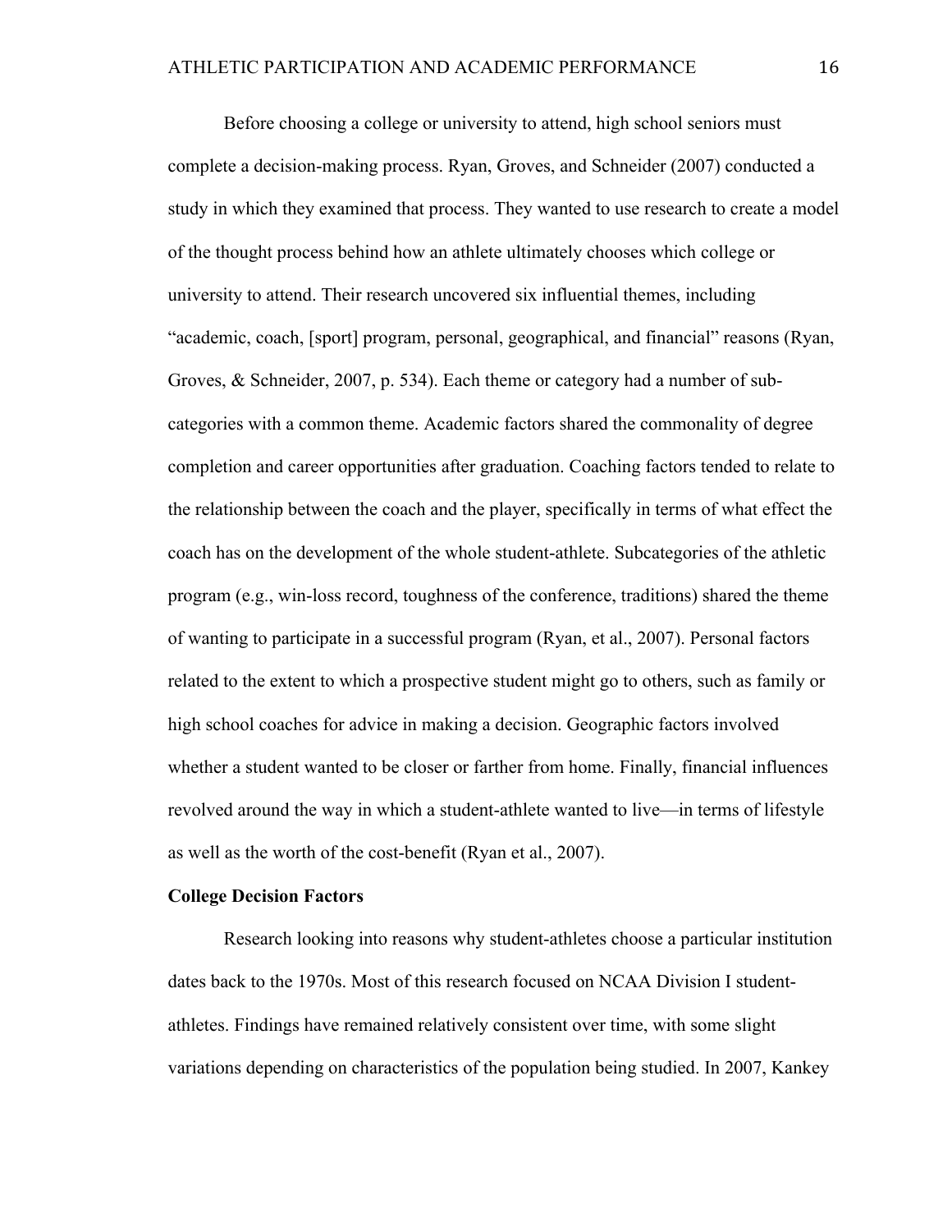Before choosing a college or university to attend, high school seniors must complete a decision-making process. Ryan, Groves, and Schneider (2007) conducted a study in which they examined that process. They wanted to use research to create a model of the thought process behind how an athlete ultimately chooses which college or university to attend. Their research uncovered six influential themes, including "academic, coach, [sport] program, personal, geographical, and financial" reasons (Ryan, Groves, & Schneider, 2007, p. 534). Each theme or category had a number of sub-categories with a common theme. Academic factors shared the commonality of degree completion and career opportunities after graduation. Coaching factors tended to relate to the relationship between the coach and the player, specifically in terms of what effect the coach has on the development of the whole student-athlete. Subcategories of the athletic program (e.g., win-loss record, toughness of the conference, traditions) shared the theme of wanting to participate in a successful program (Ryan, et al., 2007). Personal factors related to the extent to which a prospective student might go to others, such as family or high school coaches for advice in making a decision. Geographic factors involved whether a student wanted to be closer or farther from home. Finally, financial influences revolved around the way in which a student-athlete wanted to live—in terms of lifestyle as well as the worth of the cost-benefit (Ryan et al., 2007).

**College Decision Factors**

Research looking into reasons why student-athletes choose a particular institution dates back to the 1970s. Most of this research focused on NCAA Division I student-athletes. Findings have remained relatively consistent over time, with some slight variations depending on characteristics of the population being studied. In 2007, Kankey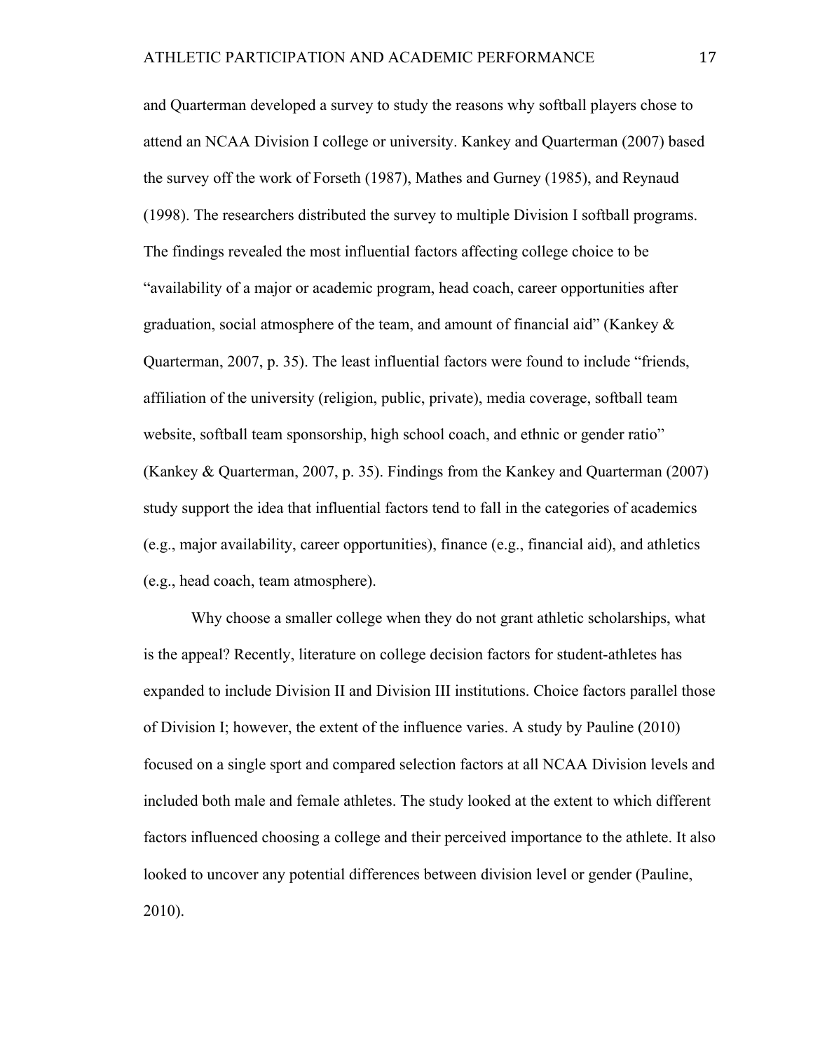and Quarterman developed a survey to study the reasons why softball players chose to attend an NCAA Division I college or university. Kankey and Quarterman (2007) based the survey off the work of Forseth (1987), Mathes and Gurney (1985), and Reynaud (1998). The researchers distributed the survey to multiple Division I softball programs. The findings revealed the most influential factors affecting college choice to be "availability of a major or academic program, head coach, career opportunities after graduation, social atmosphere of the team, and amount of financial aid" (Kankey & Quarterman, 2007, p. 35). The least influential factors were found to include "friends, affiliation of the university (religion, public, private), media coverage, softball team website, softball team sponsorship, high school coach, and ethnic or gender ratio" (Kankey & Quarterman, 2007, p. 35). Findings from the Kankey and Quarterman (2007) study support the idea that influential factors tend to fall in the categories of academics (e.g., major availability, career opportunities), finance (e.g., financial aid), and athletics (e.g., head coach, team atmosphere).

Why choose a smaller college when they do not grant athletic scholarships, what is the appeal? Recently, literature on college decision factors for student-athletes has expanded to include Division II and Division III institutions. Choice factors parallel those of Division I; however, the extent of the influence varies. A study by Pauline (2010) focused on a single sport and compared selection factors at all NCAA Division levels and included both male and female athletes. The study looked at the extent to which different factors influenced choosing a college and their perceived importance to the athlete. It also looked to uncover any potential differences between division level or gender (Pauline, 2010).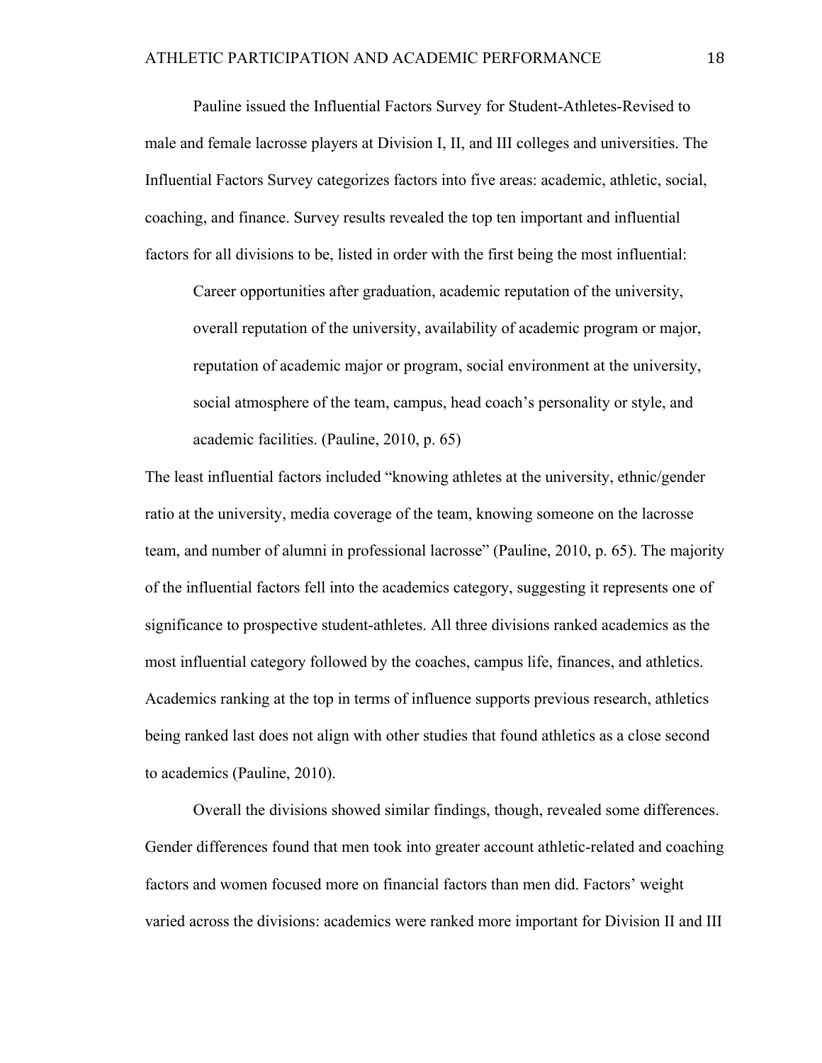Pauline issued the Influential Factors Survey for Student-Athletes-Revised to male and female lacrosse players at Division I, II, and III colleges and universities. The Influential Factors Survey categorizes factors into five areas: academic, athletic, social, coaching, and finance. Survey results revealed the top ten important and influential factors for all divisions to be, listed in order with the first being the most influential:

> Career opportunities after graduation, academic reputation of the university, overall reputation of the university, availability of academic program or major, reputation of academic major or program, social environment at the university, social atmosphere of the team, campus, head coach's personality or style, and academic facilities. (Pauline, 2010, p. 65)

The least influential factors included "knowing athletes at the university, ethnic/gender ratio at the university, media coverage of the team, knowing someone on the lacrosse team, and number of alumni in professional lacrosse" (Pauline, 2010, p. 65). The majority of the influential factors fell into the academics category, suggesting it represents one of significance to prospective student-athletes. All three divisions ranked academics as the most influential category followed by the coaches, campus life, finances, and athletics. Academics ranking at the top in terms of influence supports previous research, athletics being ranked last does not align with other studies that found athletics as a close second to academics (Pauline, 2010).

Overall the divisions showed similar findings, though, revealed some differences. Gender differences found that men took into greater account athletic-related and coaching factors and women focused more on financial factors than men did. Factors' weight varied across the divisions: academics were ranked more important for Division II and III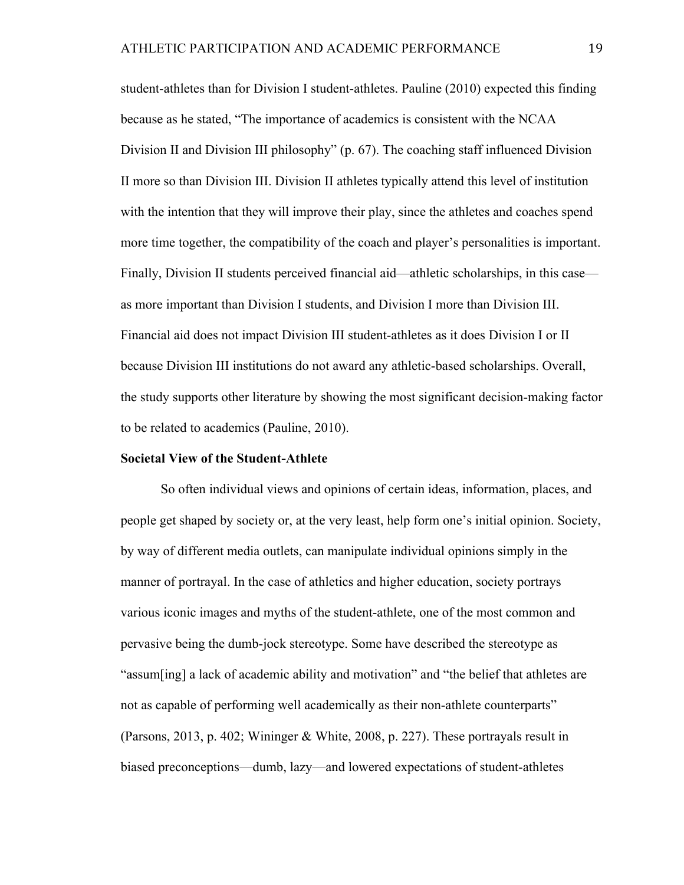student-athletes than for Division I student-athletes. Pauline (2010) expected this finding because as he stated, “The importance of academics is consistent with the NCAA Division II and Division III philosophy” (p. 67). The coaching staff influenced Division II more so than Division III. Division II athletes typically attend this level of institution with the intention that they will improve their play, since the athletes and coaches spend more time together, the compatibility of the coach and player’s personalities is important. Finally, Division II students perceived financial aid—athletic scholarships, in this case—as more important than Division I students, and Division I more than Division III. Financial aid does not impact Division III student-athletes as it does Division I or II because Division III institutions do not award any athletic-based scholarships. Overall, the study supports other literature by showing the most significant decision-making factor to be related to academics (Pauline, 2010).

**Societal View of the Student-Athlete**

So often individual views and opinions of certain ideas, information, places, and people get shaped by society or, at the very least, help form one’s initial opinion. Society, by way of different media outlets, can manipulate individual opinions simply in the manner of portrayal. In the case of athletics and higher education, society portrays various iconic images and myths of the student-athlete, one of the most common and pervasive being the dumb-jock stereotype. Some have described the stereotype as “assum[ing] a lack of academic ability and motivation” and “the belief that athletes are not as capable of performing well academically as their non-athlete counterparts” (Parsons, 2013, p. 402; Wininger & White, 2008, p. 227). These portrayals result in biased preconceptions—dumb, lazy—and lowered expectations of student-athletes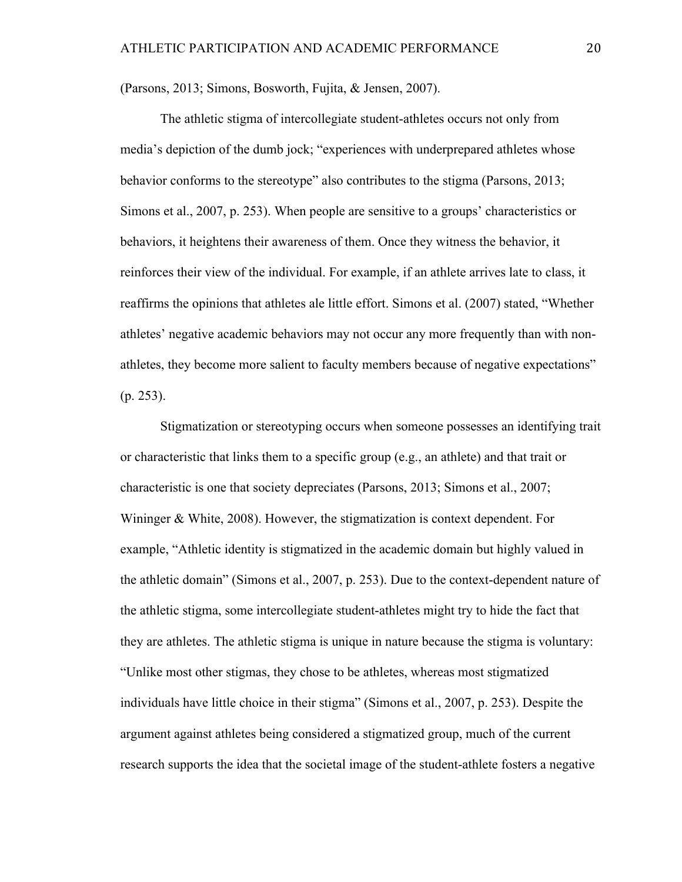(Parsons, 2013; Simons, Bosworth, Fujita, & Jensen, 2007).

The athletic stigma of intercollegiate student-athletes occurs not only from media's depiction of the dumb jock; "experiences with underprepared athletes whose behavior conforms to the stereotype" also contributes to the stigma (Parsons, 2013; Simons et al., 2007, p. 253). When people are sensitive to a groups' characteristics or behaviors, it heightens their awareness of them. Once they witness the behavior, it reinforces their view of the individual. For example, if an athlete arrives late to class, it reaffirms the opinions that athletes ale little effort. Simons et al. (2007) stated, "Whether athletes' negative academic behaviors may not occur any more frequently than with non-athletes, they become more salient to faculty members because of negative expectations" (p. 253).

Stigmatization or stereotyping occurs when someone possesses an identifying trait or characteristic that links them to a specific group (e.g., an athlete) and that trait or characteristic is one that society depreciates (Parsons, 2013; Simons et al., 2007; Wininger & White, 2008). However, the stigmatization is context dependent. For example, "Athletic identity is stigmatized in the academic domain but highly valued in the athletic domain" (Simons et al., 2007, p. 253). Due to the context-dependent nature of the athletic stigma, some intercollegiate student-athletes might try to hide the fact that they are athletes. The athletic stigma is unique in nature because the stigma is voluntary: "Unlike most other stigmas, they chose to be athletes, whereas most stigmatized individuals have little choice in their stigma" (Simons et al., 2007, p. 253). Despite the argument against athletes being considered a stigmatized group, much of the current research supports the idea that the societal image of the student-athlete fosters a negative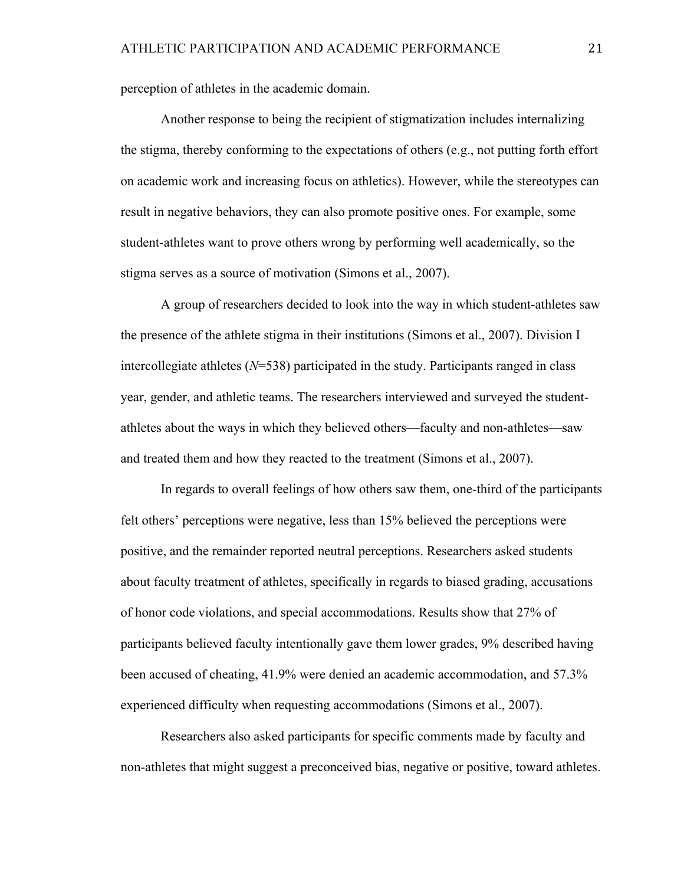perception of athletes in the academic domain.

Another response to being the recipient of stigmatization includes internalizing the stigma, thereby conforming to the expectations of others (e.g., not putting forth effort on academic work and increasing focus on athletics). However, while the stereotypes can result in negative behaviors, they can also promote positive ones. For example, some student-athletes want to prove others wrong by performing well academically, so the stigma serves as a source of motivation (Simons et al., 2007).

A group of researchers decided to look into the way in which student-athletes saw the presence of the athlete stigma in their institutions (Simons et al., 2007). Division I intercollegiate athletes (*N*=538) participated in the study. Participants ranged in class year, gender, and athletic teams. The researchers interviewed and surveyed the student-athletes about the ways in which they believed others—faculty and non-athletes—saw and treated them and how they reacted to the treatment (Simons et al., 2007).

In regards to overall feelings of how others saw them, one-third of the participants felt others' perceptions were negative, less than 15% believed the perceptions were positive, and the remainder reported neutral perceptions. Researchers asked students about faculty treatment of athletes, specifically in regards to biased grading, accusations of honor code violations, and special accommodations. Results show that 27% of participants believed faculty intentionally gave them lower grades, 9% described having been accused of cheating, 41.9% were denied an academic accommodation, and 57.3% experienced difficulty when requesting accommodations (Simons et al., 2007).

Researchers also asked participants for specific comments made by faculty and non-athletes that might suggest a preconceived bias, negative or positive, toward athletes.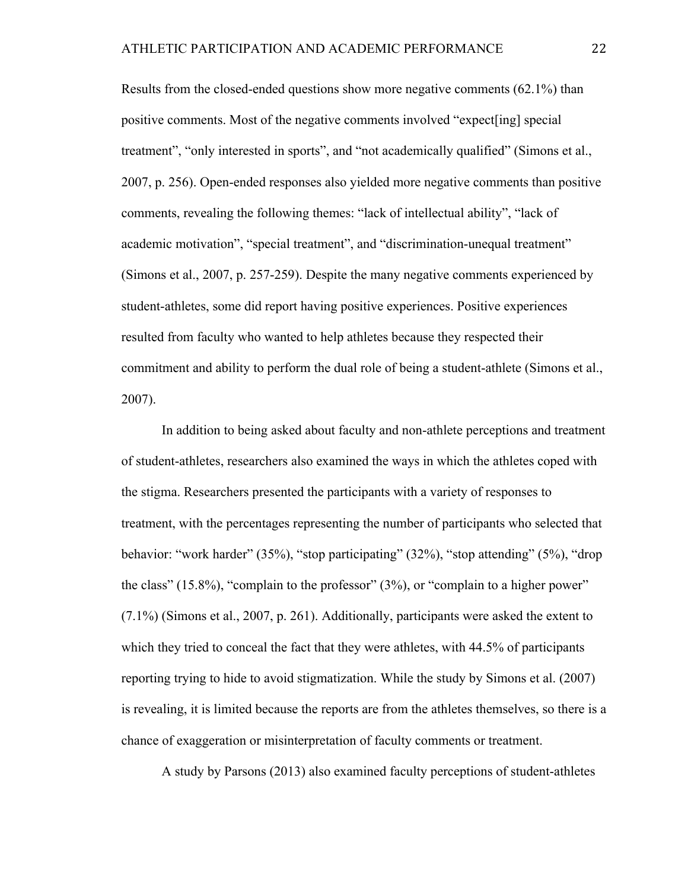Results from the closed-ended questions show more negative comments (62.1%) than positive comments. Most of the negative comments involved “expect[ing] special treatment”, “only interested in sports”, and “not academically qualified” (Simons et al., 2007, p. 256). Open-ended responses also yielded more negative comments than positive comments, revealing the following themes: “lack of intellectual ability”, “lack of academic motivation”, “special treatment”, and “discrimination-unequal treatment” (Simons et al., 2007, p. 257-259). Despite the many negative comments experienced by student-athletes, some did report having positive experiences. Positive experiences resulted from faculty who wanted to help athletes because they respected their commitment and ability to perform the dual role of being a student-athlete (Simons et al., 2007).

In addition to being asked about faculty and non-athlete perceptions and treatment of student-athletes, researchers also examined the ways in which the athletes coped with the stigma. Researchers presented the participants with a variety of responses to treatment, with the percentages representing the number of participants who selected that behavior: “work harder” (35%), “stop participating” (32%), “stop attending” (5%), “drop the class” (15.8%), “complain to the professor” (3%), or “complain to a higher power” (7.1%) (Simons et al., 2007, p. 261). Additionally, participants were asked the extent to which they tried to conceal the fact that they were athletes, with 44.5% of participants reporting trying to hide to avoid stigmatization. While the study by Simons et al. (2007) is revealing, it is limited because the reports are from the athletes themselves, so there is a chance of exaggeration or misinterpretation of faculty comments or treatment.

A study by Parsons (2013) also examined faculty perceptions of student-athletes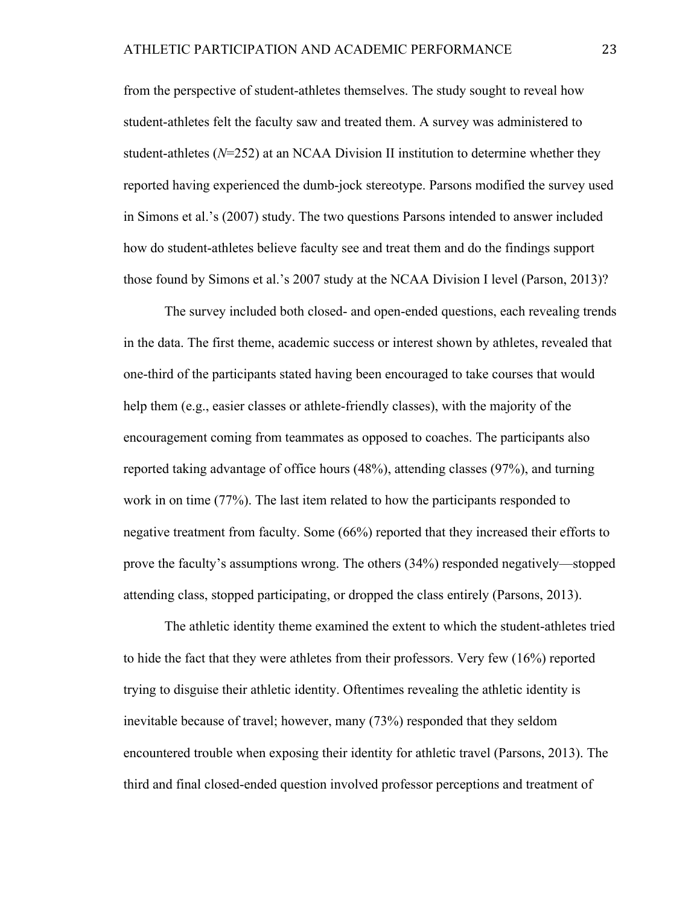from the perspective of student-athletes themselves. The study sought to reveal how student-athletes felt the faculty saw and treated them. A survey was administered to student-athletes ($N$=252) at an NCAA Division II institution to determine whether they reported having experienced the dumb-jock stereotype. Parsons modified the survey used in Simons et al.'s (2007) study. The two questions Parsons intended to answer included how do student-athletes believe faculty see and treat them and do the findings support those found by Simons et al.'s 2007 study at the NCAA Division I level (Parson, 2013)?

The survey included both closed- and open-ended questions, each revealing trends in the data. The first theme, academic success or interest shown by athletes, revealed that one-third of the participants stated having been encouraged to take courses that would help them (e.g., easier classes or athlete-friendly classes), with the majority of the encouragement coming from teammates as opposed to coaches. The participants also reported taking advantage of office hours (48%), attending classes (97%), and turning work in on time (77%). The last item related to how the participants responded to negative treatment from faculty. Some (66%) reported that they increased their efforts to prove the faculty's assumptions wrong. The others (34%) responded negatively—stopped attending class, stopped participating, or dropped the class entirely (Parsons, 2013).

The athletic identity theme examined the extent to which the student-athletes tried to hide the fact that they were athletes from their professors. Very few (16%) reported trying to disguise their athletic identity. Oftentimes revealing the athletic identity is inevitable because of travel; however, many (73%) responded that they seldom encountered trouble when exposing their identity for athletic travel (Parsons, 2013). The third and final closed-ended question involved professor perceptions and treatment of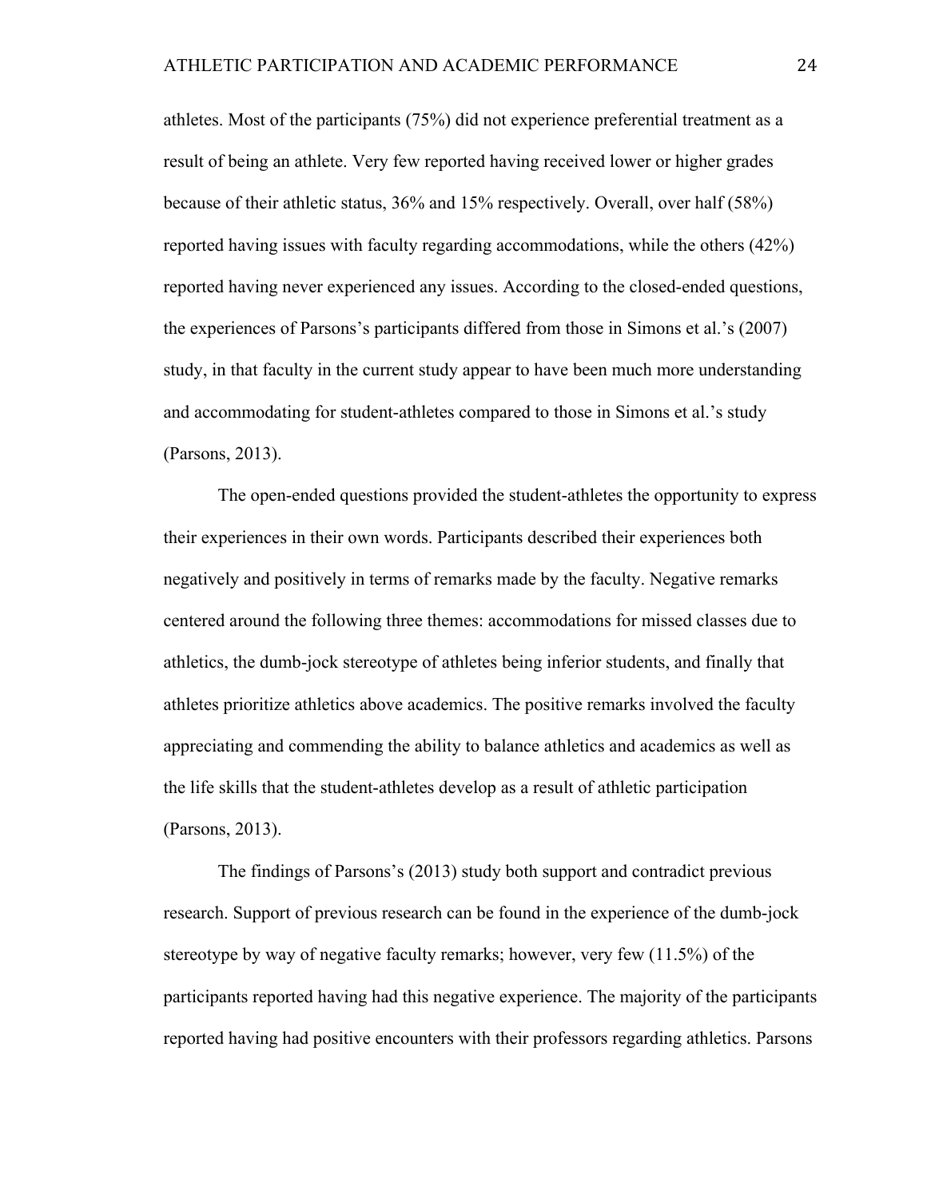athletes. Most of the participants (75%) did not experience preferential treatment as a result of being an athlete. Very few reported having received lower or higher grades because of their athletic status, 36% and 15% respectively. Overall, over half (58%) reported having issues with faculty regarding accommodations, while the others (42%) reported having never experienced any issues. According to the closed-ended questions, the experiences of Parsons's participants differed from those in Simons et al.'s (2007) study, in that faculty in the current study appear to have been much more understanding and accommodating for student-athletes compared to those in Simons et al.'s study (Parsons, 2013).

The open-ended questions provided the student-athletes the opportunity to express their experiences in their own words. Participants described their experiences both negatively and positively in terms of remarks made by the faculty. Negative remarks centered around the following three themes: accommodations for missed classes due to athletics, the dumb-jock stereotype of athletes being inferior students, and finally that athletes prioritize athletics above academics. The positive remarks involved the faculty appreciating and commending the ability to balance athletics and academics as well as the life skills that the student-athletes develop as a result of athletic participation (Parsons, 2013).

The findings of Parsons's (2013) study both support and contradict previous research. Support of previous research can be found in the experience of the dumb-jock stereotype by way of negative faculty remarks; however, very few (11.5%) of the participants reported having had this negative experience. The majority of the participants reported having had positive encounters with their professors regarding athletics. Parsons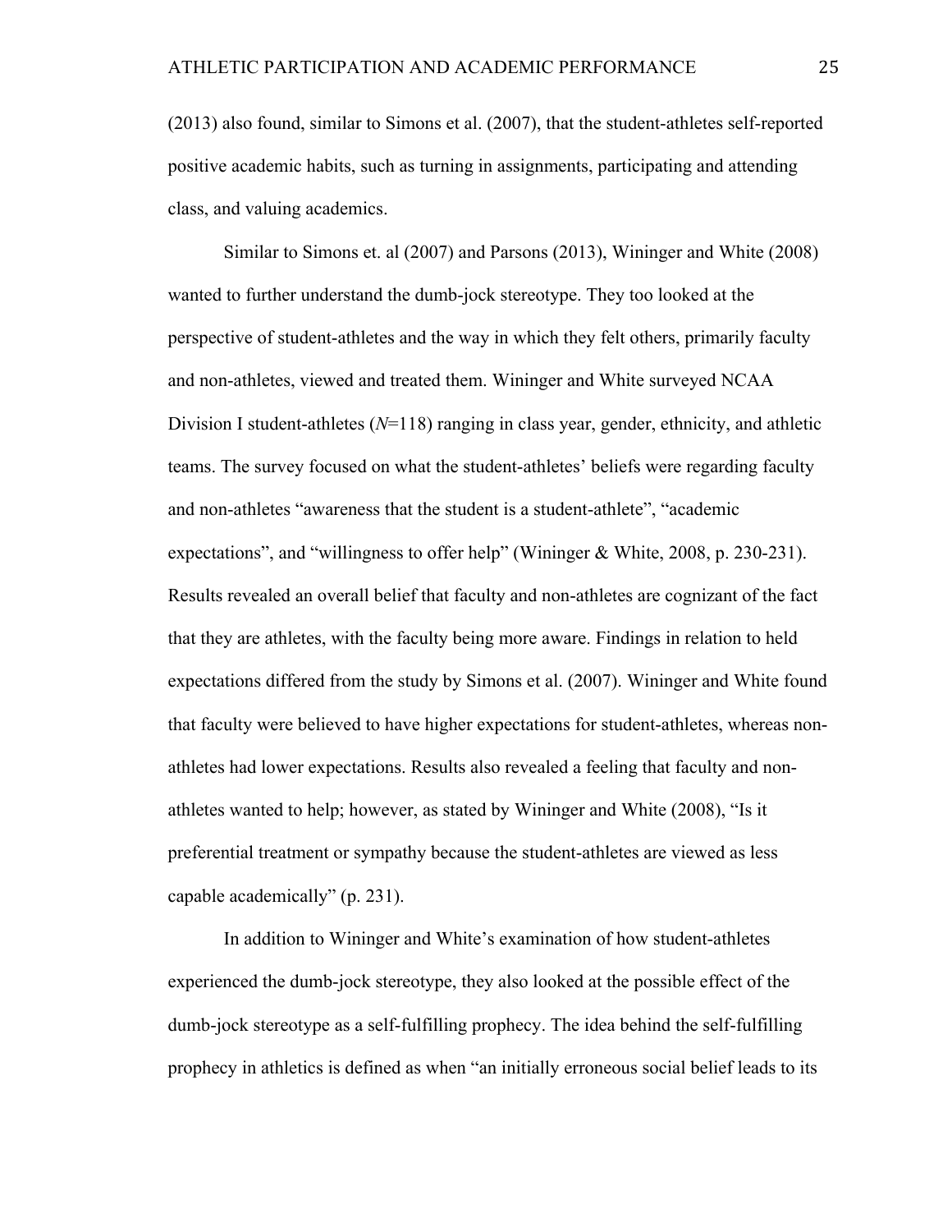(2013) also found, similar to Simons et al. (2007), that the student-athletes self-reported positive academic habits, such as turning in assignments, participating and attending class, and valuing academics.

Similar to Simons et. al (2007) and Parsons (2013), Wininger and White (2008) wanted to further understand the dumb-jock stereotype. They too looked at the perspective of student-athletes and the way in which they felt others, primarily faculty and non-athletes, viewed and treated them. Wininger and White surveyed NCAA Division I student-athletes (*N*=118) ranging in class year, gender, ethnicity, and athletic teams. The survey focused on what the student-athletes' beliefs were regarding faculty and non-athletes "awareness that the student is a student-athlete", "academic expectations", and "willingness to offer help" (Wininger & White, 2008, p. 230-231). Results revealed an overall belief that faculty and non-athletes are cognizant of the fact that they are athletes, with the faculty being more aware. Findings in relation to held expectations differed from the study by Simons et al. (2007). Wininger and White found that faculty were believed to have higher expectations for student-athletes, whereas non-athletes had lower expectations. Results also revealed a feeling that faculty and non-athletes wanted to help; however, as stated by Wininger and White (2008), "Is it preferential treatment or sympathy because the student-athletes are viewed as less capable academically" (p. 231).

In addition to Wininger and White's examination of how student-athletes experienced the dumb-jock stereotype, they also looked at the possible effect of the dumb-jock stereotype as a self-fulfilling prophecy. The idea behind the self-fulfilling prophecy in athletics is defined as when "an initially erroneous social belief leads to its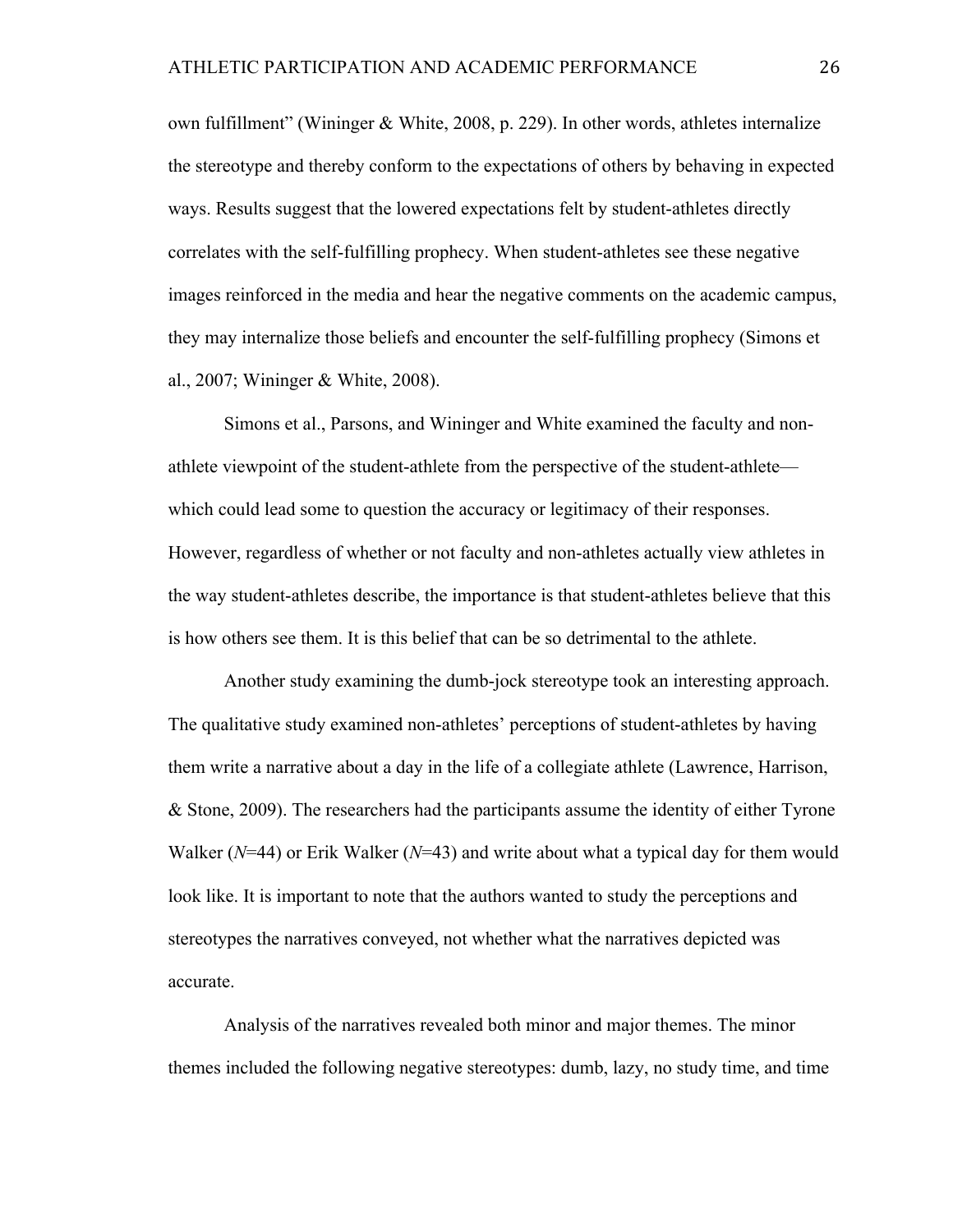own fulfillment" (Wininger & White, 2008, p. 229). In other words, athletes internalize the stereotype and thereby conform to the expectations of others by behaving in expected ways. Results suggest that the lowered expectations felt by student-athletes directly correlates with the self-fulfilling prophecy. When student-athletes see these negative images reinforced in the media and hear the negative comments on the academic campus, they may internalize those beliefs and encounter the self-fulfilling prophecy (Simons et al., 2007; Wininger & White, 2008).

Simons et al., Parsons, and Wininger and White examined the faculty and non-athlete viewpoint of the student-athlete from the perspective of the student-athlete—which could lead some to question the accuracy or legitimacy of their responses. However, regardless of whether or not faculty and non-athletes actually view athletes in the way student-athletes describe, the importance is that student-athletes believe that this is how others see them. It is this belief that can be so detrimental to the athlete.

Another study examining the dumb-jock stereotype took an interesting approach. The qualitative study examined non-athletes' perceptions of student-athletes by having them write a narrative about a day in the life of a collegiate athlete (Lawrence, Harrison, & Stone, 2009). The researchers had the participants assume the identity of either Tyrone Walker ($N$=44) or Erik Walker ($N$=43) and write about what a typical day for them would look like. It is important to note that the authors wanted to study the perceptions and stereotypes the narratives conveyed, not whether what the narratives depicted was accurate.

Analysis of the narratives revealed both minor and major themes. The minor themes included the following negative stereotypes: dumb, lazy, no study time, and time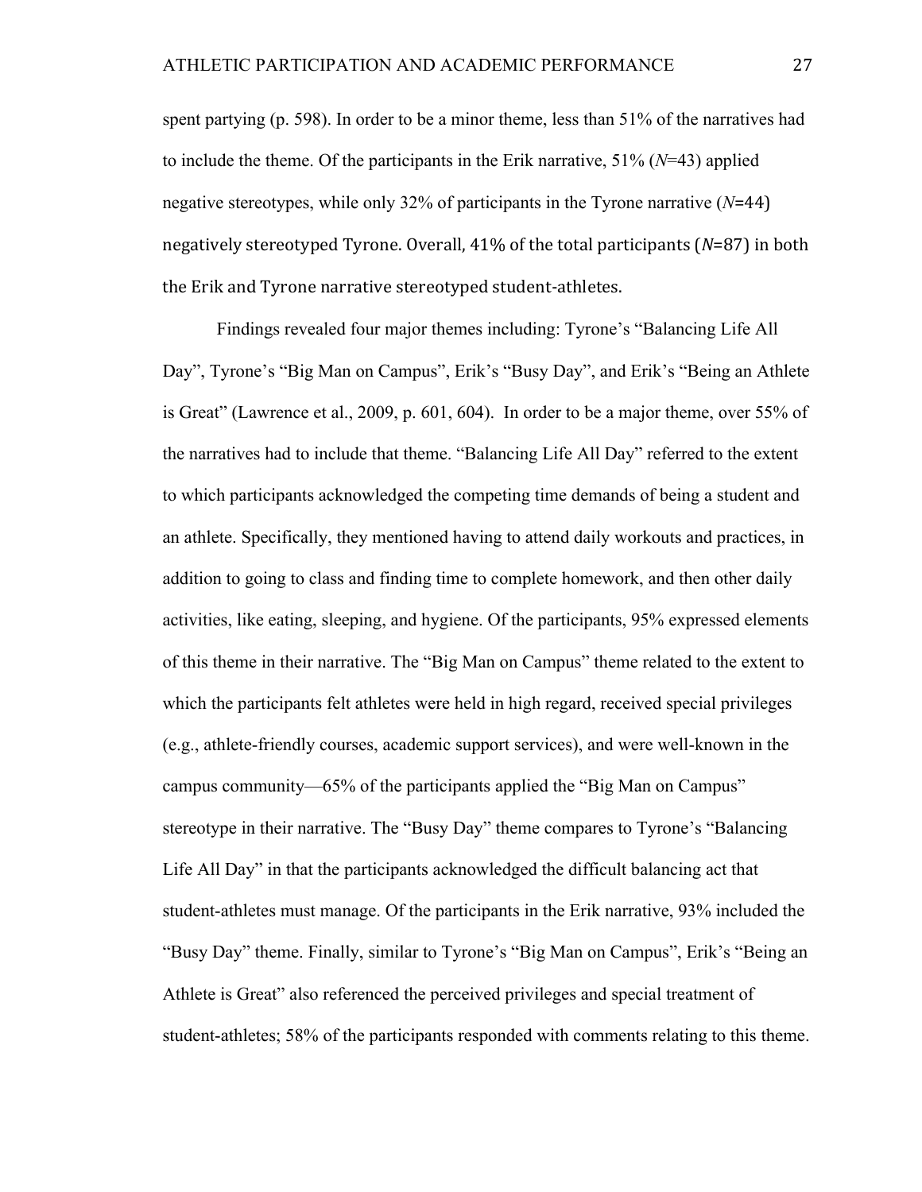spent partying (p. 598). In order to be a minor theme, less than 51% of the narratives had to include the theme. Of the participants in the Erik narrative, 51% (*N*=43) applied negative stereotypes, while only 32% of participants in the Tyrone narrative (*N*=44) negatively stereotyped Tyrone. Overall, 41% of the total participants (*N*=87) in both the Erik and Tyrone narrative stereotyped student-athletes.

Findings revealed four major themes including: Tyrone's "Balancing Life All Day", Tyrone's "Big Man on Campus", Erik's "Busy Day", and Erik's "Being an Athlete is Great" (Lawrence et al., 2009, p. 601, 604). In order to be a major theme, over 55% of the narratives had to include that theme. "Balancing Life All Day" referred to the extent to which participants acknowledged the competing time demands of being a student and an athlete. Specifically, they mentioned having to attend daily workouts and practices, in addition to going to class and finding time to complete homework, and then other daily activities, like eating, sleeping, and hygiene. Of the participants, 95% expressed elements of this theme in their narrative. The "Big Man on Campus" theme related to the extent to which the participants felt athletes were held in high regard, received special privileges (e.g., athlete-friendly courses, academic support services), and were well-known in the campus community—65% of the participants applied the "Big Man on Campus" stereotype in their narrative. The "Busy Day" theme compares to Tyrone's "Balancing Life All Day" in that the participants acknowledged the difficult balancing act that student-athletes must manage. Of the participants in the Erik narrative, 93% included the "Busy Day" theme. Finally, similar to Tyrone's "Big Man on Campus", Erik's "Being an Athlete is Great" also referenced the perceived privileges and special treatment of student-athletes; 58% of the participants responded with comments relating to this theme.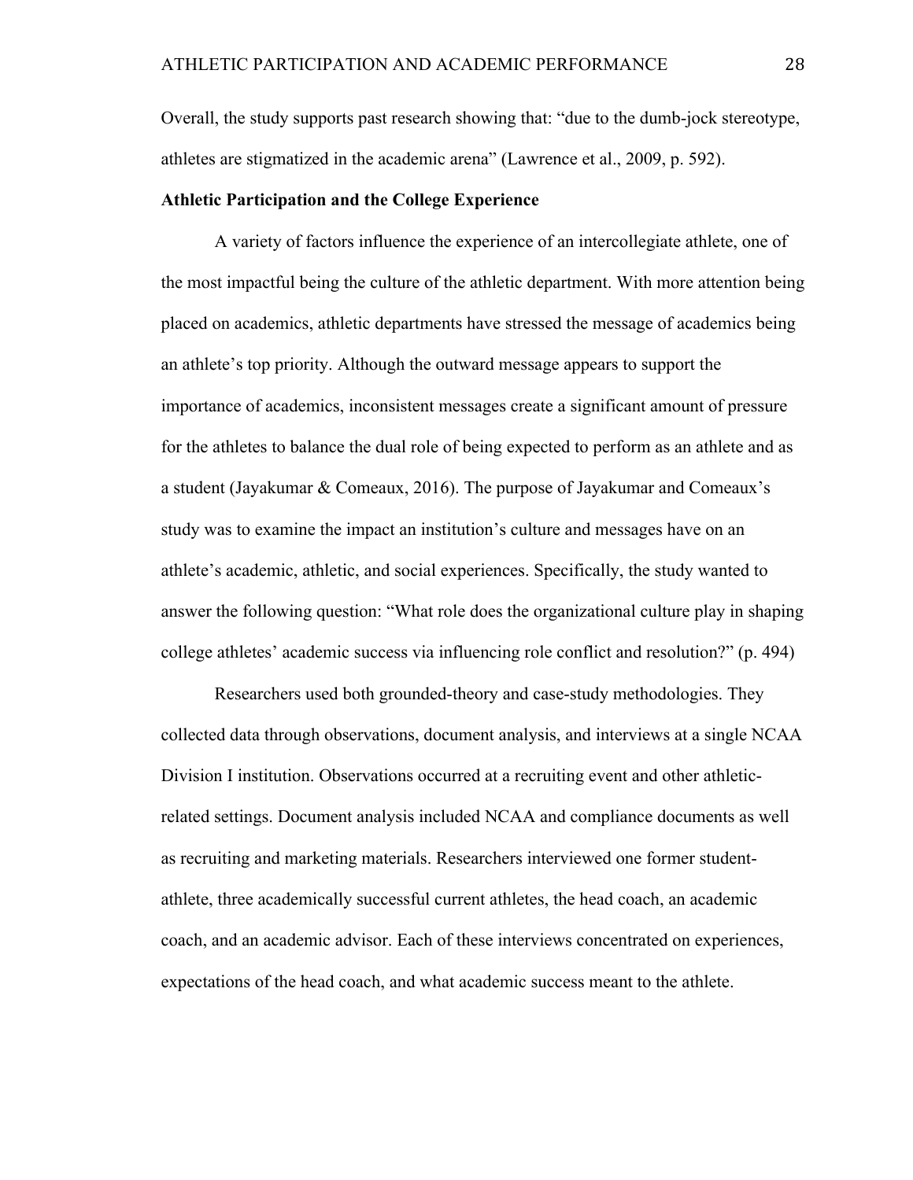Overall, the study supports past research showing that: “due to the dumb-jock stereotype, athletes are stigmatized in the academic arena” (Lawrence et al., 2009, p. 592).

**Athletic Participation and the College Experience**

A variety of factors influence the experience of an intercollegiate athlete, one of the most impactful being the culture of the athletic department. With more attention being placed on academics, athletic departments have stressed the message of academics being an athlete’s top priority. Although the outward message appears to support the importance of academics, inconsistent messages create a significant amount of pressure for the athletes to balance the dual role of being expected to perform as an athlete and as a student (Jayakumar & Comeaux, 2016). The purpose of Jayakumar and Comeaux’s study was to examine the impact an institution’s culture and messages have on an athlete’s academic, athletic, and social experiences. Specifically, the study wanted to answer the following question: “What role does the organizational culture play in shaping college athletes’ academic success via influencing role conflict and resolution?” (p. 494)

Researchers used both grounded-theory and case-study methodologies. They collected data through observations, document analysis, and interviews at a single NCAA Division I institution. Observations occurred at a recruiting event and other athletic-related settings. Document analysis included NCAA and compliance documents as well as recruiting and marketing materials. Researchers interviewed one former student-athlete, three academically successful current athletes, the head coach, an academic coach, and an academic advisor. Each of these interviews concentrated on experiences, expectations of the head coach, and what academic success meant to the athlete.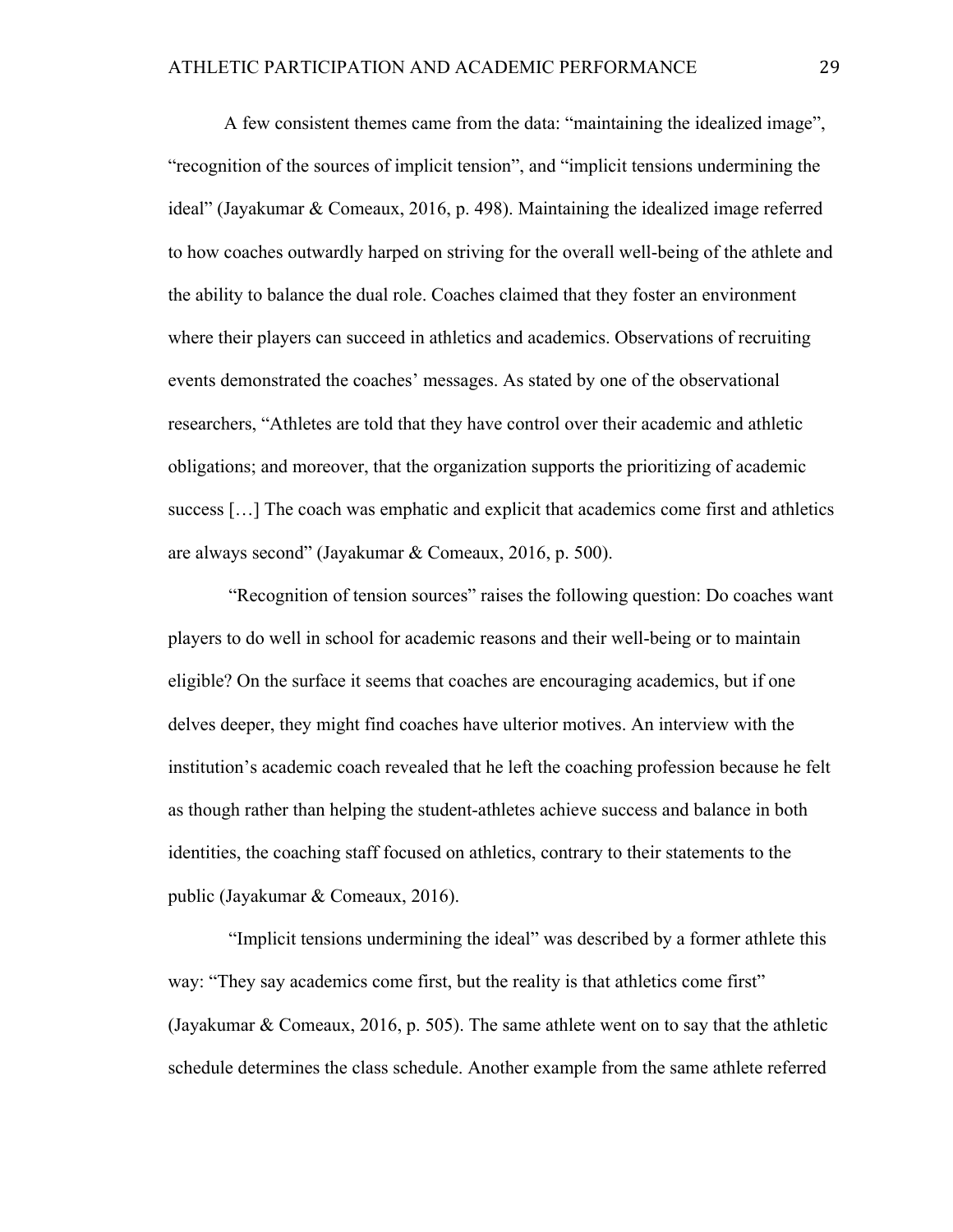A few consistent themes came from the data: “maintaining the idealized image”, “recognition of the sources of implicit tension”, and “implicit tensions undermining the ideal” (Jayakumar & Comeaux, 2016, p. 498). Maintaining the idealized image referred to how coaches outwardly harped on striving for the overall well-being of the athlete and the ability to balance the dual role. Coaches claimed that they foster an environment where their players can succeed in athletics and academics. Observations of recruiting events demonstrated the coaches’ messages. As stated by one of the observational researchers, “Athletes are told that they have control over their academic and athletic obligations; and moreover, that the organization supports the prioritizing of academic success […] The coach was emphatic and explicit that academics come first and athletics are always second” (Jayakumar & Comeaux, 2016, p. 500).

“Recognition of tension sources” raises the following question: Do coaches want players to do well in school for academic reasons and their well-being or to maintain eligible? On the surface it seems that coaches are encouraging academics, but if one delves deeper, they might find coaches have ulterior motives. An interview with the institution’s academic coach revealed that he left the coaching profession because he felt as though rather than helping the student-athletes achieve success and balance in both identities, the coaching staff focused on athletics, contrary to their statements to the public (Jayakumar & Comeaux, 2016).

“Implicit tensions undermining the ideal” was described by a former athlete this way: “They say academics come first, but the reality is that athletics come first” (Jayakumar & Comeaux, 2016, p. 505). The same athlete went on to say that the athletic schedule determines the class schedule. Another example from the same athlete referred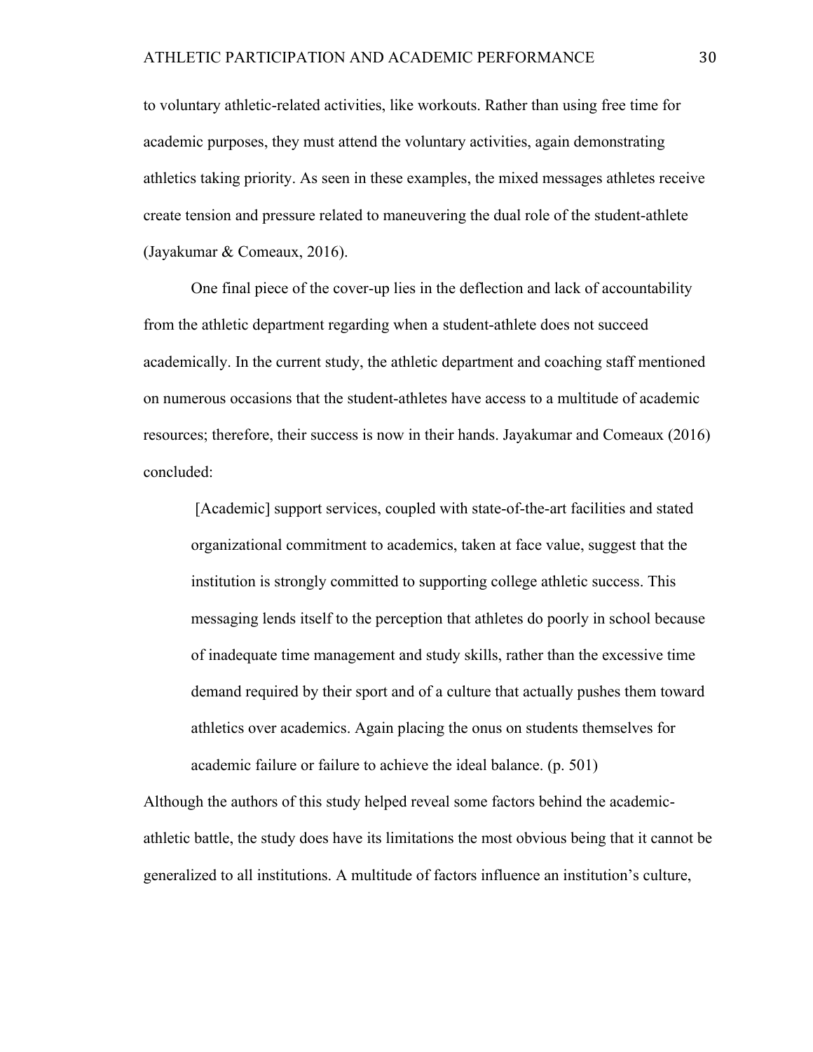to voluntary athletic-related activities, like workouts. Rather than using free time for academic purposes, they must attend the voluntary activities, again demonstrating athletics taking priority. As seen in these examples, the mixed messages athletes receive create tension and pressure related to maneuvering the dual role of the student-athlete (Jayakumar & Comeaux, 2016).

One final piece of the cover-up lies in the deflection and lack of accountability from the athletic department regarding when a student-athlete does not succeed academically. In the current study, the athletic department and coaching staff mentioned on numerous occasions that the student-athletes have access to a multitude of academic resources; therefore, their success is now in their hands. Jayakumar and Comeaux (2016) concluded:

> [Academic] support services, coupled with state-of-the-art facilities and stated organizational commitment to academics, taken at face value, suggest that the institution is strongly committed to supporting college athletic success. This messaging lends itself to the perception that athletes do poorly in school because of inadequate time management and study skills, rather than the excessive time demand required by their sport and of a culture that actually pushes them toward athletics over academics. Again placing the onus on students themselves for academic failure or failure to achieve the ideal balance. (p. 501)

Although the authors of this study helped reveal some factors behind the academic-athletic battle, the study does have its limitations the most obvious being that it cannot be generalized to all institutions. A multitude of factors influence an institution's culture,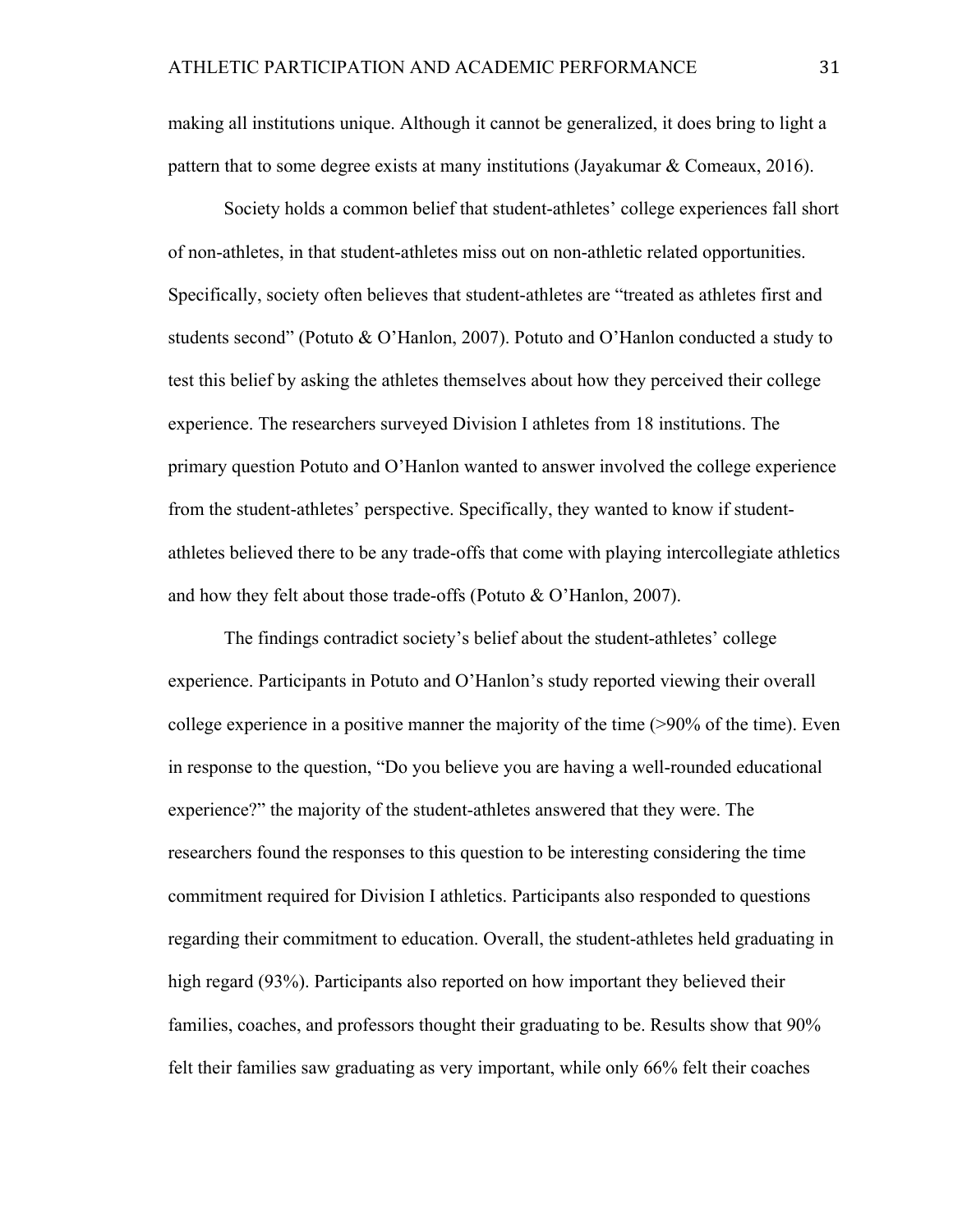making all institutions unique. Although it cannot be generalized, it does bring to light a pattern that to some degree exists at many institutions (Jayakumar & Comeaux, 2016).

Society holds a common belief that student-athletes' college experiences fall short of non-athletes, in that student-athletes miss out on non-athletic related opportunities. Specifically, society often believes that student-athletes are "treated as athletes first and students second" (Potuto & O'Hanlon, 2007). Potuto and O'Hanlon conducted a study to test this belief by asking the athletes themselves about how they perceived their college experience. The researchers surveyed Division I athletes from 18 institutions. The primary question Potuto and O'Hanlon wanted to answer involved the college experience from the student-athletes' perspective. Specifically, they wanted to know if student-athletes believed there to be any trade-offs that come with playing intercollegiate athletics and how they felt about those trade-offs (Potuto & O'Hanlon, 2007).

The findings contradict society's belief about the student-athletes' college experience. Participants in Potuto and O'Hanlon's study reported viewing their overall college experience in a positive manner the majority of the time (>90% of the time). Even in response to the question, "Do you believe you are having a well-rounded educational experience?" the majority of the student-athletes answered that they were. The researchers found the responses to this question to be interesting considering the time commitment required for Division I athletics. Participants also responded to questions regarding their commitment to education. Overall, the student-athletes held graduating in high regard (93%). Participants also reported on how important they believed their families, coaches, and professors thought their graduating to be. Results show that 90% felt their families saw graduating as very important, while only 66% felt their coaches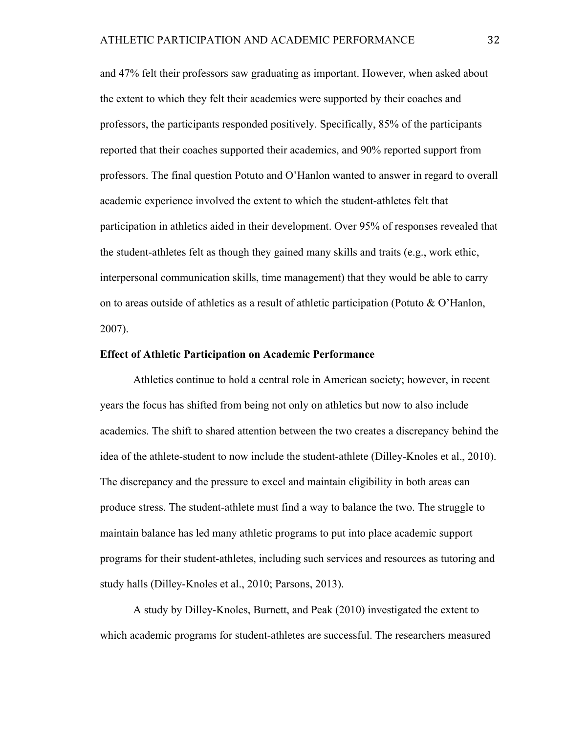and 47% felt their professors saw graduating as important. However, when asked about the extent to which they felt their academics were supported by their coaches and professors, the participants responded positively. Specifically, 85% of the participants reported that their coaches supported their academics, and 90% reported support from professors. The final question Potuto and O'Hanlon wanted to answer in regard to overall academic experience involved the extent to which the student-athletes felt that participation in athletics aided in their development. Over 95% of responses revealed that the student-athletes felt as though they gained many skills and traits (e.g., work ethic, interpersonal communication skills, time management) that they would be able to carry on to areas outside of athletics as a result of athletic participation (Potuto & O'Hanlon, 2007).

**Effect of Athletic Participation on Academic Performance**

Athletics continue to hold a central role in American society; however, in recent years the focus has shifted from being not only on athletics but now to also include academics. The shift to shared attention between the two creates a discrepancy behind the idea of the athlete-student to now include the student-athlete (Dilley-Knoles et al., 2010). The discrepancy and the pressure to excel and maintain eligibility in both areas can produce stress. The student-athlete must find a way to balance the two. The struggle to maintain balance has led many athletic programs to put into place academic support programs for their student-athletes, including such services and resources as tutoring and study halls (Dilley-Knoles et al., 2010; Parsons, 2013).

A study by Dilley-Knoles, Burnett, and Peak (2010) investigated the extent to which academic programs for student-athletes are successful. The researchers measured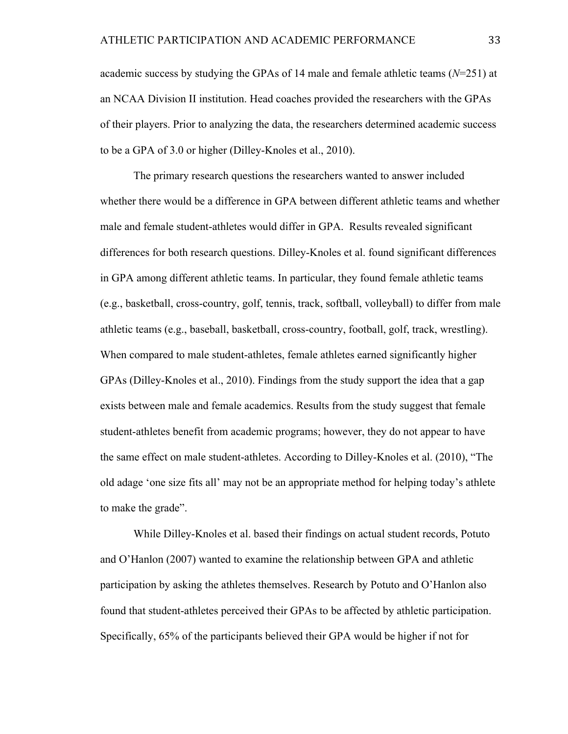academic success by studying the GPAs of 14 male and female athletic teams (*N*=251) at an NCAA Division II institution. Head coaches provided the researchers with the GPAs of their players. Prior to analyzing the data, the researchers determined academic success to be a GPA of 3.0 or higher (Dilley-Knoles et al., 2010).

The primary research questions the researchers wanted to answer included whether there would be a difference in GPA between different athletic teams and whether male and female student-athletes would differ in GPA.  Results revealed significant differences for both research questions. Dilley-Knoles et al. found significant differences in GPA among different athletic teams. In particular, they found female athletic teams (e.g., basketball, cross-country, golf, tennis, track, softball, volleyball) to differ from male athletic teams (e.g., baseball, basketball, cross-country, football, golf, track, wrestling). When compared to male student-athletes, female athletes earned significantly higher GPAs (Dilley-Knoles et al., 2010). Findings from the study support the idea that a gap exists between male and female academics. Results from the study suggest that female student-athletes benefit from academic programs; however, they do not appear to have the same effect on male student-athletes. According to Dilley-Knoles et al. (2010), "The old adage 'one size fits all' may not be an appropriate method for helping today's athlete to make the grade".

While Dilley-Knoles et al. based their findings on actual student records, Potuto and O'Hanlon (2007) wanted to examine the relationship between GPA and athletic participation by asking the athletes themselves. Research by Potuto and O'Hanlon also found that student-athletes perceived their GPAs to be affected by athletic participation. Specifically, 65% of the participants believed their GPA would be higher if not for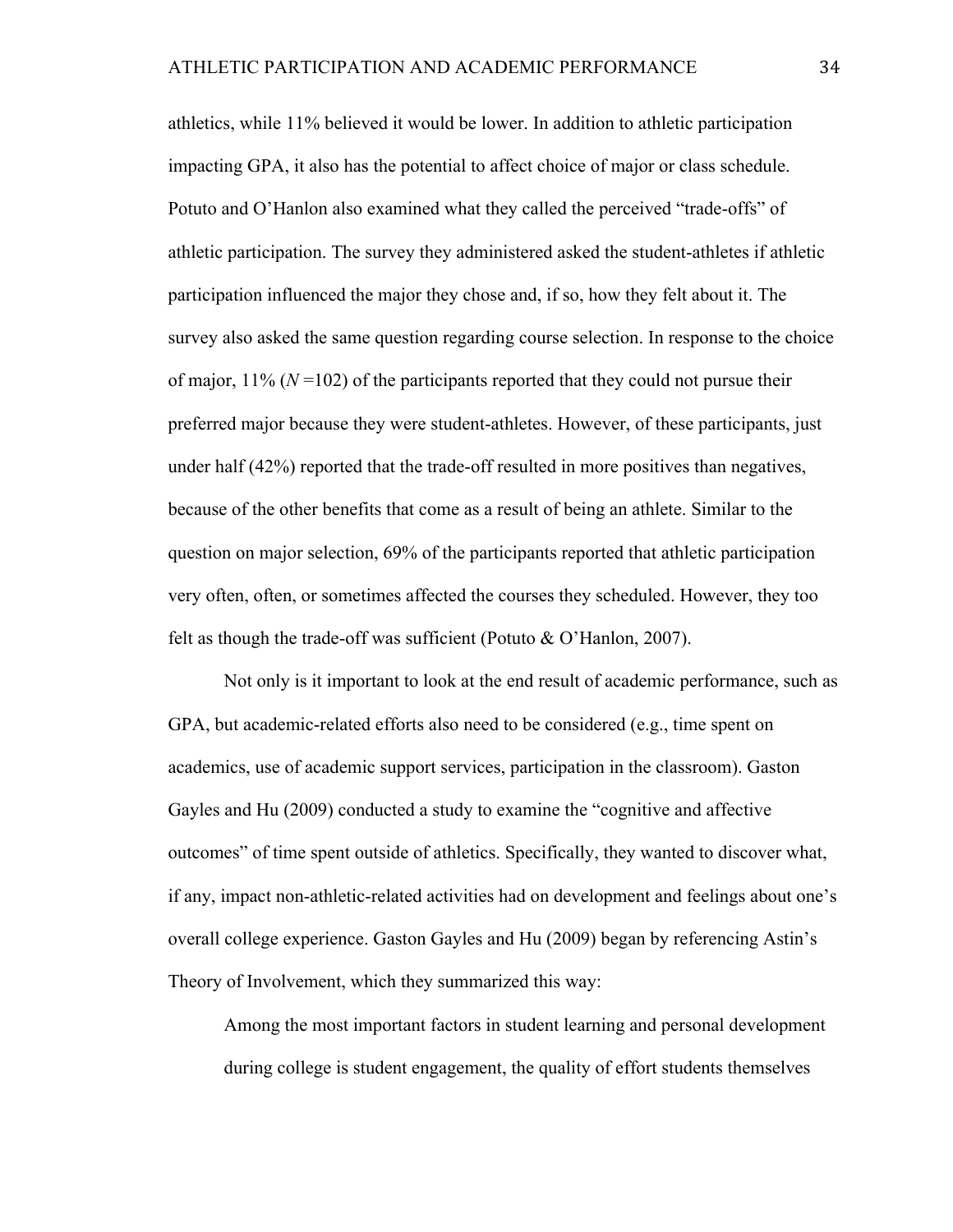athletics, while 11% believed it would be lower. In addition to athletic participation impacting GPA, it also has the potential to affect choice of major or class schedule. Potuto and O'Hanlon also examined what they called the perceived "trade-offs" of athletic participation. The survey they administered asked the student-athletes if athletic participation influenced the major they chose and, if so, how they felt about it. The survey also asked the same question regarding course selection. In response to the choice of major, 11% (*N* =102) of the participants reported that they could not pursue their preferred major because they were student-athletes. However, of these participants, just under half (42%) reported that the trade-off resulted in more positives than negatives, because of the other benefits that come as a result of being an athlete. Similar to the question on major selection, 69% of the participants reported that athletic participation very often, often, or sometimes affected the courses they scheduled. However, they too felt as though the trade-off was sufficient (Potuto & O'Hanlon, 2007).

Not only is it important to look at the end result of academic performance, such as GPA, but academic-related efforts also need to be considered (e.g., time spent on academics, use of academic support services, participation in the classroom). Gaston Gayles and Hu (2009) conducted a study to examine the "cognitive and affective outcomes" of time spent outside of athletics. Specifically, they wanted to discover what, if any, impact non-athletic-related activities had on development and feelings about one's overall college experience. Gaston Gayles and Hu (2009) began by referencing Astin's Theory of Involvement, which they summarized this way:

> Among the most important factors in student learning and personal development during college is student engagement, the quality of effort students themselves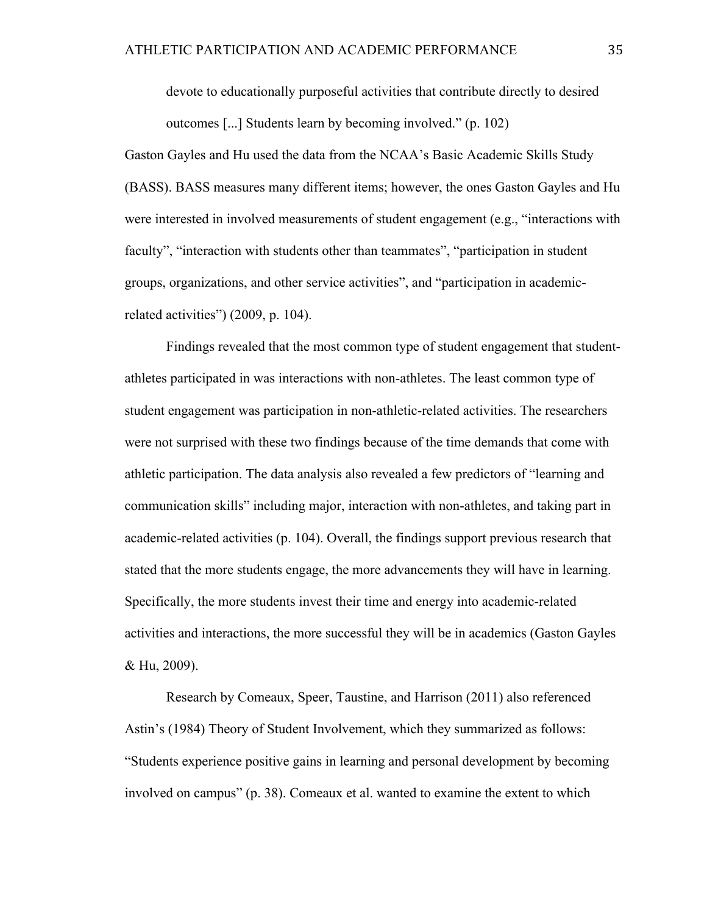> devote to educationally purposeful activities that contribute directly to desired outcomes [...] Students learn by becoming involved." (p. 102)

Gaston Gayles and Hu used the data from the NCAA's Basic Academic Skills Study (BASS). BASS measures many different items; however, the ones Gaston Gayles and Hu were interested in involved measurements of student engagement (e.g., "interactions with faculty", "interaction with students other than teammates", "participation in student groups, organizations, and other service activities", and "participation in academic-related activities") (2009, p. 104).

Findings revealed that the most common type of student engagement that student-athletes participated in was interactions with non-athletes. The least common type of student engagement was participation in non-athletic-related activities. The researchers were not surprised with these two findings because of the time demands that come with athletic participation. The data analysis also revealed a few predictors of "learning and communication skills" including major, interaction with non-athletes, and taking part in academic-related activities (p. 104). Overall, the findings support previous research that stated that the more students engage, the more advancements they will have in learning. Specifically, the more students invest their time and energy into academic-related activities and interactions, the more successful they will be in academics (Gaston Gayles & Hu, 2009).

Research by Comeaux, Speer, Taustine, and Harrison (2011) also referenced Astin's (1984) Theory of Student Involvement, which they summarized as follows: "Students experience positive gains in learning and personal development by becoming involved on campus" (p. 38). Comeaux et al. wanted to examine the extent to which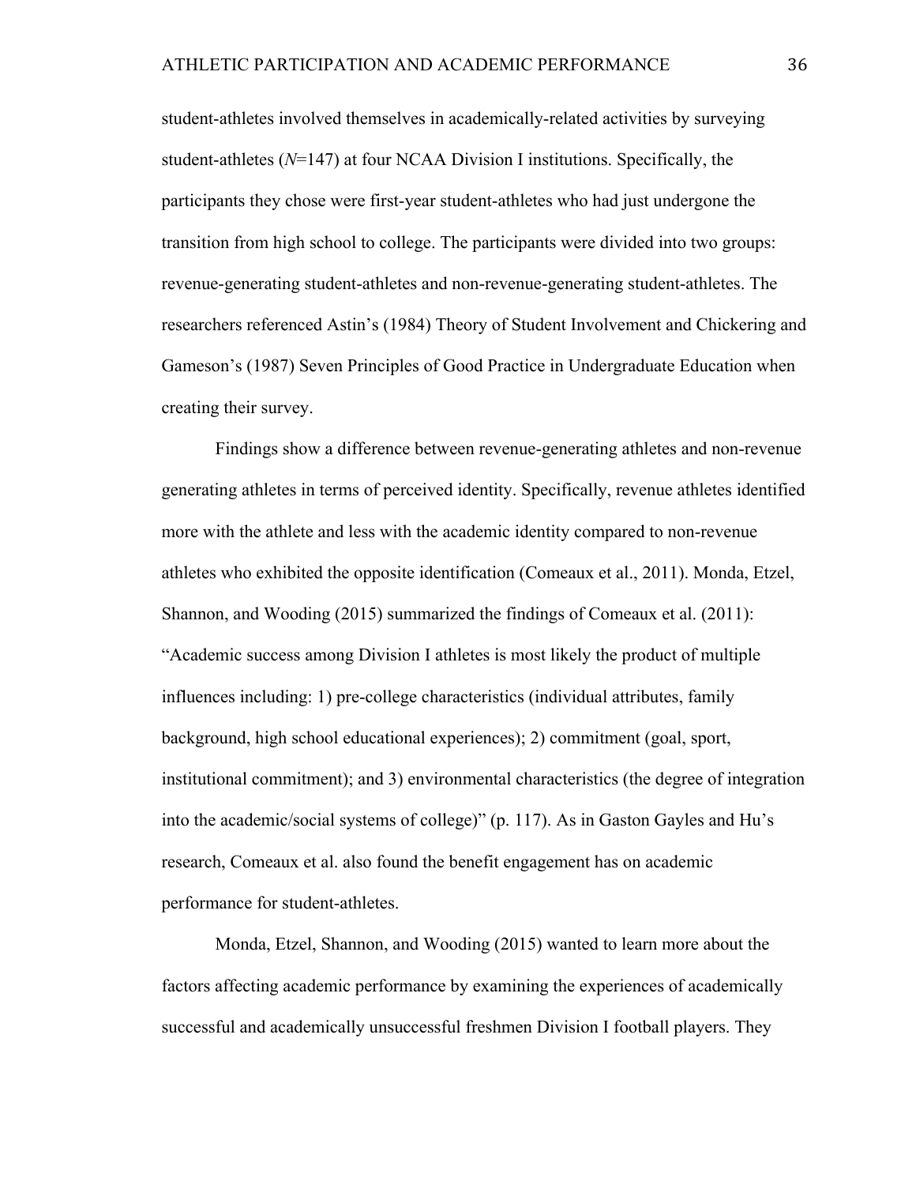student-athletes involved themselves in academically-related activities by surveying student-athletes (*N*=147) at four NCAA Division I institutions. Specifically, the participants they chose were first-year student-athletes who had just undergone the transition from high school to college. The participants were divided into two groups: revenue-generating student-athletes and non-revenue-generating student-athletes. The researchers referenced Astin's (1984) Theory of Student Involvement and Chickering and Gameson's (1987) Seven Principles of Good Practice in Undergraduate Education when creating their survey.

Findings show a difference between revenue-generating athletes and non-revenue generating athletes in terms of perceived identity. Specifically, revenue athletes identified more with the athlete and less with the academic identity compared to non-revenue athletes who exhibited the opposite identification (Comeaux et al., 2011). Monda, Etzel, Shannon, and Wooding (2015) summarized the findings of Comeaux et al. (2011): "Academic success among Division I athletes is most likely the product of multiple influences including: 1) pre-college characteristics (individual attributes, family background, high school educational experiences); 2) commitment (goal, sport, institutional commitment); and 3) environmental characteristics (the degree of integration into the academic/social systems of college)" (p. 117). As in Gaston Gayles and Hu's research, Comeaux et al. also found the benefit engagement has on academic performance for student-athletes.

Monda, Etzel, Shannon, and Wooding (2015) wanted to learn more about the factors affecting academic performance by examining the experiences of academically successful and academically unsuccessful freshmen Division I football players. They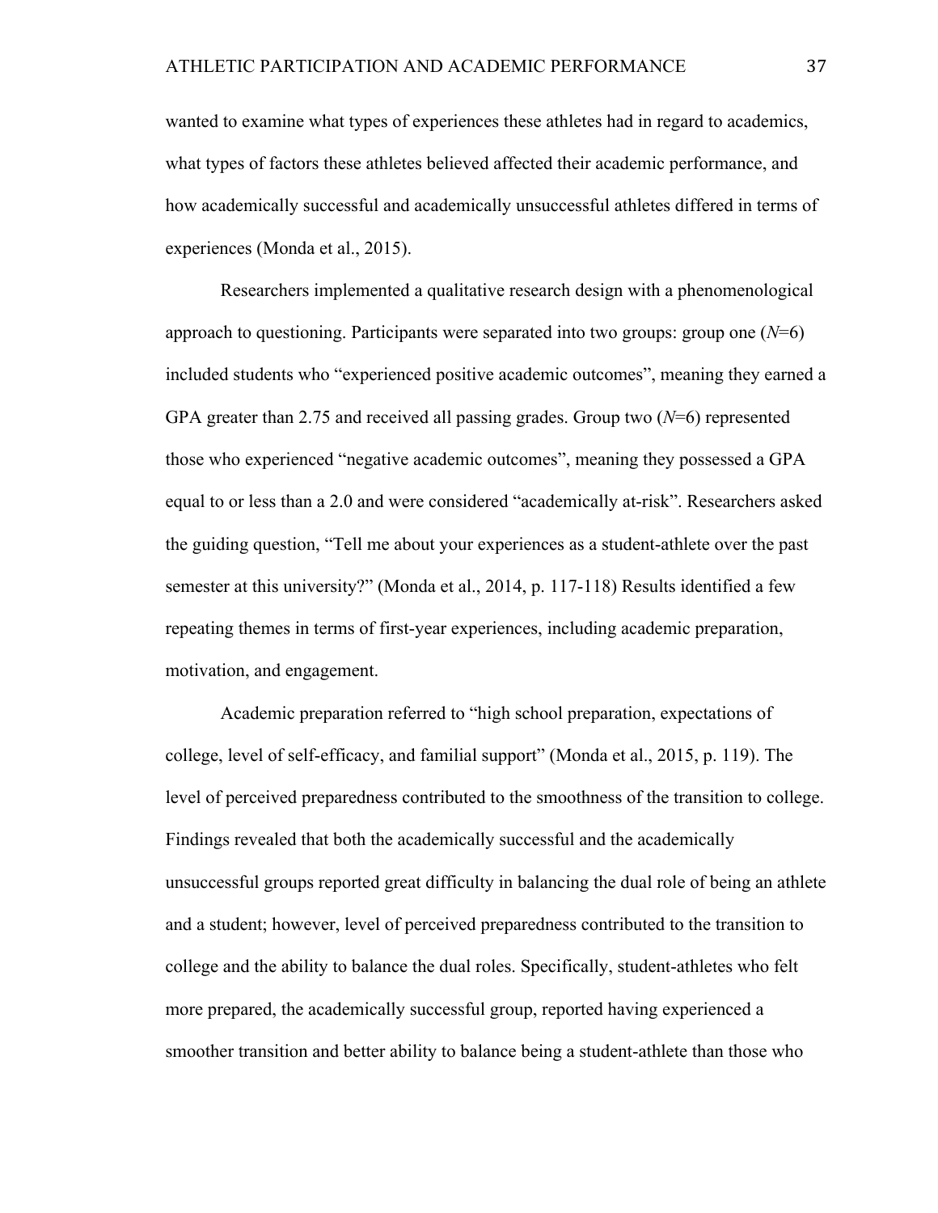wanted to examine what types of experiences these athletes had in regard to academics, what types of factors these athletes believed affected their academic performance, and how academically successful and academically unsuccessful athletes differed in terms of experiences (Monda et al., 2015).

Researchers implemented a qualitative research design with a phenomenological approach to questioning. Participants were separated into two groups: group one (*N*=6) included students who "experienced positive academic outcomes", meaning they earned a GPA greater than 2.75 and received all passing grades. Group two (*N*=6) represented those who experienced "negative academic outcomes", meaning they possessed a GPA equal to or less than a 2.0 and were considered "academically at-risk". Researchers asked the guiding question, "Tell me about your experiences as a student-athlete over the past semester at this university?" (Monda et al., 2014, p. 117-118) Results identified a few repeating themes in terms of first-year experiences, including academic preparation, motivation, and engagement.

Academic preparation referred to "high school preparation, expectations of college, level of self-efficacy, and familial support" (Monda et al., 2015, p. 119). The level of perceived preparedness contributed to the smoothness of the transition to college. Findings revealed that both the academically successful and the academically unsuccessful groups reported great difficulty in balancing the dual role of being an athlete and a student; however, level of perceived preparedness contributed to the transition to college and the ability to balance the dual roles. Specifically, student-athletes who felt more prepared, the academically successful group, reported having experienced a smoother transition and better ability to balance being a student-athlete than those who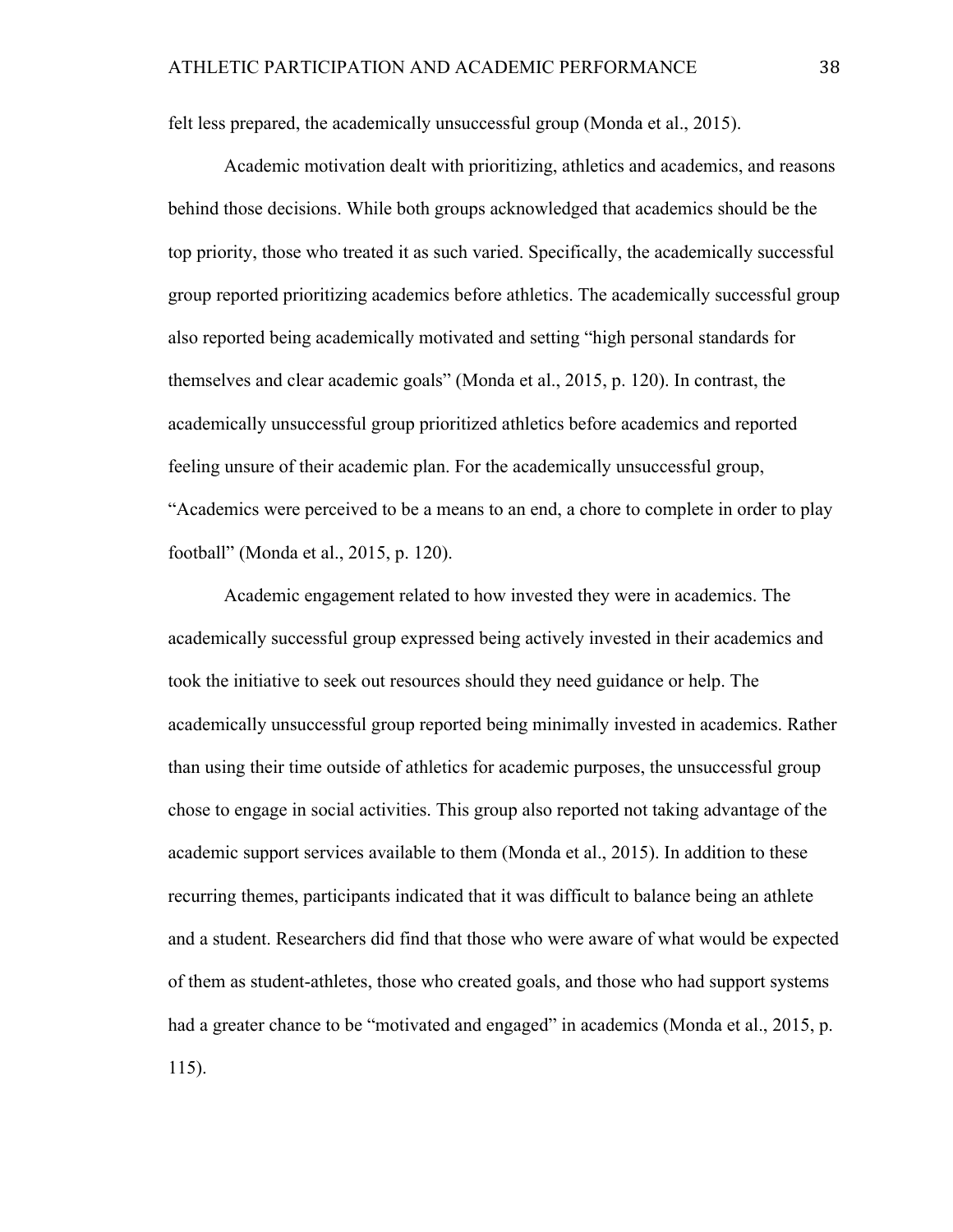felt less prepared, the academically unsuccessful group (Monda et al., 2015).

Academic motivation dealt with prioritizing, athletics and academics, and reasons behind those decisions. While both groups acknowledged that academics should be the top priority, those who treated it as such varied. Specifically, the academically successful group reported prioritizing academics before athletics. The academically successful group also reported being academically motivated and setting "high personal standards for themselves and clear academic goals" (Monda et al., 2015, p. 120). In contrast, the academically unsuccessful group prioritized athletics before academics and reported feeling unsure of their academic plan. For the academically unsuccessful group, "Academics were perceived to be a means to an end, a chore to complete in order to play football" (Monda et al., 2015, p. 120).

Academic engagement related to how invested they were in academics. The academically successful group expressed being actively invested in their academics and took the initiative to seek out resources should they need guidance or help. The academically unsuccessful group reported being minimally invested in academics. Rather than using their time outside of athletics for academic purposes, the unsuccessful group chose to engage in social activities. This group also reported not taking advantage of the academic support services available to them (Monda et al., 2015). In addition to these recurring themes, participants indicated that it was difficult to balance being an athlete and a student. Researchers did find that those who were aware of what would be expected of them as student-athletes, those who created goals, and those who had support systems had a greater chance to be "motivated and engaged" in academics (Monda et al., 2015, p. 115).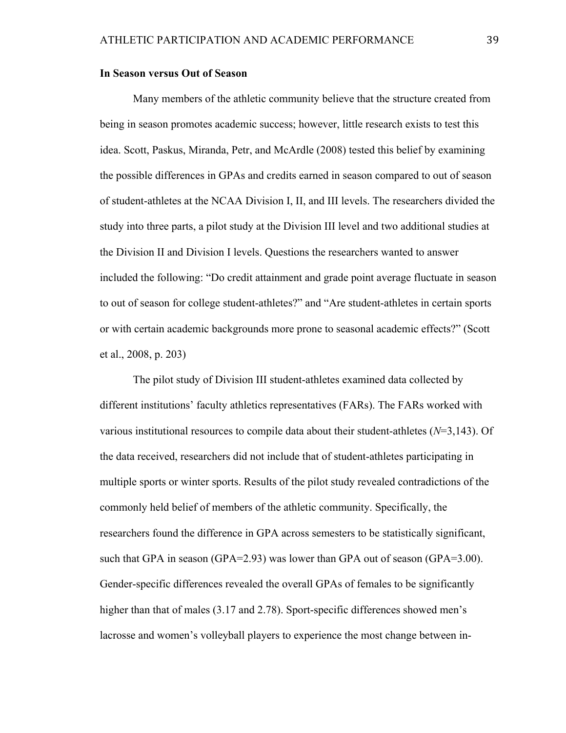**In Season versus Out of Season**

Many members of the athletic community believe that the structure created from being in season promotes academic success; however, little research exists to test this idea. Scott, Paskus, Miranda, Petr, and McArdle (2008) tested this belief by examining the possible differences in GPAs and credits earned in season compared to out of season of student-athletes at the NCAA Division I, II, and III levels. The researchers divided the study into three parts, a pilot study at the Division III level and two additional studies at the Division II and Division I levels. Questions the researchers wanted to answer included the following: “Do credit attainment and grade point average fluctuate in season to out of season for college student-athletes?” and “Are student-athletes in certain sports or with certain academic backgrounds more prone to seasonal academic effects?” (Scott et al., 2008, p. 203)

The pilot study of Division III student-athletes examined data collected by different institutions’ faculty athletics representatives (FARs). The FARs worked with various institutional resources to compile data about their student-athletes (*N*=3,143). Of the data received, researchers did not include that of student-athletes participating in multiple sports or winter sports. Results of the pilot study revealed contradictions of the commonly held belief of members of the athletic community. Specifically, the researchers found the difference in GPA across semesters to be statistically significant, such that GPA in season (GPA=2.93) was lower than GPA out of season (GPA=3.00). Gender-specific differences revealed the overall GPAs of females to be significantly higher than that of males (3.17 and 2.78). Sport-specific differences showed men’s lacrosse and women’s volleyball players to experience the most change between in-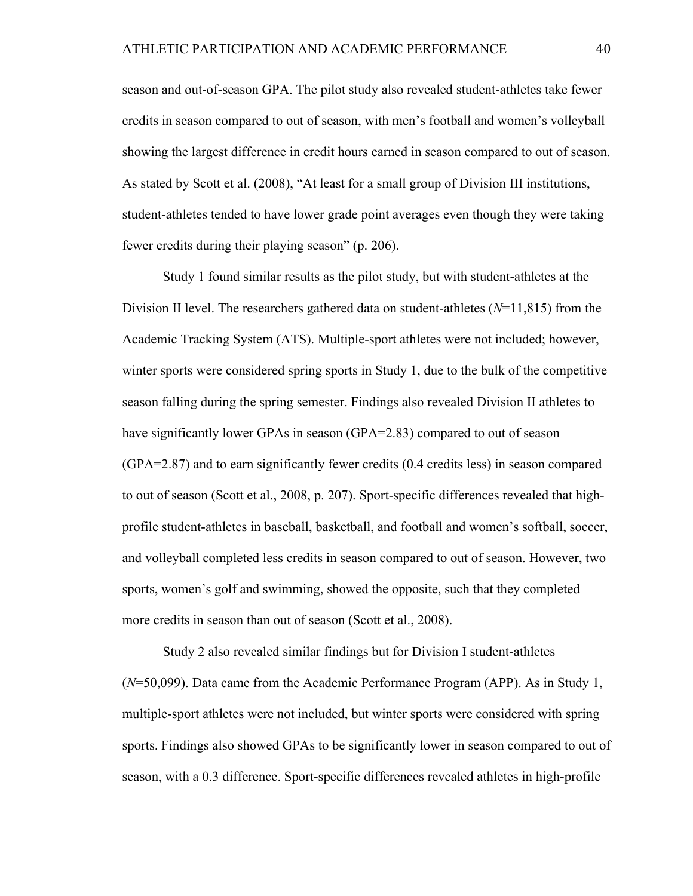season and out-of-season GPA. The pilot study also revealed student-athletes take fewer credits in season compared to out of season, with men's football and women's volleyball showing the largest difference in credit hours earned in season compared to out of season. As stated by Scott et al. (2008), "At least for a small group of Division III institutions, student-athletes tended to have lower grade point averages even though they were taking fewer credits during their playing season" (p. 206).

Study 1 found similar results as the pilot study, but with student-athletes at the Division II level. The researchers gathered data on student-athletes (*N*=11,815) from the Academic Tracking System (ATS). Multiple-sport athletes were not included; however, winter sports were considered spring sports in Study 1, due to the bulk of the competitive season falling during the spring semester. Findings also revealed Division II athletes to have significantly lower GPAs in season (GPA=2.83) compared to out of season (GPA=2.87) and to earn significantly fewer credits (0.4 credits less) in season compared to out of season (Scott et al., 2008, p. 207). Sport-specific differences revealed that high-profile student-athletes in baseball, basketball, and football and women's softball, soccer, and volleyball completed less credits in season compared to out of season. However, two sports, women's golf and swimming, showed the opposite, such that they completed more credits in season than out of season (Scott et al., 2008).

Study 2 also revealed similar findings but for Division I student-athletes (*N*=50,099). Data came from the Academic Performance Program (APP). As in Study 1, multiple-sport athletes were not included, but winter sports were considered with spring sports. Findings also showed GPAs to be significantly lower in season compared to out of season, with a 0.3 difference. Sport-specific differences revealed athletes in high-profile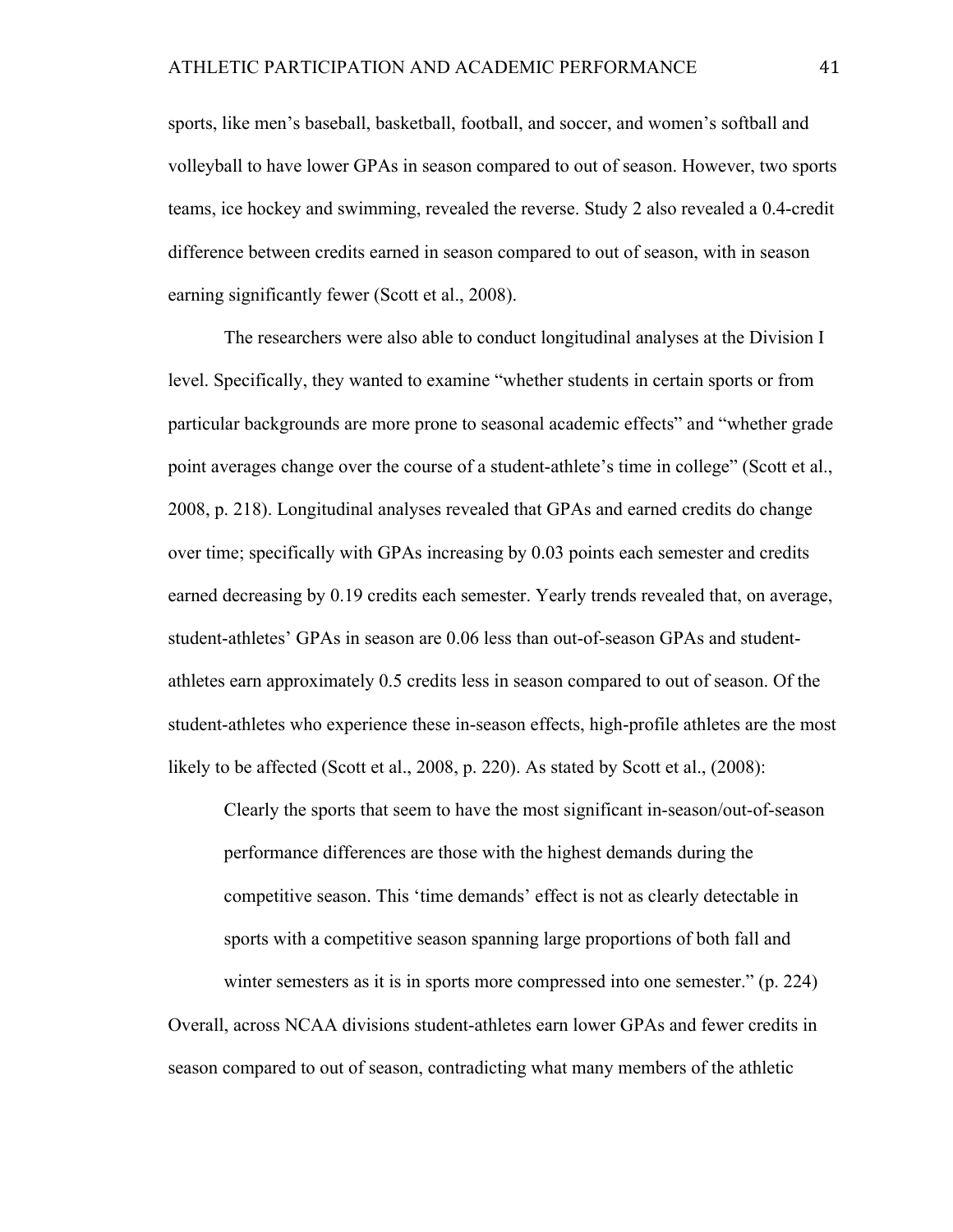sports, like men's baseball, basketball, football, and soccer, and women's softball and volleyball to have lower GPAs in season compared to out of season. However, two sports teams, ice hockey and swimming, revealed the reverse. Study 2 also revealed a 0.4-credit difference between credits earned in season compared to out of season, with in season earning significantly fewer (Scott et al., 2008).

The researchers were also able to conduct longitudinal analyses at the Division I level. Specifically, they wanted to examine "whether students in certain sports or from particular backgrounds are more prone to seasonal academic effects" and "whether grade point averages change over the course of a student-athlete's time in college" (Scott et al., 2008, p. 218). Longitudinal analyses revealed that GPAs and earned credits do change over time; specifically with GPAs increasing by 0.03 points each semester and credits earned decreasing by 0.19 credits each semester. Yearly trends revealed that, on average, student-athletes' GPAs in season are 0.06 less than out-of-season GPAs and student-athletes earn approximately 0.5 credits less in season compared to out of season. Of the student-athletes who experience these in-season effects, high-profile athletes are the most likely to be affected (Scott et al., 2008, p. 220). As stated by Scott et al., (2008):

> Clearly the sports that seem to have the most significant in-season/out-of-season performance differences are those with the highest demands during the competitive season. This 'time demands' effect is not as clearly detectable in sports with a competitive season spanning large proportions of both fall and winter semesters as it is in sports more compressed into one semester." (p. 224)

Overall, across NCAA divisions student-athletes earn lower GPAs and fewer credits in season compared to out of season, contradicting what many members of the athletic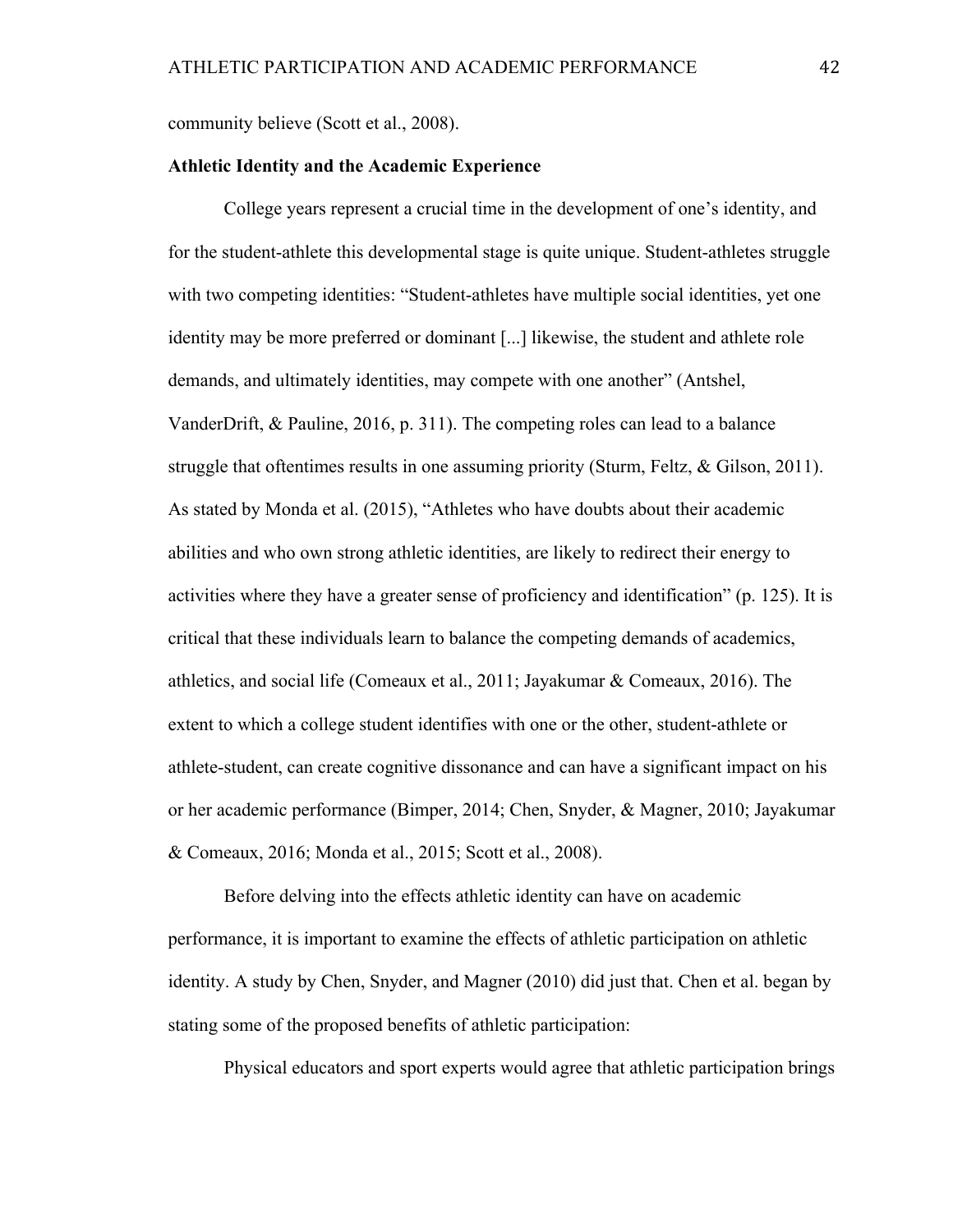community believe (Scott et al., 2008).

**Athletic Identity and the Academic Experience**

College years represent a crucial time in the development of one's identity, and for the student-athlete this developmental stage is quite unique. Student-athletes struggle with two competing identities: "Student-athletes have multiple social identities, yet one identity may be more preferred or dominant [...] likewise, the student and athlete role demands, and ultimately identities, may compete with one another" (Antshel, VanderDrift, & Pauline, 2016, p. 311). The competing roles can lead to a balance struggle that oftentimes results in one assuming priority (Sturm, Feltz, & Gilson, 2011). As stated by Monda et al. (2015), "Athletes who have doubts about their academic abilities and who own strong athletic identities, are likely to redirect their energy to activities where they have a greater sense of proficiency and identification" (p. 125). It is critical that these individuals learn to balance the competing demands of academics, athletics, and social life (Comeaux et al., 2011; Jayakumar & Comeaux, 2016). The extent to which a college student identifies with one or the other, student-athlete or athlete-student, can create cognitive dissonance and can have a significant impact on his or her academic performance (Bimper, 2014; Chen, Snyder, & Magner, 2010; Jayakumar & Comeaux, 2016; Monda et al., 2015; Scott et al., 2008).

Before delving into the effects athletic identity can have on academic performance, it is important to examine the effects of athletic participation on athletic identity. A study by Chen, Snyder, and Magner (2010) did just that. Chen et al. began by stating some of the proposed benefits of athletic participation:

Physical educators and sport experts would agree that athletic participation brings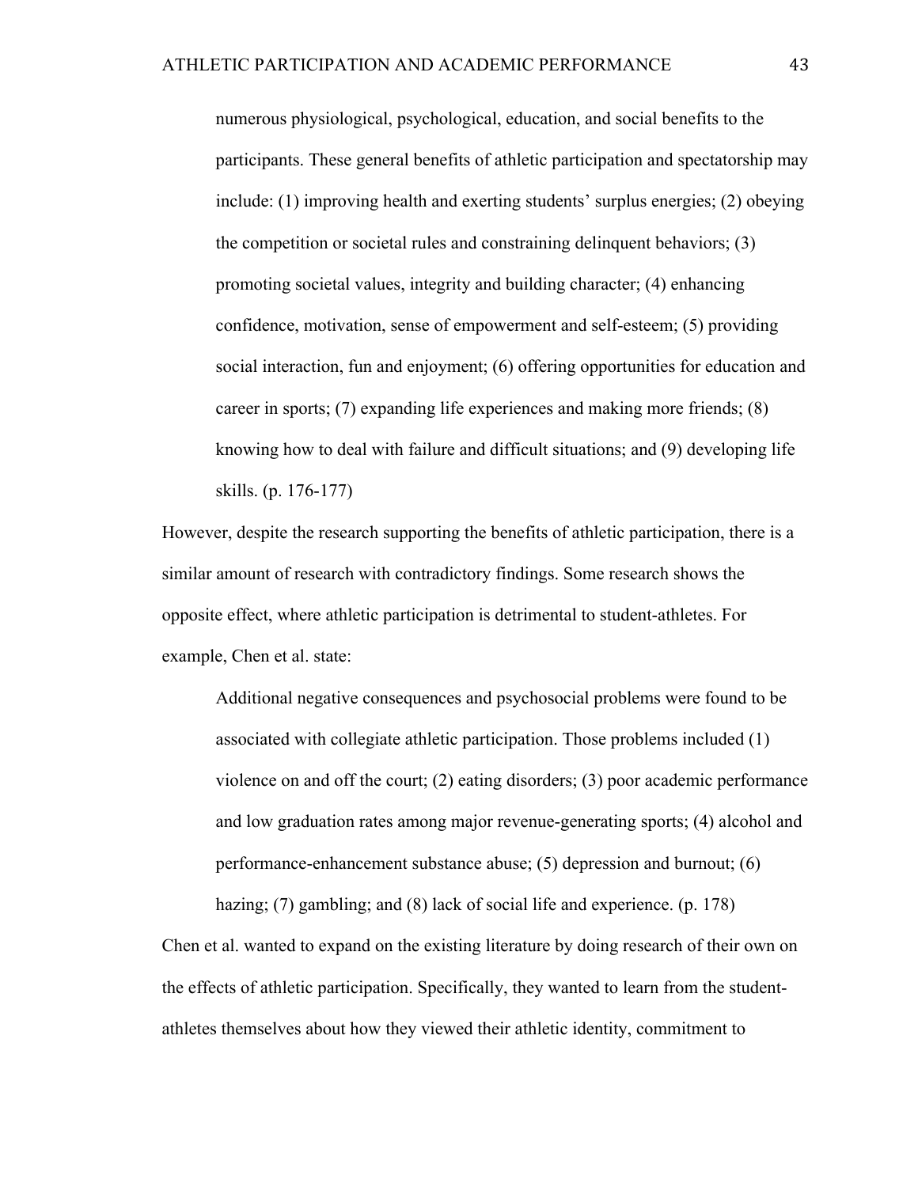> numerous physiological, psychological, education, and social benefits to the participants. These general benefits of athletic participation and spectatorship may include: (1) improving health and exerting students' surplus energies; (2) obeying the competition or societal rules and constraining delinquent behaviors; (3) promoting societal values, integrity and building character; (4) enhancing confidence, motivation, sense of empowerment and self-esteem; (5) providing social interaction, fun and enjoyment; (6) offering opportunities for education and career in sports; (7) expanding life experiences and making more friends; (8) knowing how to deal with failure and difficult situations; and (9) developing life skills. (p. 176-177)

However, despite the research supporting the benefits of athletic participation, there is a similar amount of research with contradictory findings. Some research shows the opposite effect, where athletic participation is detrimental to student-athletes. For example, Chen et al. state:

> Additional negative consequences and psychosocial problems were found to be associated with collegiate athletic participation. Those problems included (1) violence on and off the court; (2) eating disorders; (3) poor academic performance and low graduation rates among major revenue-generating sports; (4) alcohol and performance-enhancement substance abuse; (5) depression and burnout; (6) hazing; (7) gambling; and (8) lack of social life and experience. (p. 178)

Chen et al. wanted to expand on the existing literature by doing research of their own on the effects of athletic participation. Specifically, they wanted to learn from the student-athletes themselves about how they viewed their athletic identity, commitment to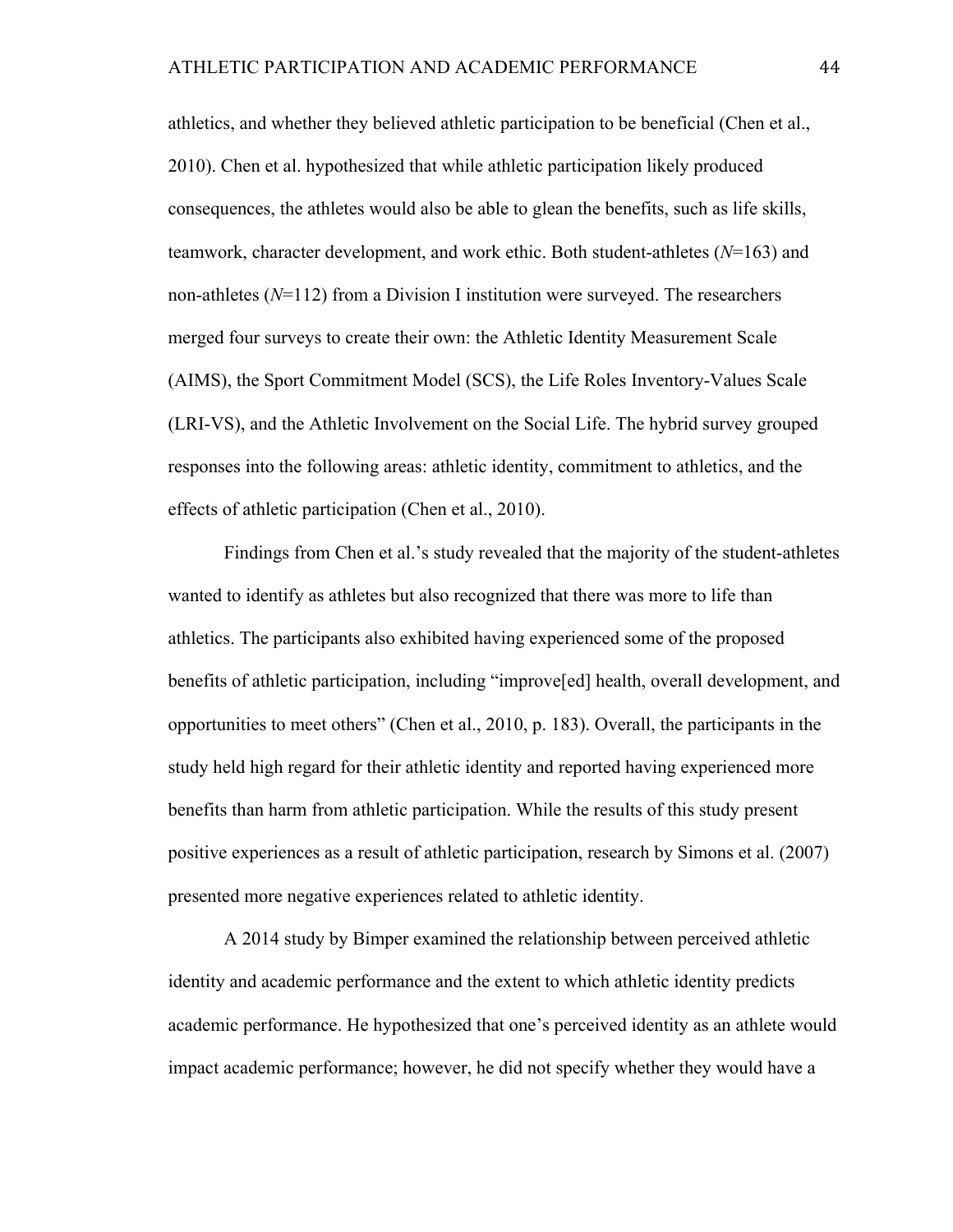athletics, and whether they believed athletic participation to be beneficial (Chen et al., 2010). Chen et al. hypothesized that while athletic participation likely produced consequences, the athletes would also be able to glean the benefits, such as life skills, teamwork, character development, and work ethic. Both student-athletes (*N*=163) and non-athletes (*N*=112) from a Division I institution were surveyed. The researchers merged four surveys to create their own: the Athletic Identity Measurement Scale (AIMS), the Sport Commitment Model (SCS), the Life Roles Inventory-Values Scale (LRI-VS), and the Athletic Involvement on the Social Life. The hybrid survey grouped responses into the following areas: athletic identity, commitment to athletics, and the effects of athletic participation (Chen et al., 2010).

Findings from Chen et al.'s study revealed that the majority of the student-athletes wanted to identify as athletes but also recognized that there was more to life than athletics. The participants also exhibited having experienced some of the proposed benefits of athletic participation, including "improve[ed] health, overall development, and opportunities to meet others" (Chen et al., 2010, p. 183). Overall, the participants in the study held high regard for their athletic identity and reported having experienced more benefits than harm from athletic participation. While the results of this study present positive experiences as a result of athletic participation, research by Simons et al. (2007) presented more negative experiences related to athletic identity.

A 2014 study by Bimper examined the relationship between perceived athletic identity and academic performance and the extent to which athletic identity predicts academic performance. He hypothesized that one's perceived identity as an athlete would impact academic performance; however, he did not specify whether they would have a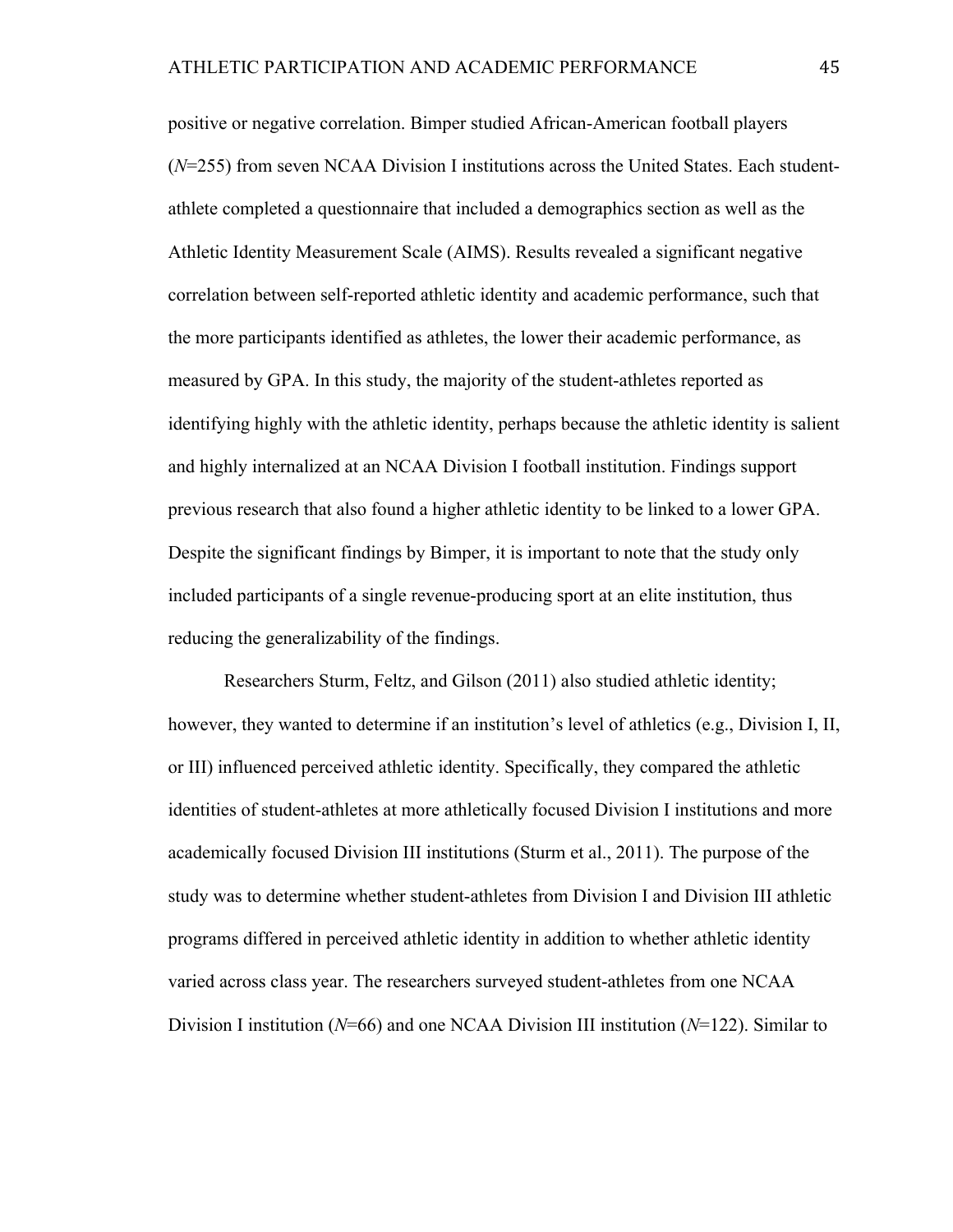positive or negative correlation. Bimper studied African-American football players (*N*=255) from seven NCAA Division I institutions across the United States. Each student-athlete completed a questionnaire that included a demographics section as well as the Athletic Identity Measurement Scale (AIMS). Results revealed a significant negative correlation between self-reported athletic identity and academic performance, such that the more participants identified as athletes, the lower their academic performance, as measured by GPA. In this study, the majority of the student-athletes reported as identifying highly with the athletic identity, perhaps because the athletic identity is salient and highly internalized at an NCAA Division I football institution. Findings support previous research that also found a higher athletic identity to be linked to a lower GPA. Despite the significant findings by Bimper, it is important to note that the study only included participants of a single revenue-producing sport at an elite institution, thus reducing the generalizability of the findings.

Researchers Sturm, Feltz, and Gilson (2011) also studied athletic identity; however, they wanted to determine if an institution's level of athletics (e.g., Division I, II, or III) influenced perceived athletic identity. Specifically, they compared the athletic identities of student-athletes at more athletically focused Division I institutions and more academically focused Division III institutions (Sturm et al., 2011). The purpose of the study was to determine whether student-athletes from Division I and Division III athletic programs differed in perceived athletic identity in addition to whether athletic identity varied across class year. The researchers surveyed student-athletes from one NCAA Division I institution (*N*=66) and one NCAA Division III institution (*N*=122). Similar to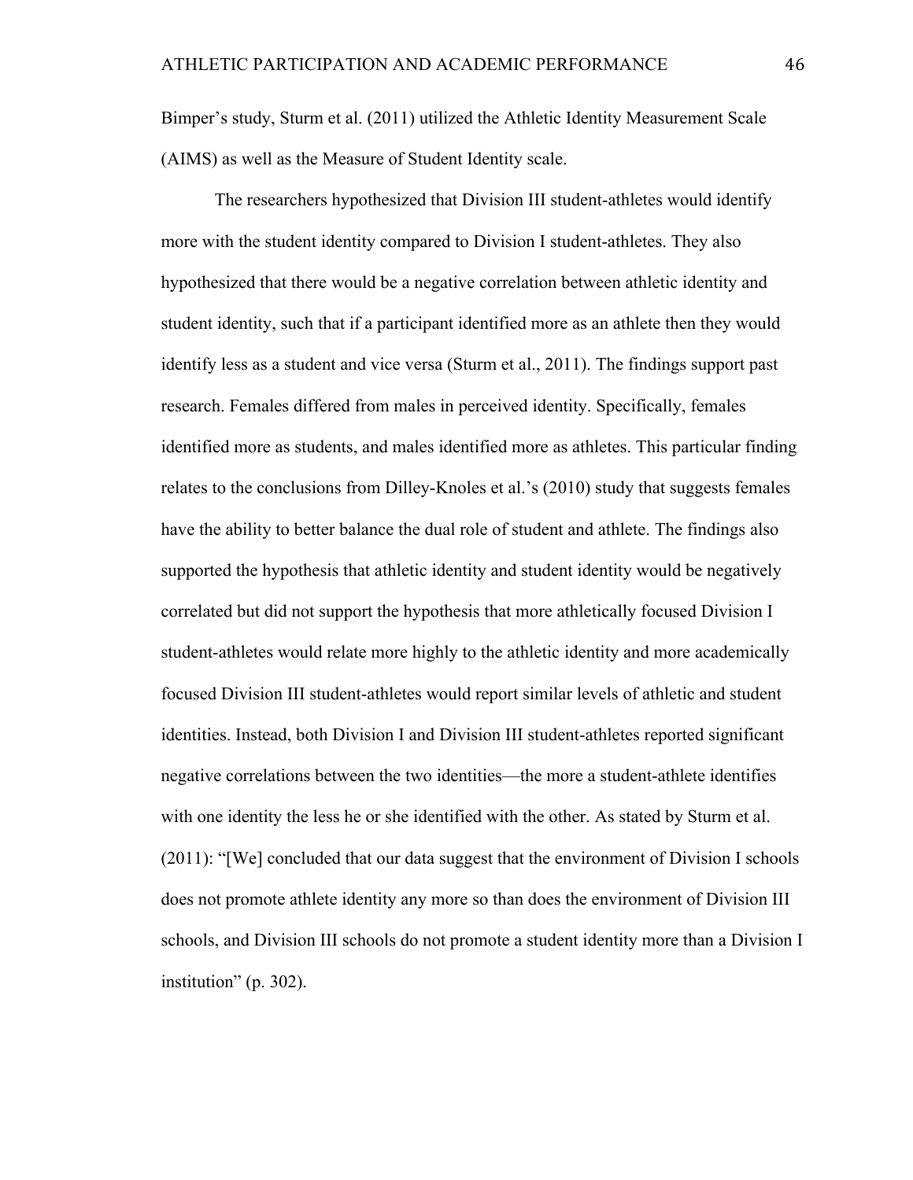Bimper's study, Sturm et al. (2011) utilized the Athletic Identity Measurement Scale (AIMS) as well as the Measure of Student Identity scale.

The researchers hypothesized that Division III student-athletes would identify more with the student identity compared to Division I student-athletes. They also hypothesized that there would be a negative correlation between athletic identity and student identity, such that if a participant identified more as an athlete then they would identify less as a student and vice versa (Sturm et al., 2011). The findings support past research. Females differed from males in perceived identity. Specifically, females identified more as students, and males identified more as athletes. This particular finding relates to the conclusions from Dilley-Knoles et al.'s (2010) study that suggests females have the ability to better balance the dual role of student and athlete. The findings also supported the hypothesis that athletic identity and student identity would be negatively correlated but did not support the hypothesis that more athletically focused Division I student-athletes would relate more highly to the athletic identity and more academically focused Division III student-athletes would report similar levels of athletic and student identities. Instead, both Division I and Division III student-athletes reported significant negative correlations between the two identities—the more a student-athlete identifies with one identity the less he or she identified with the other. As stated by Sturm et al. (2011): "[We] concluded that our data suggest that the environment of Division I schools does not promote athlete identity any more so than does the environment of Division III schools, and Division III schools do not promote a student identity more than a Division I institution" (p. 302).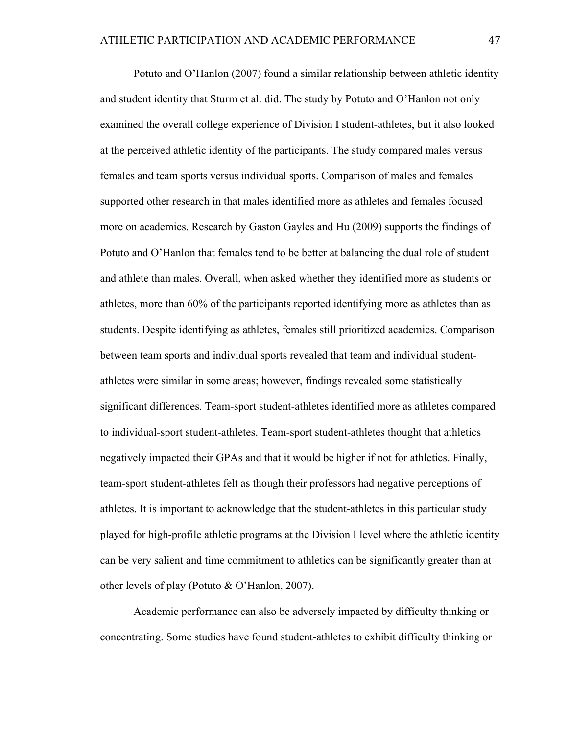Potuto and O'Hanlon (2007) found a similar relationship between athletic identity and student identity that Sturm et al. did. The study by Potuto and O'Hanlon not only examined the overall college experience of Division I student-athletes, but it also looked at the perceived athletic identity of the participants. The study compared males versus females and team sports versus individual sports. Comparison of males and females supported other research in that males identified more as athletes and females focused more on academics. Research by Gaston Gayles and Hu (2009) supports the findings of Potuto and O'Hanlon that females tend to be better at balancing the dual role of student and athlete than males. Overall, when asked whether they identified more as students or athletes, more than 60% of the participants reported identifying more as athletes than as students. Despite identifying as athletes, females still prioritized academics. Comparison between team sports and individual sports revealed that team and individual student-athletes were similar in some areas; however, findings revealed some statistically significant differences. Team-sport student-athletes identified more as athletes compared to individual-sport student-athletes. Team-sport student-athletes thought that athletics negatively impacted their GPAs and that it would be higher if not for athletics. Finally, team-sport student-athletes felt as though their professors had negative perceptions of athletes. It is important to acknowledge that the student-athletes in this particular study played for high-profile athletic programs at the Division I level where the athletic identity can be very salient and time commitment to athletics can be significantly greater than at other levels of play (Potuto & O'Hanlon, 2007).

Academic performance can also be adversely impacted by difficulty thinking or concentrating. Some studies have found student-athletes to exhibit difficulty thinking or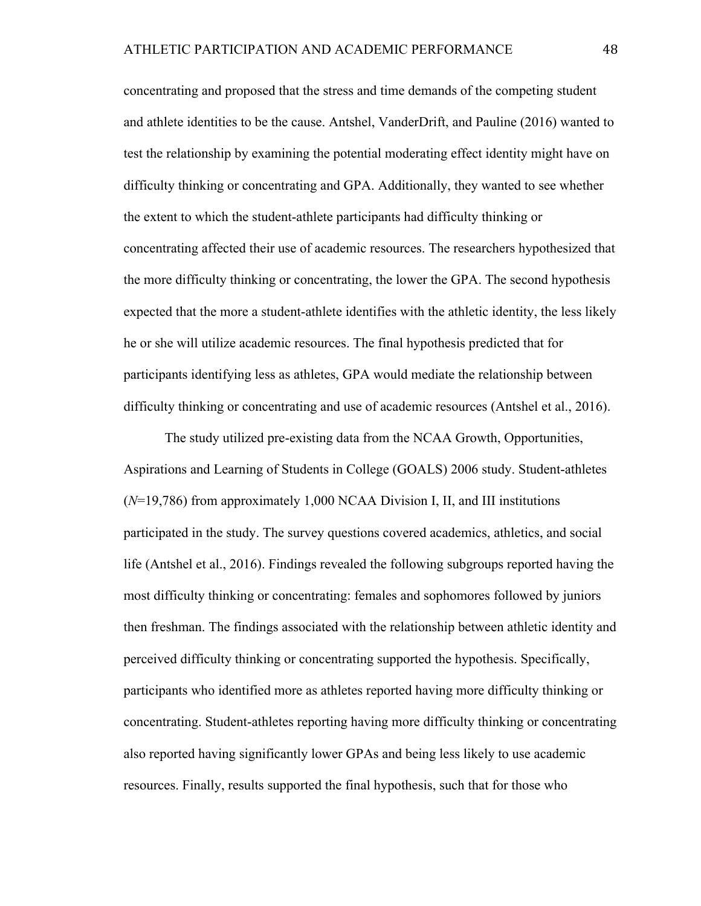concentrating and proposed that the stress and time demands of the competing student and athlete identities to be the cause. Antshel, VanderDrift, and Pauline (2016) wanted to test the relationship by examining the potential moderating effect identity might have on difficulty thinking or concentrating and GPA. Additionally, they wanted to see whether the extent to which the student-athlete participants had difficulty thinking or concentrating affected their use of academic resources. The researchers hypothesized that the more difficulty thinking or concentrating, the lower the GPA. The second hypothesis expected that the more a student-athlete identifies with the athletic identity, the less likely he or she will utilize academic resources. The final hypothesis predicted that for participants identifying less as athletes, GPA would mediate the relationship between difficulty thinking or concentrating and use of academic resources (Antshel et al., 2016).

The study utilized pre-existing data from the NCAA Growth, Opportunities, Aspirations and Learning of Students in College (GOALS) 2006 study. Student-athletes ($N$=19,786) from approximately 1,000 NCAA Division I, II, and III institutions participated in the study. The survey questions covered academics, athletics, and social life (Antshel et al., 2016). Findings revealed the following subgroups reported having the most difficulty thinking or concentrating: females and sophomores followed by juniors then freshman. The findings associated with the relationship between athletic identity and perceived difficulty thinking or concentrating supported the hypothesis. Specifically, participants who identified more as athletes reported having more difficulty thinking or concentrating. Student-athletes reporting having more difficulty thinking or concentrating also reported having significantly lower GPAs and being less likely to use academic resources. Finally, results supported the final hypothesis, such that for those who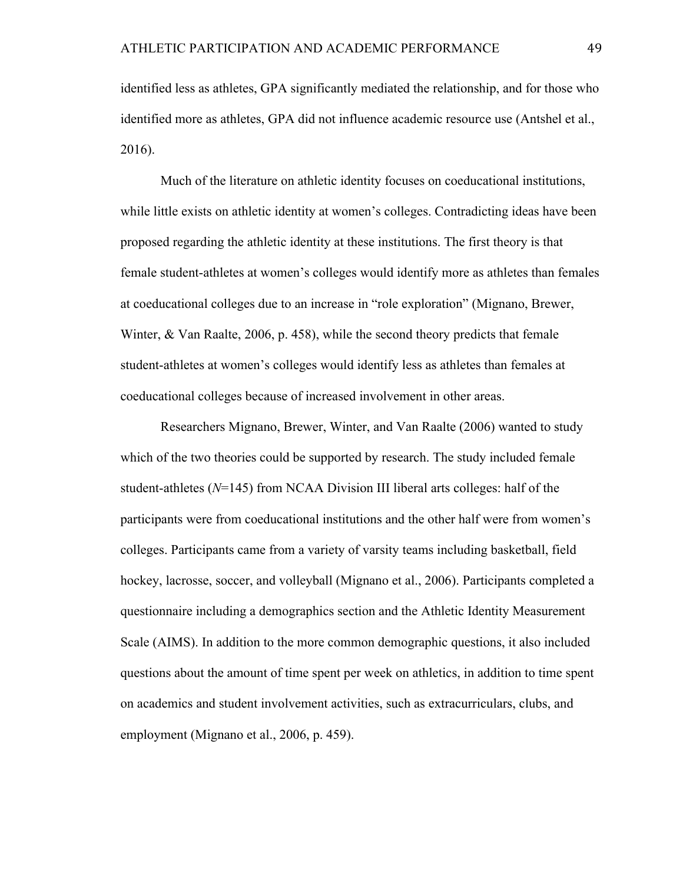identified less as athletes, GPA significantly mediated the relationship, and for those who identified more as athletes, GPA did not influence academic resource use (Antshel et al., 2016).

Much of the literature on athletic identity focuses on coeducational institutions, while little exists on athletic identity at women's colleges. Contradicting ideas have been proposed regarding the athletic identity at these institutions. The first theory is that female student-athletes at women's colleges would identify more as athletes than females at coeducational colleges due to an increase in "role exploration" (Mignano, Brewer, Winter, & Van Raalte, 2006, p. 458), while the second theory predicts that female student-athletes at women's colleges would identify less as athletes than females at coeducational colleges because of increased involvement in other areas.

Researchers Mignano, Brewer, Winter, and Van Raalte (2006) wanted to study which of the two theories could be supported by research. The study included female student-athletes ($N$=145) from NCAA Division III liberal arts colleges: half of the participants were from coeducational institutions and the other half were from women's colleges. Participants came from a variety of varsity teams including basketball, field hockey, lacrosse, soccer, and volleyball (Mignano et al., 2006). Participants completed a questionnaire including a demographics section and the Athletic Identity Measurement Scale (AIMS). In addition to the more common demographic questions, it also included questions about the amount of time spent per week on athletics, in addition to time spent on academics and student involvement activities, such as extracurriculars, clubs, and employment (Mignano et al., 2006, p. 459).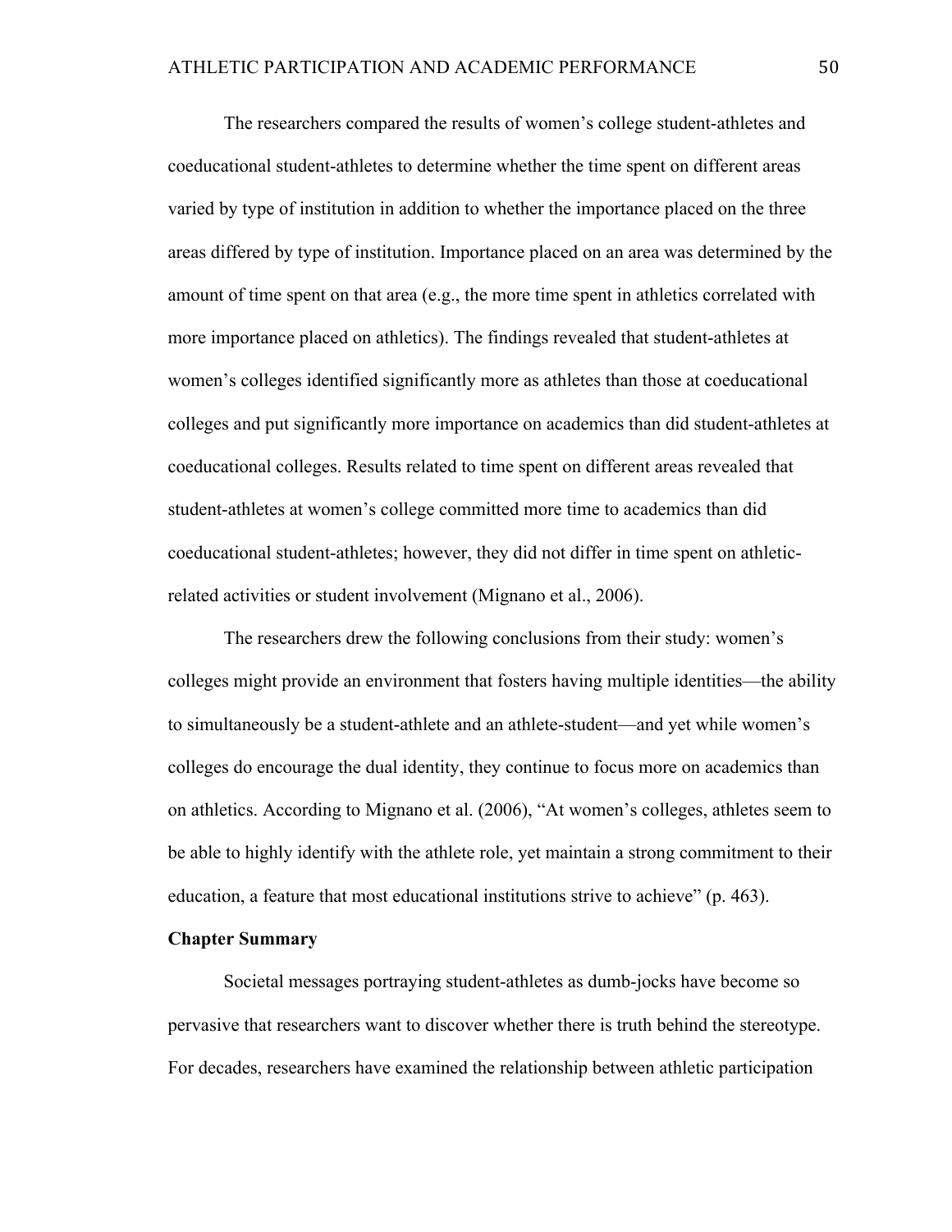The researchers compared the results of women's college student-athletes and coeducational student-athletes to determine whether the time spent on different areas varied by type of institution in addition to whether the importance placed on the three areas differed by type of institution. Importance placed on an area was determined by the amount of time spent on that area (e.g., the more time spent in athletics correlated with more importance placed on athletics). The findings revealed that student-athletes at women's colleges identified significantly more as athletes than those at coeducational colleges and put significantly more importance on academics than did student-athletes at coeducational colleges. Results related to time spent on different areas revealed that student-athletes at women's college committed more time to academics than did coeducational student-athletes; however, they did not differ in time spent on athletic-related activities or student involvement (Mignano et al., 2006).

The researchers drew the following conclusions from their study: women's colleges might provide an environment that fosters having multiple identities—the ability to simultaneously be a student-athlete and an athlete-student—and yet while women's colleges do encourage the dual identity, they continue to focus more on academics than on athletics. According to Mignano et al. (2006), "At women's colleges, athletes seem to be able to highly identify with the athlete role, yet maintain a strong commitment to their education, a feature that most educational institutions strive to achieve" (p. 463).

**Chapter Summary**

Societal messages portraying student-athletes as dumb-jocks have become so pervasive that researchers want to discover whether there is truth behind the stereotype. For decades, researchers have examined the relationship between athletic participation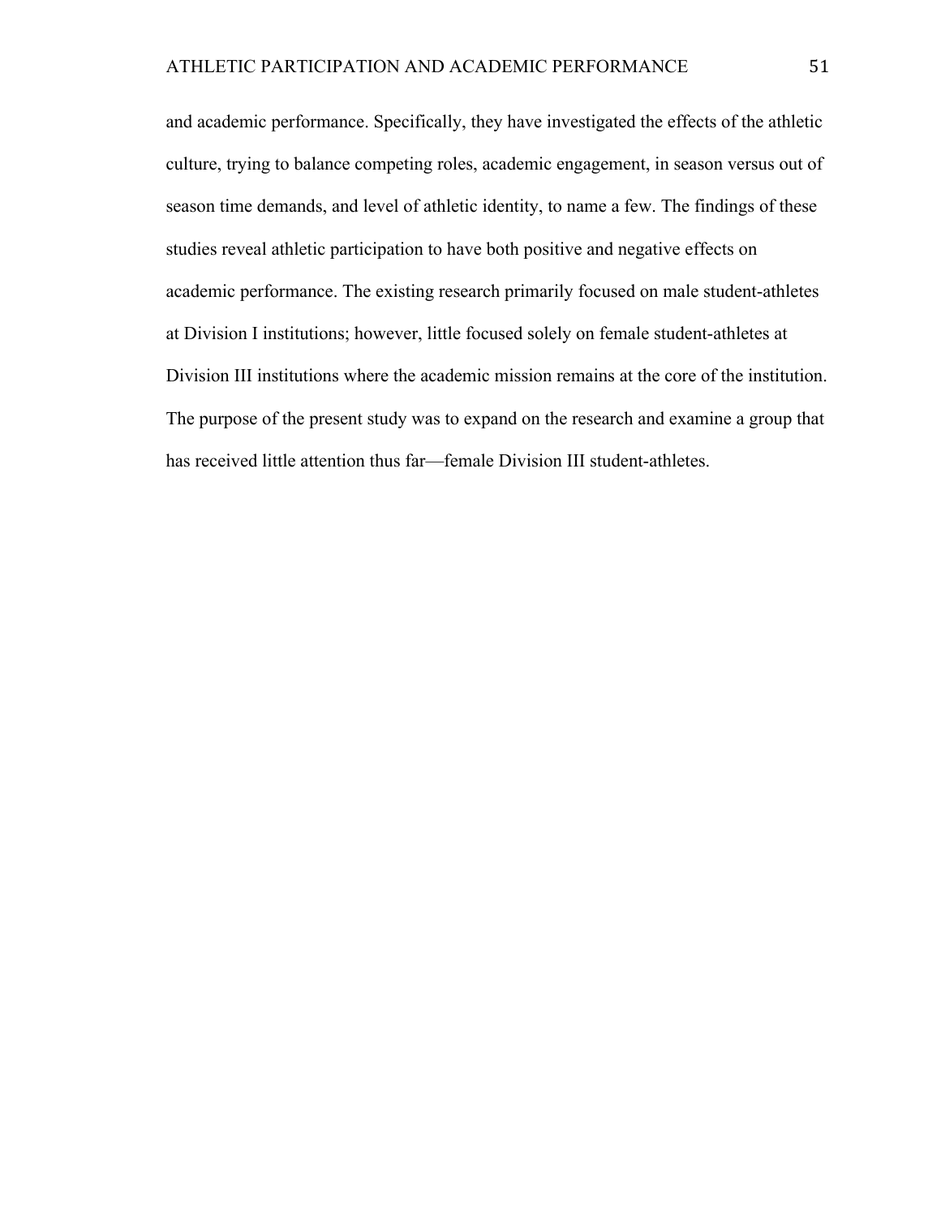and academic performance. Specifically, they have investigated the effects of the athletic culture, trying to balance competing roles, academic engagement, in season versus out of season time demands, and level of athletic identity, to name a few. The findings of these studies reveal athletic participation to have both positive and negative effects on academic performance. The existing research primarily focused on male student-athletes at Division I institutions; however, little focused solely on female student-athletes at Division III institutions where the academic mission remains at the core of the institution. The purpose of the present study was to expand on the research and examine a group that has received little attention thus far—female Division III student-athletes.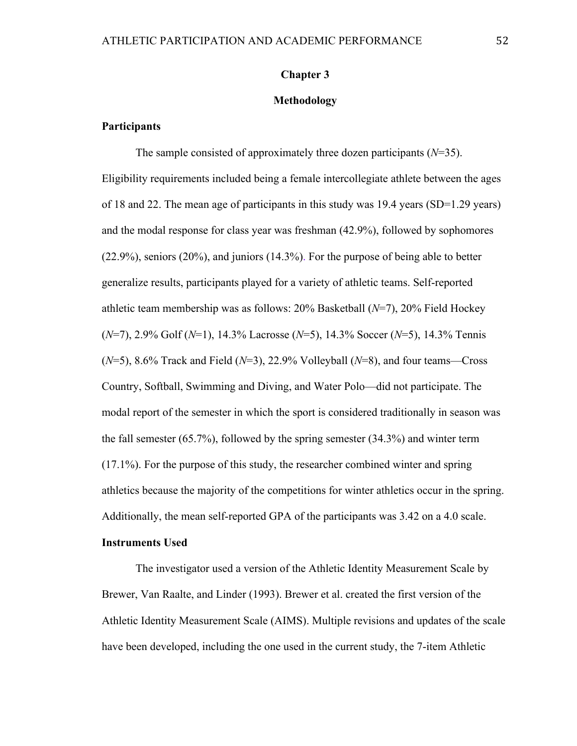# Chapter 3

# Methodology

## Participants

The sample consisted of approximately three dozen participants (*N*=35). Eligibility requirements included being a female intercollegiate athlete between the ages of 18 and 22. The mean age of participants in this study was 19.4 years (SD=1.29 years) and the modal response for class year was freshman (42.9%), followed by sophomores (22.9%), seniors (20%), and juniors (14.3%). For the purpose of being able to better generalize results, participants played for a variety of athletic teams. Self-reported athletic team membership was as follows: 20% Basketball (*N*=7), 20% Field Hockey (*N*=7), 2.9% Golf (*N*=1), 14.3% Lacrosse (*N*=5), 14.3% Soccer (*N*=5), 14.3% Tennis (*N*=5), 8.6% Track and Field (*N*=3), 22.9% Volleyball (*N*=8), and four teams—Cross Country, Softball, Swimming and Diving, and Water Polo—did not participate. The modal report of the semester in which the sport is considered traditionally in season was the fall semester (65.7%), followed by the spring semester (34.3%) and winter term (17.1%). For the purpose of this study, the researcher combined winter and spring athletics because the majority of the competitions for winter athletics occur in the spring. Additionally, the mean self-reported GPA of the participants was 3.42 on a 4.0 scale.

## Instruments Used

The investigator used a version of the Athletic Identity Measurement Scale by Brewer, Van Raalte, and Linder (1993). Brewer et al. created the first version of the Athletic Identity Measurement Scale (AIMS). Multiple revisions and updates of the scale have been developed, including the one used in the current study, the 7-item Athletic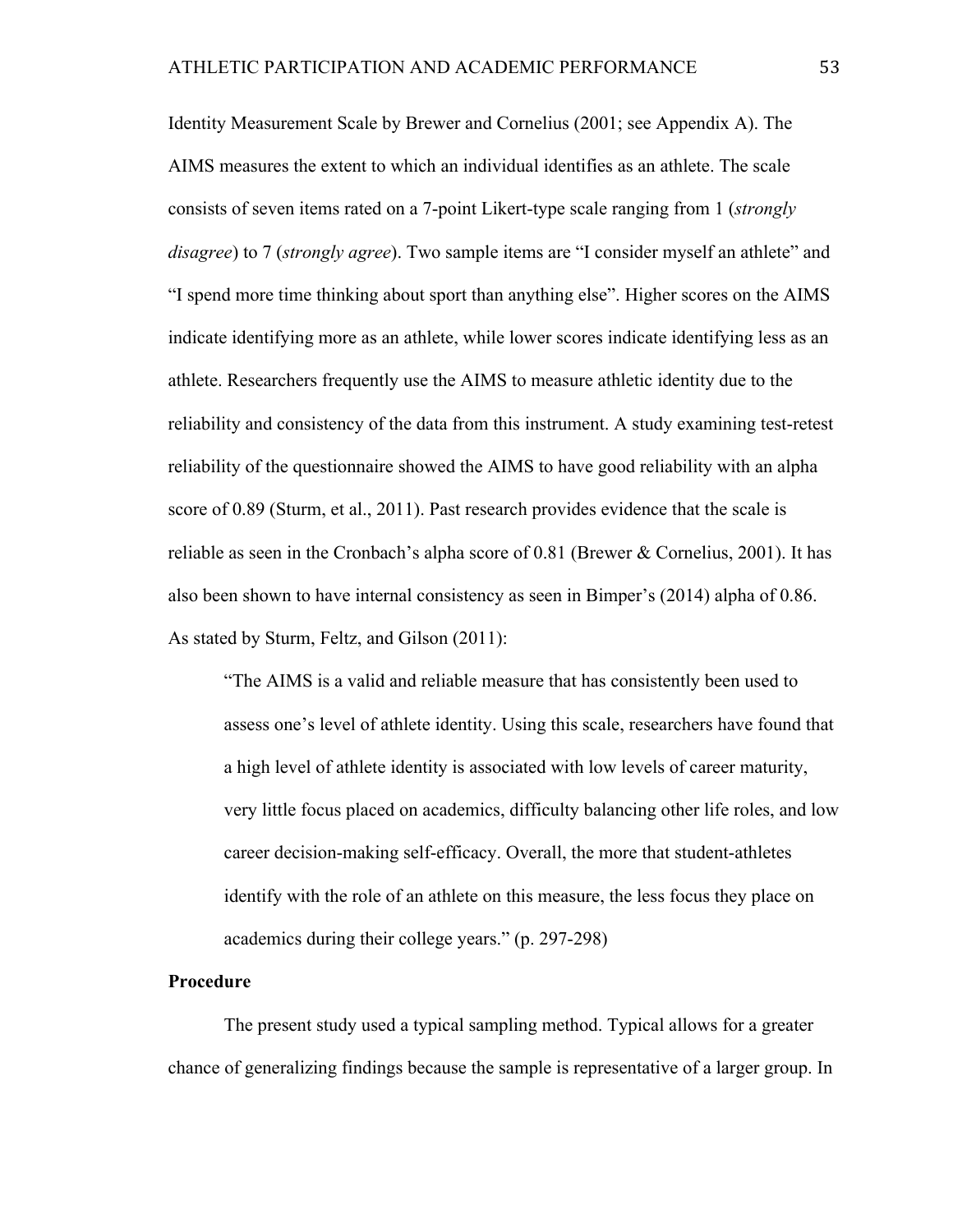Identity Measurement Scale by Brewer and Cornelius (2001; see Appendix A). The AIMS measures the extent to which an individual identifies as an athlete. The scale consists of seven items rated on a 7-point Likert-type scale ranging from 1 (*strongly disagree*) to 7 (*strongly agree*). Two sample items are "I consider myself an athlete" and "I spend more time thinking about sport than anything else". Higher scores on the AIMS indicate identifying more as an athlete, while lower scores indicate identifying less as an athlete. Researchers frequently use the AIMS to measure athletic identity due to the reliability and consistency of the data from this instrument. A study examining test-retest reliability of the questionnaire showed the AIMS to have good reliability with an alpha score of 0.89 (Sturm, et al., 2011). Past research provides evidence that the scale is reliable as seen in the Cronbach's alpha score of 0.81 (Brewer & Cornelius, 2001). It has also been shown to have internal consistency as seen in Bimper's (2014) alpha of 0.86. As stated by Sturm, Feltz, and Gilson (2011):

> "The AIMS is a valid and reliable measure that has consistently been used to assess one's level of athlete identity. Using this scale, researchers have found that a high level of athlete identity is associated with low levels of career maturity, very little focus placed on academics, difficulty balancing other life roles, and low career decision-making self-efficacy. Overall, the more that student-athletes identify with the role of an athlete on this measure, the less focus they place on academics during their college years." (p. 297-298)

**Procedure**

The present study used a typical sampling method. Typical allows for a greater chance of generalizing findings because the sample is representative of a larger group. In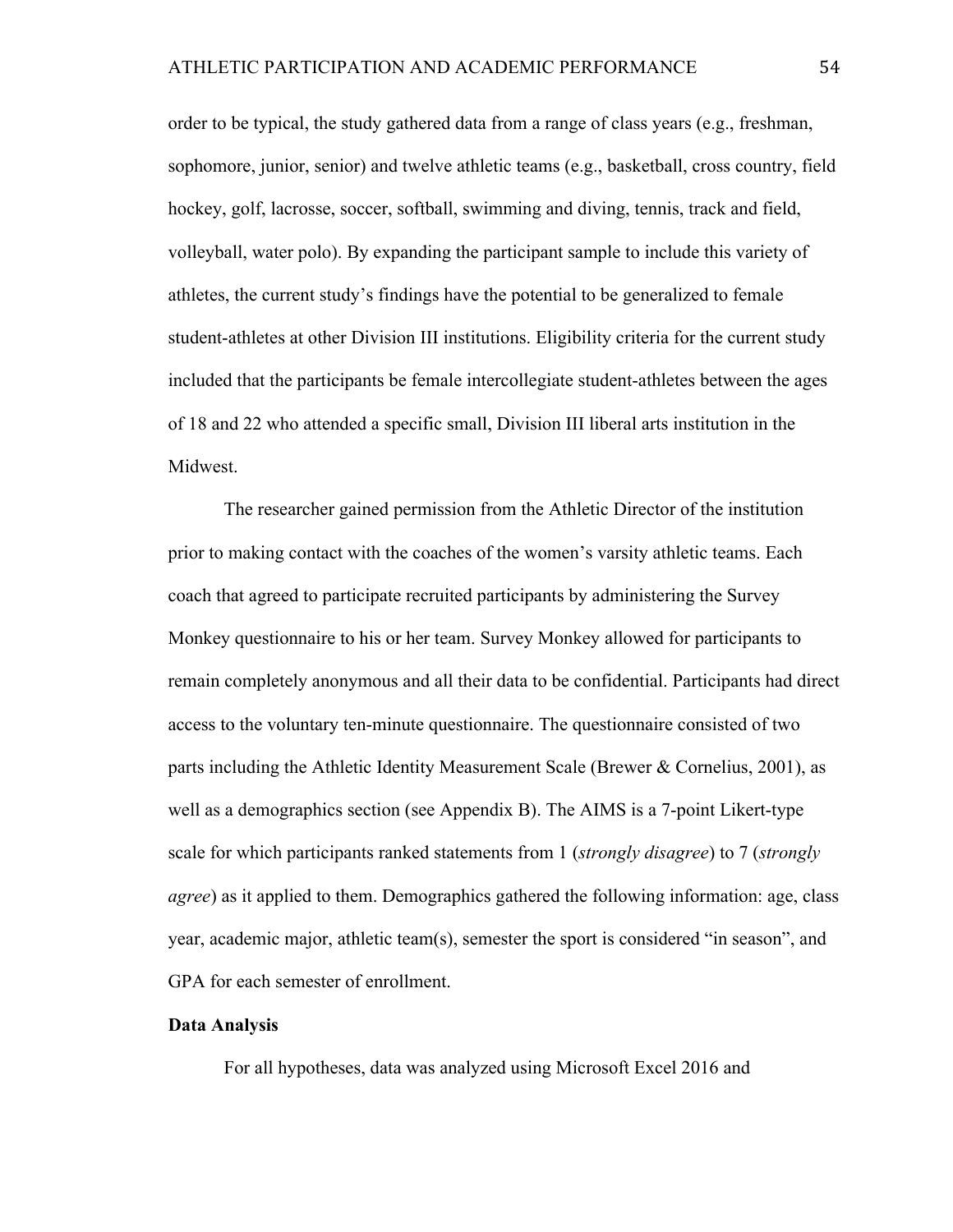order to be typical, the study gathered data from a range of class years (e.g., freshman, sophomore, junior, senior) and twelve athletic teams (e.g., basketball, cross country, field hockey, golf, lacrosse, soccer, softball, swimming and diving, tennis, track and field, volleyball, water polo). By expanding the participant sample to include this variety of athletes, the current study's findings have the potential to be generalized to female student-athletes at other Division III institutions. Eligibility criteria for the current study included that the participants be female intercollegiate student-athletes between the ages of 18 and 22 who attended a specific small, Division III liberal arts institution in the Midwest.

The researcher gained permission from the Athletic Director of the institution prior to making contact with the coaches of the women's varsity athletic teams. Each coach that agreed to participate recruited participants by administering the Survey Monkey questionnaire to his or her team. Survey Monkey allowed for participants to remain completely anonymous and all their data to be confidential. Participants had direct access to the voluntary ten-minute questionnaire. The questionnaire consisted of two parts including the Athletic Identity Measurement Scale (Brewer & Cornelius, 2001), as well as a demographics section (see Appendix B). The AIMS is a 7-point Likert-type scale for which participants ranked statements from 1 (*strongly disagree*) to 7 (*strongly agree*) as it applied to them. Demographics gathered the following information: age, class year, academic major, athletic team(s), semester the sport is considered "in season", and GPA for each semester of enrollment.

**Data Analysis**

For all hypotheses, data was analyzed using Microsoft Excel 2016 and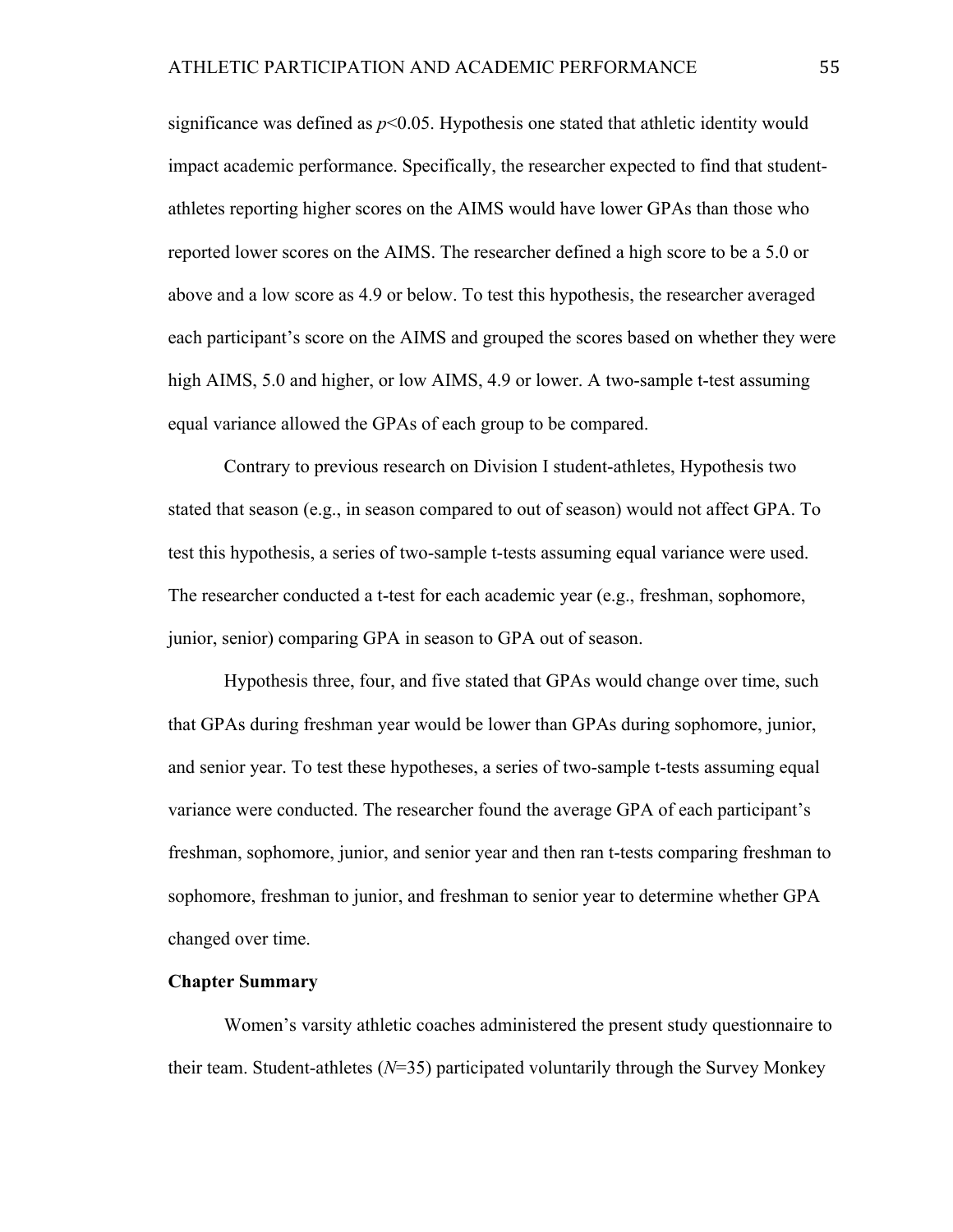significance was defined as $p<0.05$. Hypothesis one stated that athletic identity would impact academic performance. Specifically, the researcher expected to find that student-athletes reporting higher scores on the AIMS would have lower GPAs than those who reported lower scores on the AIMS. The researcher defined a high score to be a 5.0 or above and a low score as 4.9 or below. To test this hypothesis, the researcher averaged each participant's score on the AIMS and grouped the scores based on whether they were high AIMS, 5.0 and higher, or low AIMS, 4.9 or lower. A two-sample t-test assuming equal variance allowed the GPAs of each group to be compared.

Contrary to previous research on Division I student-athletes, Hypothesis two stated that season (e.g., in season compared to out of season) would not affect GPA. To test this hypothesis, a series of two-sample t-tests assuming equal variance were used. The researcher conducted a t-test for each academic year (e.g., freshman, sophomore, junior, senior) comparing GPA in season to GPA out of season.

Hypothesis three, four, and five stated that GPAs would change over time, such that GPAs during freshman year would be lower than GPAs during sophomore, junior, and senior year. To test these hypotheses, a series of two-sample t-tests assuming equal variance were conducted. The researcher found the average GPA of each participant's freshman, sophomore, junior, and senior year and then ran t-tests comparing freshman to sophomore, freshman to junior, and freshman to senior year to determine whether GPA changed over time.

**Chapter Summary**

Women's varsity athletic coaches administered the present study questionnaire to their team. Student-athletes ($N=35$) participated voluntarily through the Survey Monkey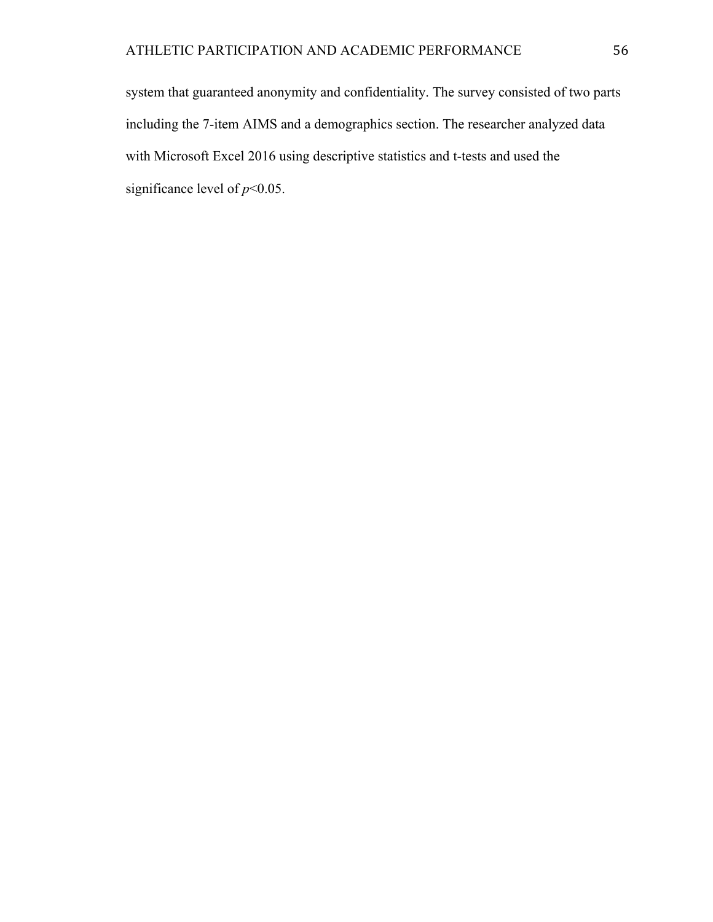system that guaranteed anonymity and confidentiality. The survey consisted of two parts including the 7-item AIMS and a demographics section. The researcher analyzed data with Microsoft Excel 2016 using descriptive statistics and t-tests and used the significance level of $p<0.05$.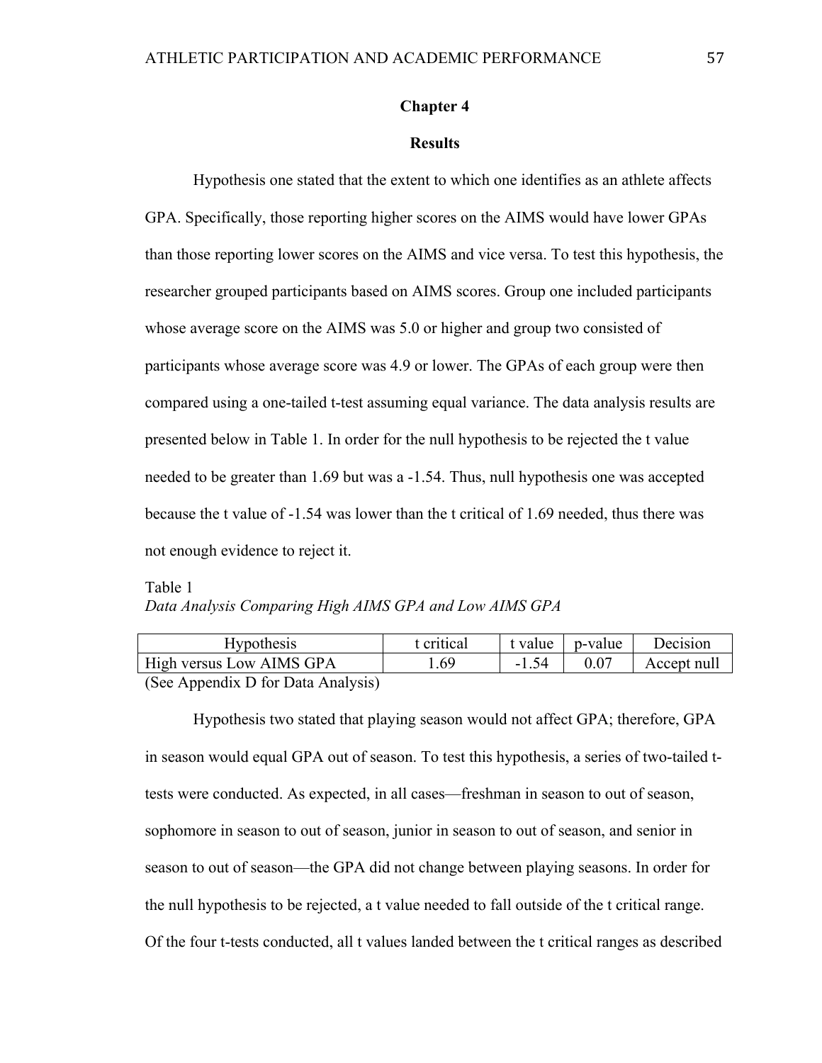# Chapter 4

## Results

Hypothesis one stated that the extent to which one identifies as an athlete affects GPA. Specifically, those reporting higher scores on the AIMS would have lower GPAs than those reporting lower scores on the AIMS and vice versa. To test this hypothesis, the researcher grouped participants based on AIMS scores. Group one included participants whose average score on the AIMS was 5.0 or higher and group two consisted of participants whose average score was 4.9 or lower. The GPAs of each group were then compared using a one-tailed t-test assuming equal variance. The data analysis results are presented below in Table 1. In order for the null hypothesis to be rejected the t value needed to be greater than 1.69 but was a -1.54. Thus, null hypothesis one was accepted because the t value of -1.54 was lower than the t critical of 1.69 needed, thus there was not enough evidence to reject it.

Table 1
*Data Analysis Comparing High AIMS GPA and Low AIMS GPA*

| Hypothesis | t critical | t value | p-value | Decision |
|---|---|---|---|---|
| High versus Low AIMS GPA | 1.69 | -1.54 | 0.07 | Accept null |

(See Appendix D for Data Analysis)

Hypothesis two stated that playing season would not affect GPA; therefore, GPA in season would equal GPA out of season. To test this hypothesis, a series of two-tailed t-tests were conducted. As expected, in all cases—freshman in season to out of season, sophomore in season to out of season, junior in season to out of season, and senior in season to out of season—the GPA did not change between playing seasons. In order for the null hypothesis to be rejected, a t value needed to fall outside of the t critical range. Of the four t-tests conducted, all t values landed between the t critical ranges as described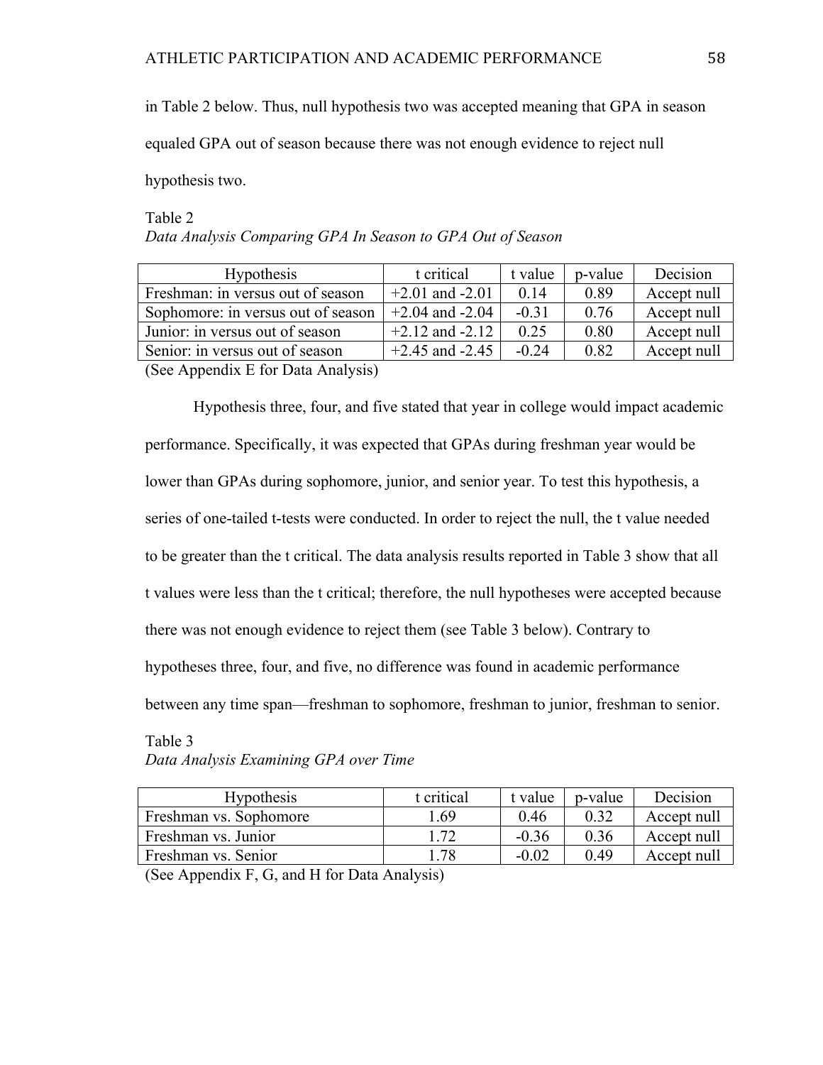in Table 2 below. Thus, null hypothesis two was accepted meaning that GPA in season equaled GPA out of season because there was not enough evidence to reject null hypothesis two.

Table 2
*Data Analysis Comparing GPA In Season to GPA Out of Season*

| Hypothesis | t critical | t value | p-value | Decision |
|---|---|---|---|---|
| Freshman: in versus out of season | +2.01 and -2.01 | 0.14 | 0.89 | Accept null |
| Sophomore: in versus out of season | +2.04 and -2.04 | -0.31 | 0.76 | Accept null |
| Junior: in versus out of season | +2.12 and -2.12 | 0.25 | 0.80 | Accept null |
| Senior: in versus out of season | +2.45 and -2.45 | -0.24 | 0.82 | Accept null |

(See Appendix E for Data Analysis)

Hypothesis three, four, and five stated that year in college would impact academic performance. Specifically, it was expected that GPAs during freshman year would be lower than GPAs during sophomore, junior, and senior year. To test this hypothesis, a series of one-tailed t-tests were conducted. In order to reject the null, the t value needed to be greater than the t critical. The data analysis results reported in Table 3 show that all t values were less than the t critical; therefore, the null hypotheses were accepted because there was not enough evidence to reject them (see Table 3 below). Contrary to hypotheses three, four, and five, no difference was found in academic performance between any time span—freshman to sophomore, freshman to junior, freshman to senior.

Table 3
*Data Analysis Examining GPA over Time*

| Hypothesis | t critical | t value | p-value | Decision |
|---|---|---|---|---|
| Freshman vs. Sophomore | 1.69 | 0.46 | 0.32 | Accept null |
| Freshman vs. Junior | 1.72 | -0.36 | 0.36 | Accept null |
| Freshman vs. Senior | 1.78 | -0.02 | 0.49 | Accept null |

(See Appendix F, G, and H for Data Analysis)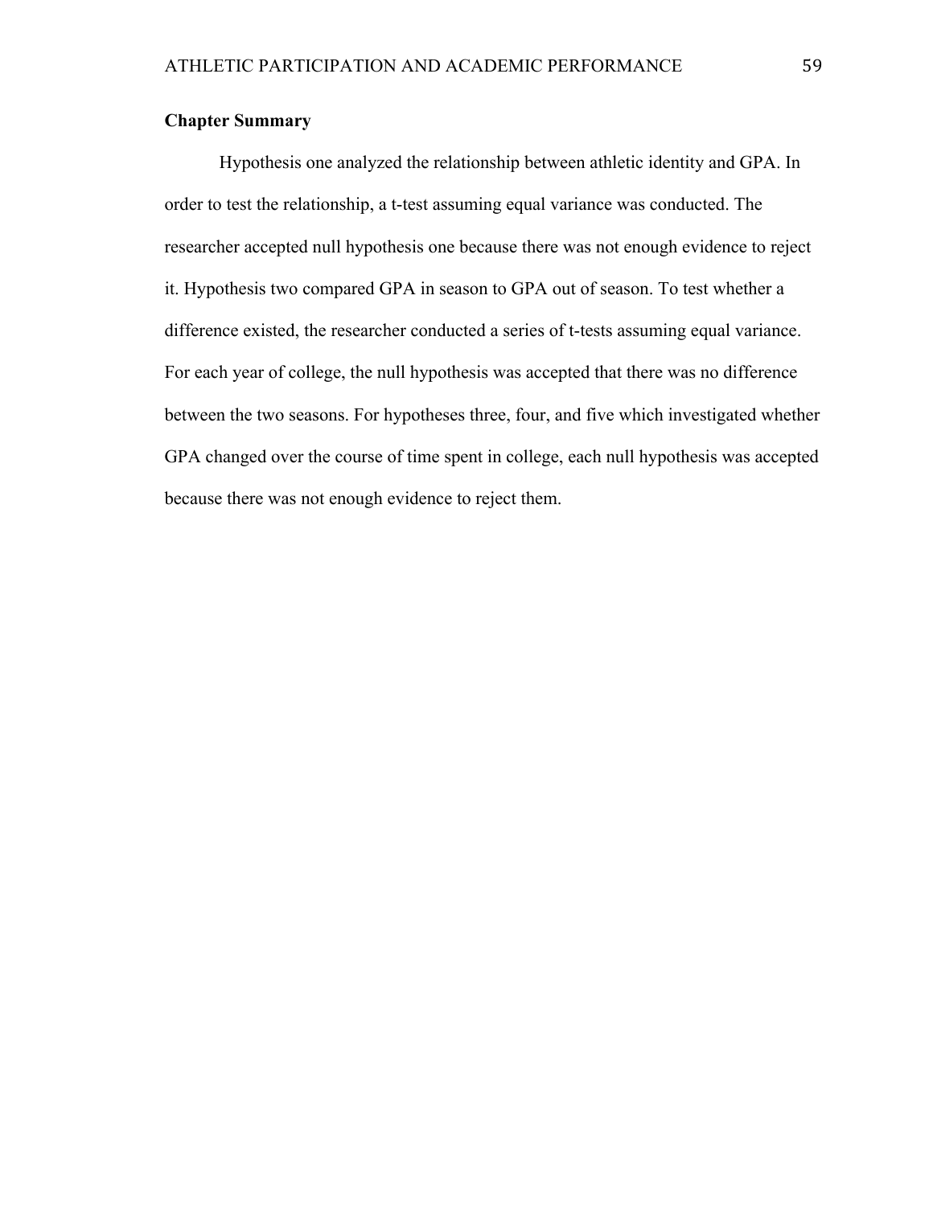## Chapter Summary

Hypothesis one analyzed the relationship between athletic identity and GPA. In order to test the relationship, a t-test assuming equal variance was conducted. The researcher accepted null hypothesis one because there was not enough evidence to reject it. Hypothesis two compared GPA in season to GPA out of season. To test whether a difference existed, the researcher conducted a series of t-tests assuming equal variance. For each year of college, the null hypothesis was accepted that there was no difference between the two seasons. For hypotheses three, four, and five which investigated whether GPA changed over the course of time spent in college, each null hypothesis was accepted because there was not enough evidence to reject them.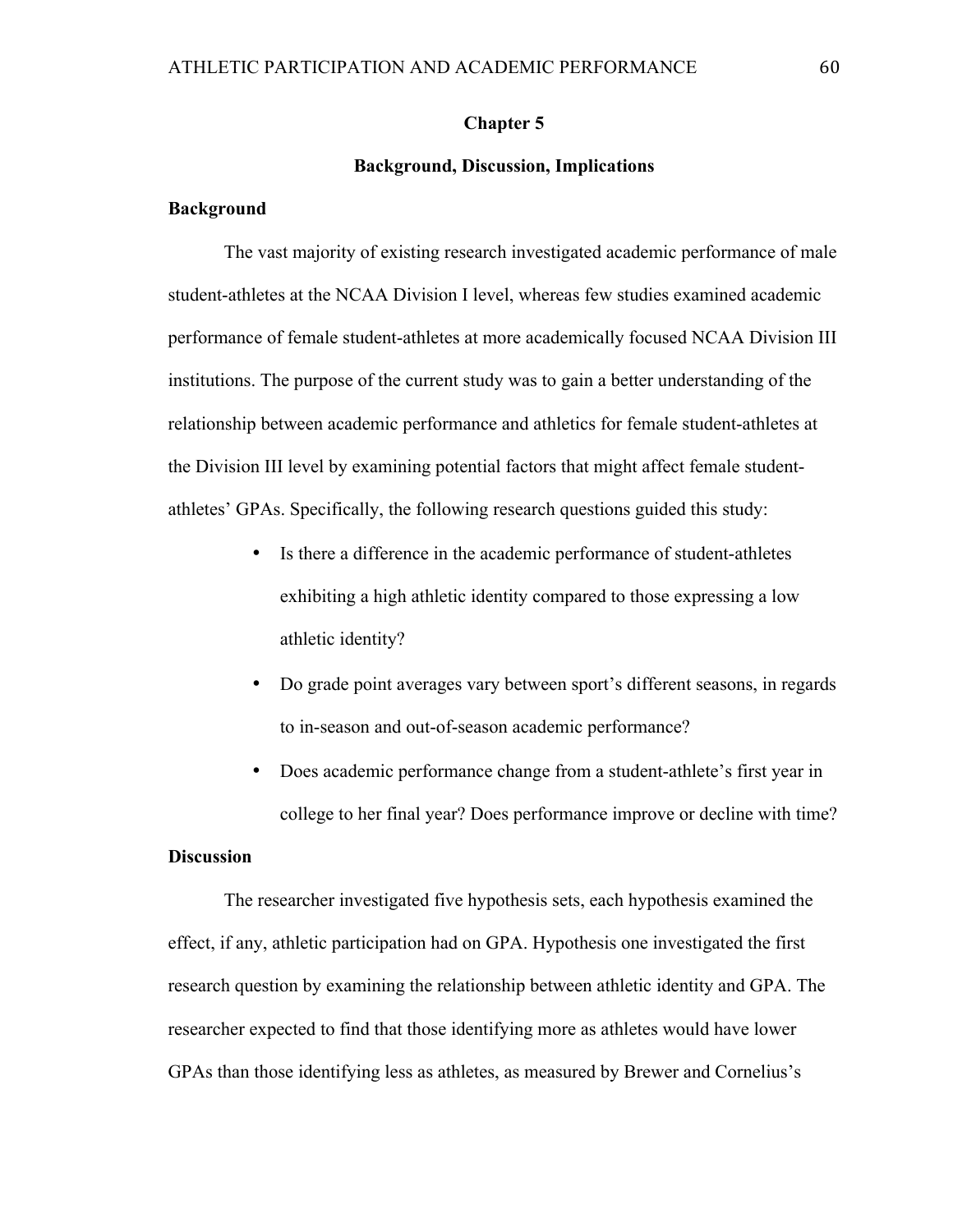# Chapter 5

## Background, Discussion, Implications

### Background

The vast majority of existing research investigated academic performance of male student-athletes at the NCAA Division I level, whereas few studies examined academic performance of female student-athletes at more academically focused NCAA Division III institutions. The purpose of the current study was to gain a better understanding of the relationship between academic performance and athletics for female student-athletes at the Division III level by examining potential factors that might affect female student-athletes' GPAs. Specifically, the following research questions guided this study:

- Is there a difference in the academic performance of student-athletes exhibiting a high athletic identity compared to those expressing a low athletic identity?
- Do grade point averages vary between sport's different seasons, in regards to in-season and out-of-season academic performance?
- Does academic performance change from a student-athlete's first year in college to her final year? Does performance improve or decline with time?

### Discussion

The researcher investigated five hypothesis sets, each hypothesis examined the effect, if any, athletic participation had on GPA. Hypothesis one investigated the first research question by examining the relationship between athletic identity and GPA. The researcher expected to find that those identifying more as athletes would have lower GPAs than those identifying less as athletes, as measured by Brewer and Cornelius's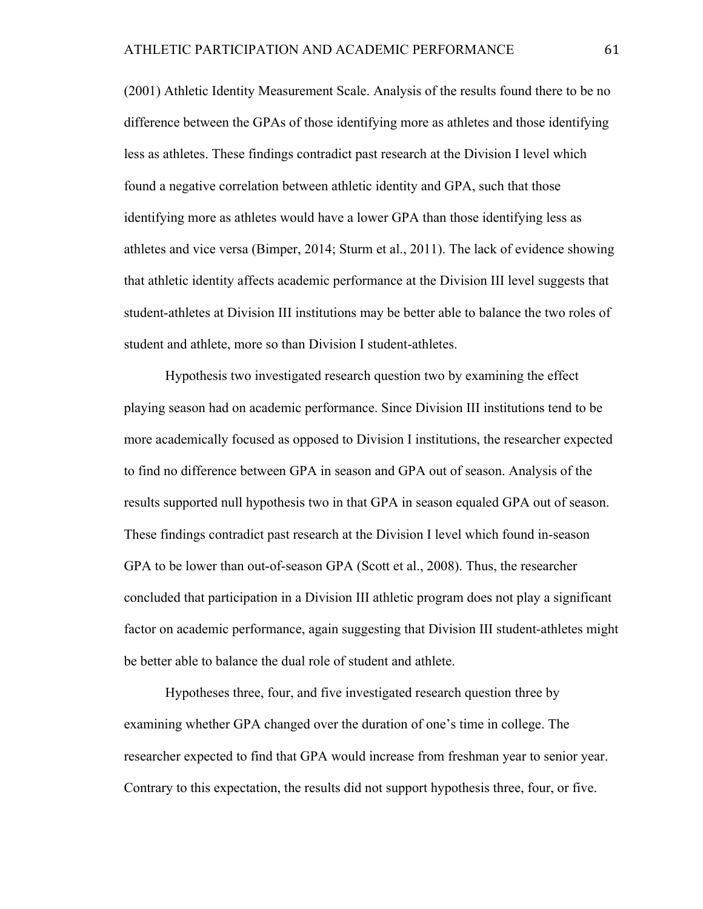(2001) Athletic Identity Measurement Scale. Analysis of the results found there to be no difference between the GPAs of those identifying more as athletes and those identifying less as athletes. These findings contradict past research at the Division I level which found a negative correlation between athletic identity and GPA, such that those identifying more as athletes would have a lower GPA than those identifying less as athletes and vice versa (Bimper, 2014; Sturm et al., 2011). The lack of evidence showing that athletic identity affects academic performance at the Division III level suggests that student-athletes at Division III institutions may be better able to balance the two roles of student and athlete, more so than Division I student-athletes.

Hypothesis two investigated research question two by examining the effect playing season had on academic performance. Since Division III institutions tend to be more academically focused as opposed to Division I institutions, the researcher expected to find no difference between GPA in season and GPA out of season. Analysis of the results supported null hypothesis two in that GPA in season equaled GPA out of season. These findings contradict past research at the Division I level which found in-season GPA to be lower than out-of-season GPA (Scott et al., 2008). Thus, the researcher concluded that participation in a Division III athletic program does not play a significant factor on academic performance, again suggesting that Division III student-athletes might be better able to balance the dual role of student and athlete.

Hypotheses three, four, and five investigated research question three by examining whether GPA changed over the duration of one's time in college. The researcher expected to find that GPA would increase from freshman year to senior year. Contrary to this expectation, the results did not support hypothesis three, four, or five.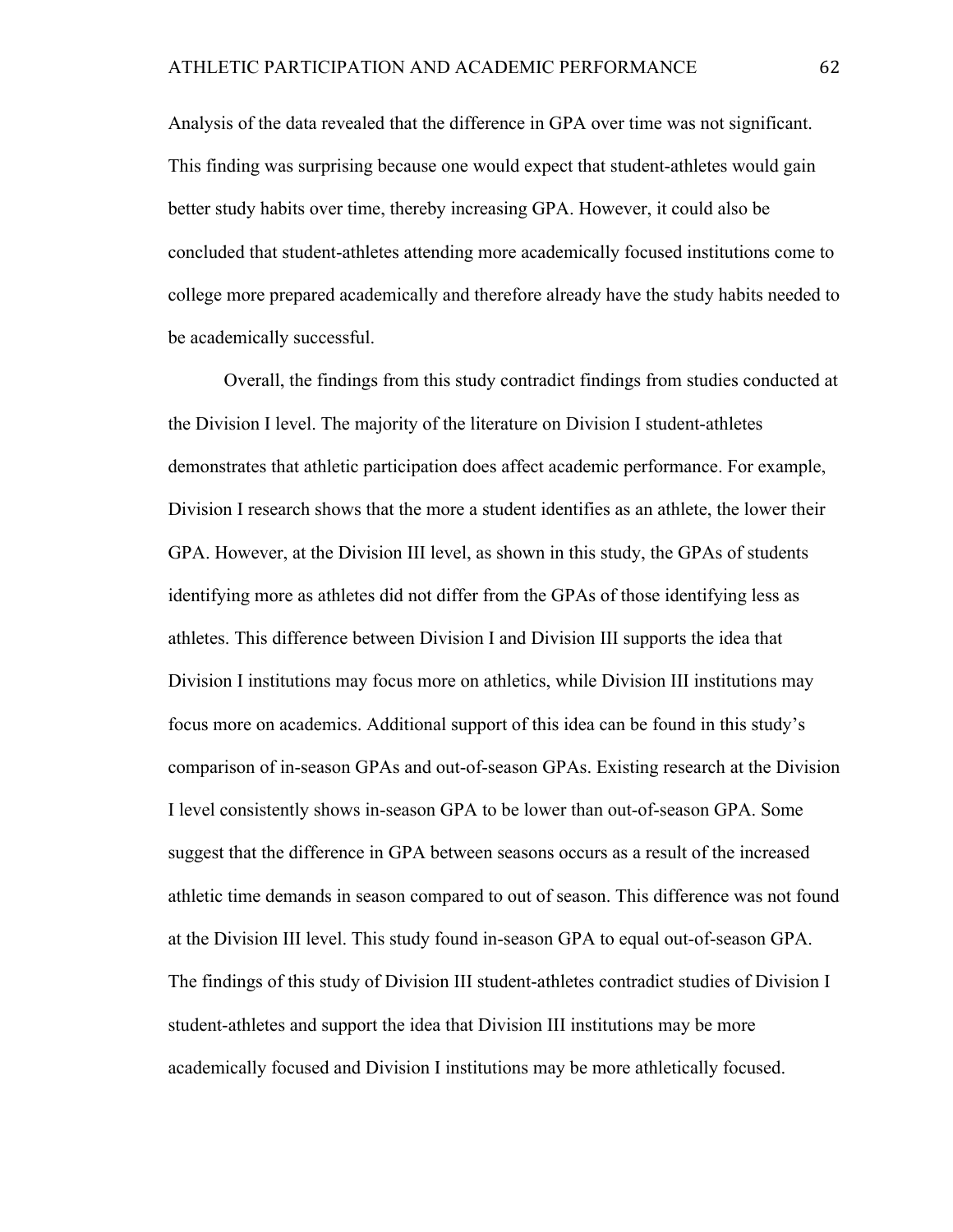Analysis of the data revealed that the difference in GPA over time was not significant. This finding was surprising because one would expect that student-athletes would gain better study habits over time, thereby increasing GPA. However, it could also be concluded that student-athletes attending more academically focused institutions come to college more prepared academically and therefore already have the study habits needed to be academically successful.

Overall, the findings from this study contradict findings from studies conducted at the Division I level. The majority of the literature on Division I student-athletes demonstrates that athletic participation does affect academic performance. For example, Division I research shows that the more a student identifies as an athlete, the lower their GPA. However, at the Division III level, as shown in this study, the GPAs of students identifying more as athletes did not differ from the GPAs of those identifying less as athletes. This difference between Division I and Division III supports the idea that Division I institutions may focus more on athletics, while Division III institutions may focus more on academics. Additional support of this idea can be found in this study's comparison of in-season GPAs and out-of-season GPAs. Existing research at the Division I level consistently shows in-season GPA to be lower than out-of-season GPA. Some suggest that the difference in GPA between seasons occurs as a result of the increased athletic time demands in season compared to out of season. This difference was not found at the Division III level. This study found in-season GPA to equal out-of-season GPA. The findings of this study of Division III student-athletes contradict studies of Division I student-athletes and support the idea that Division III institutions may be more academically focused and Division I institutions may be more athletically focused.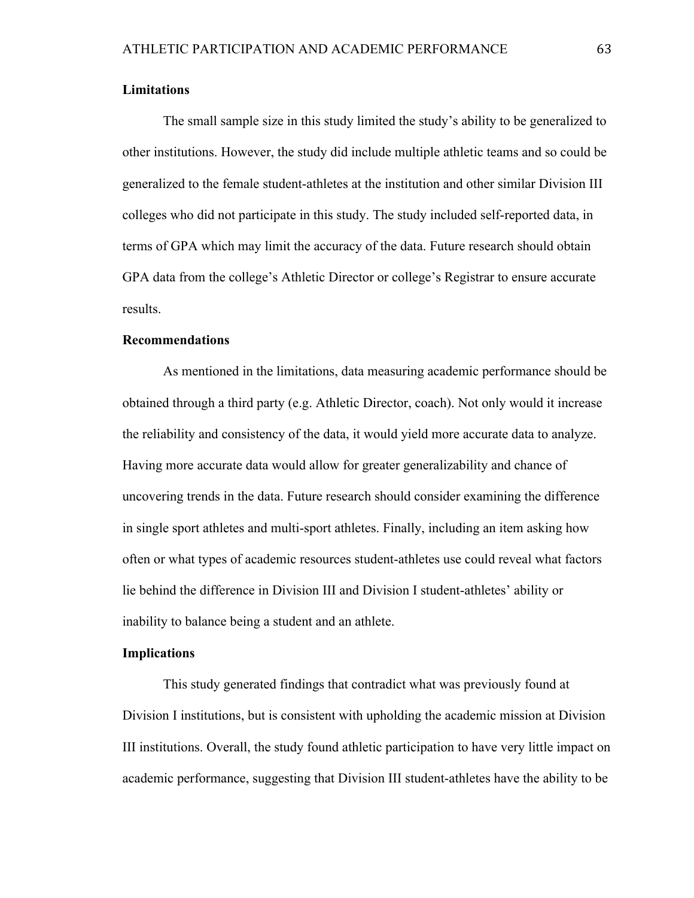**Limitations**

The small sample size in this study limited the study's ability to be generalized to other institutions. However, the study did include multiple athletic teams and so could be generalized to the female student-athletes at the institution and other similar Division III colleges who did not participate in this study. The study included self-reported data, in terms of GPA which may limit the accuracy of the data. Future research should obtain GPA data from the college's Athletic Director or college's Registrar to ensure accurate results.

**Recommendations**

As mentioned in the limitations, data measuring academic performance should be obtained through a third party (e.g. Athletic Director, coach). Not only would it increase the reliability and consistency of the data, it would yield more accurate data to analyze. Having more accurate data would allow for greater generalizability and chance of uncovering trends in the data. Future research should consider examining the difference in single sport athletes and multi-sport athletes. Finally, including an item asking how often or what types of academic resources student-athletes use could reveal what factors lie behind the difference in Division III and Division I student-athletes' ability or inability to balance being a student and an athlete.

**Implications**

This study generated findings that contradict what was previously found at Division I institutions, but is consistent with upholding the academic mission at Division III institutions. Overall, the study found athletic participation to have very little impact on academic performance, suggesting that Division III student-athletes have the ability to be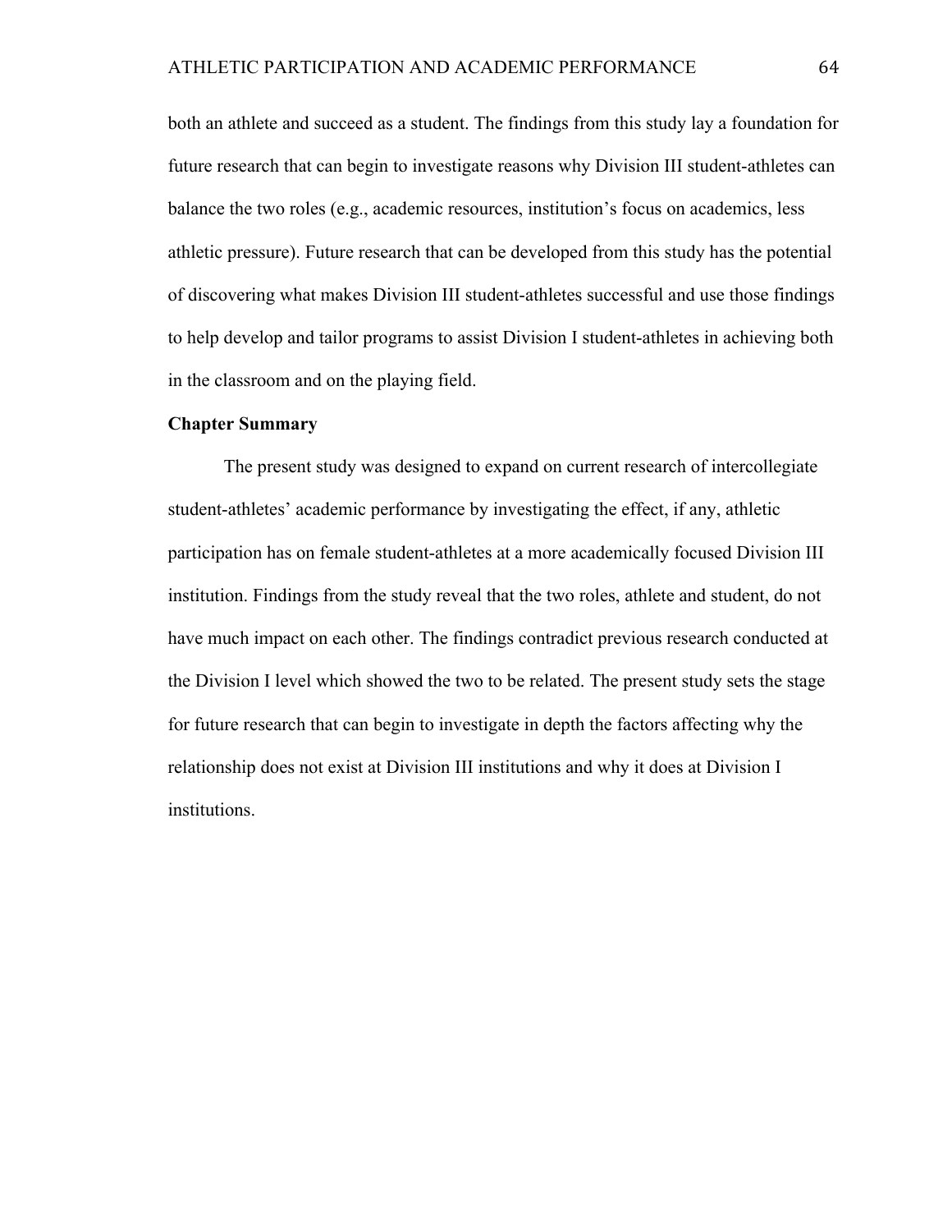both an athlete and succeed as a student. The findings from this study lay a foundation for future research that can begin to investigate reasons why Division III student-athletes can balance the two roles (e.g., academic resources, institution's focus on academics, less athletic pressure). Future research that can be developed from this study has the potential of discovering what makes Division III student-athletes successful and use those findings to help develop and tailor programs to assist Division I student-athletes in achieving both in the classroom and on the playing field.

## Chapter Summary

The present study was designed to expand on current research of intercollegiate student-athletes' academic performance by investigating the effect, if any, athletic participation has on female student-athletes at a more academically focused Division III institution. Findings from the study reveal that the two roles, athlete and student, do not have much impact on each other. The findings contradict previous research conducted at the Division I level which showed the two to be related. The present study sets the stage for future research that can begin to investigate in depth the factors affecting why the relationship does not exist at Division III institutions and why it does at Division I institutions.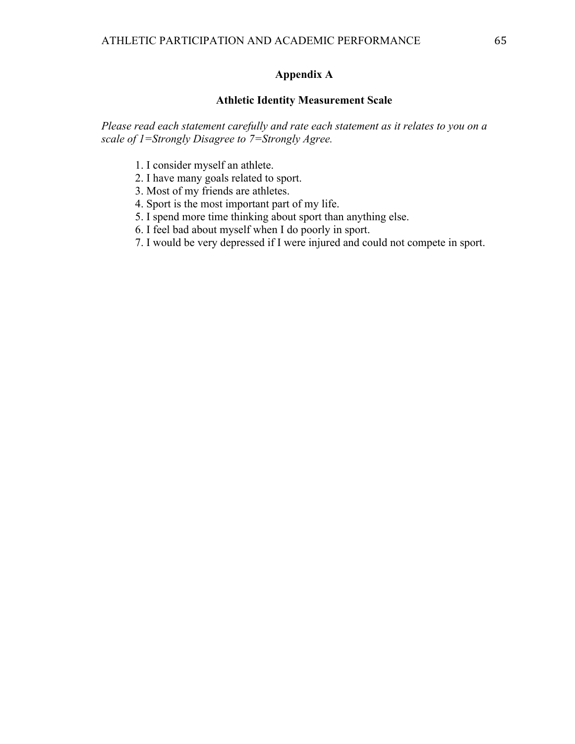## Appendix A

### Athletic Identity Measurement Scale

*Please read each statement carefully and rate each statement as it relates to you on a scale of 1=Strongly Disagree to 7=Strongly Agree.*

1. I consider myself an athlete.
2. I have many goals related to sport.
3. Most of my friends are athletes.
4. Sport is the most important part of my life.
5. I spend more time thinking about sport than anything else.
6. I feel bad about myself when I do poorly in sport.
7. I would be very depressed if I were injured and could not compete in sport.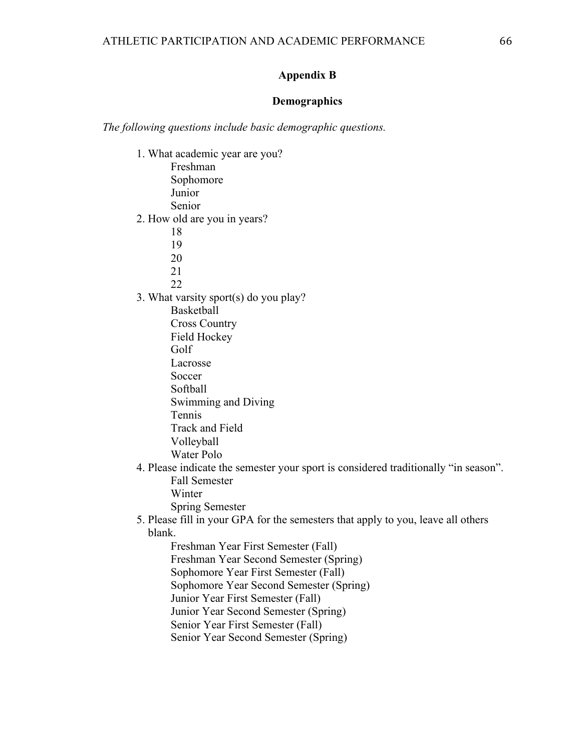## Appendix B

### Demographics

*The following questions include basic demographic questions.*

1. What academic year are you?
   - Freshman
   - Sophomore
   - Junior
   - Senior
2. How old are you in years?
   - 18
   - 19
   - 20
   - 21
   - 22
3. What varsity sport(s) do you play?
   - Basketball
   - Cross Country
   - Field Hockey
   - Golf
   - Lacrosse
   - Soccer
   - Softball
   - Swimming and Diving
   - Tennis
   - Track and Field
   - Volleyball
   - Water Polo
4. Please indicate the semester your sport is considered traditionally "in season".
   - Fall Semester
   - Winter
   - Spring Semester
5. Please fill in your GPA for the semesters that apply to you, leave all others blank.
   - Freshman Year First Semester (Fall)
   - Freshman Year Second Semester (Spring)
   - Sophomore Year First Semester (Fall)
   - Sophomore Year Second Semester (Spring)
   - Junior Year First Semester (Fall)
   - Junior Year Second Semester (Spring)
   - Senior Year First Semester (Fall)
   - Senior Year Second Semester (Spring)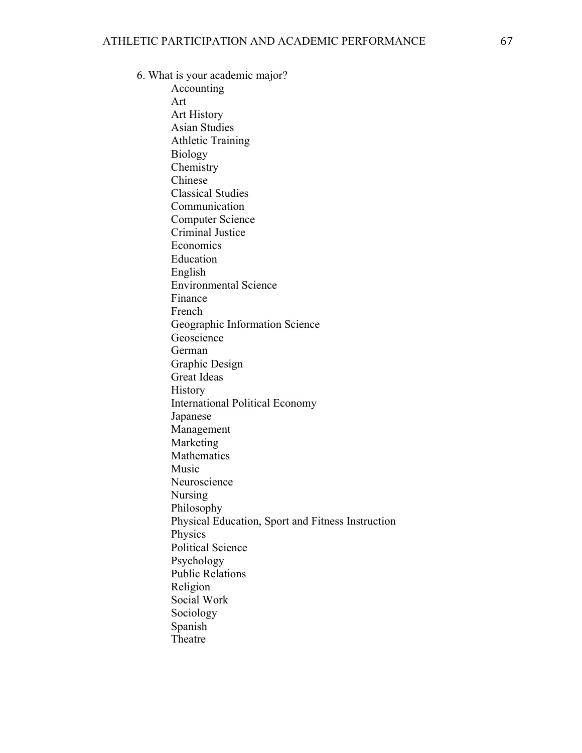6. What is your academic major?

    Accounting
    Art
    Art History
    Asian Studies
    Athletic Training
    Biology
    Chemistry
    Chinese
    Classical Studies
    Communication
    Computer Science
    Criminal Justice
    Economics
    Education
    English
    Environmental Science
    Finance
    French
    Geographic Information Science
    Geoscience
    German
    Graphic Design
    Great Ideas
    History
    International Political Economy
    Japanese
    Management
    Marketing
    Mathematics
    Music
    Neuroscience
    Nursing
    Philosophy
    Physical Education, Sport and Fitness Instruction
    Physics
    Political Science
    Psychology
    Public Relations
    Religion
    Social Work
    Sociology
    Spanish
    Theatre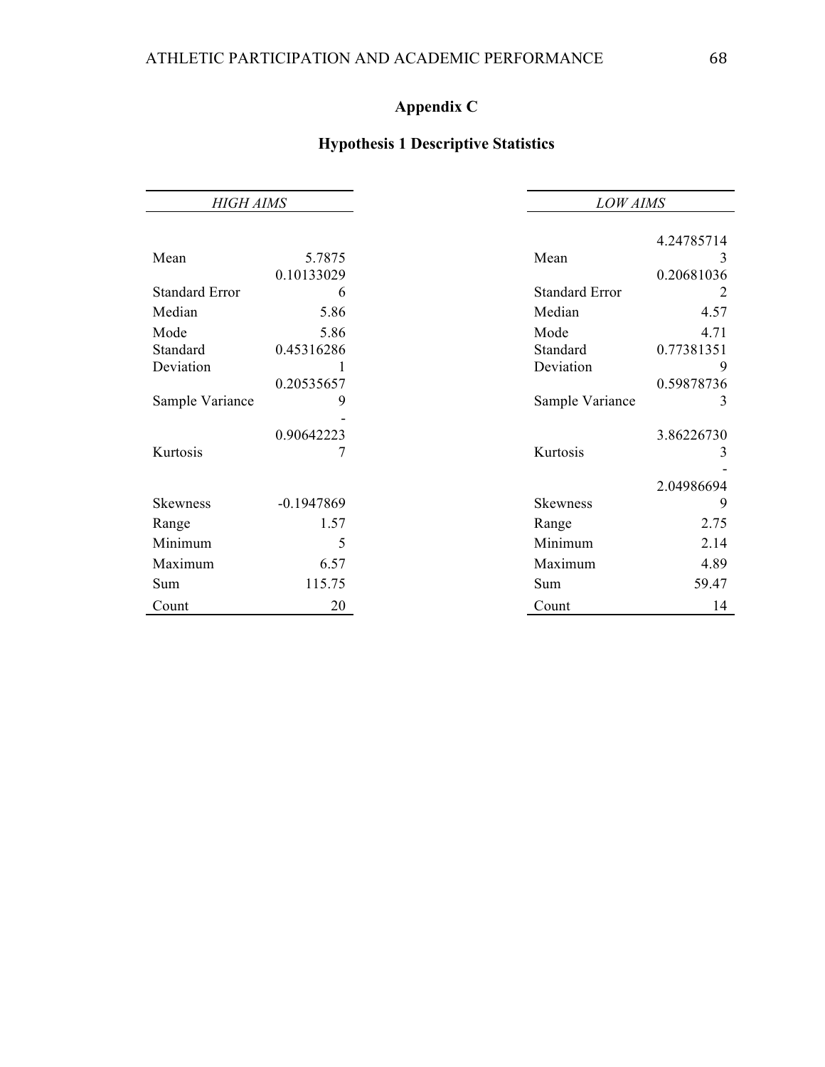## Appendix C

### Hypothesis 1 Descriptive Statistics

| *HIGH AIMS* | |
|---|---|
| Mean | 5.7875 |
| Standard Error | 0.101330296 |
| Median | 5.86 |
| Mode | 5.86 |
| Standard Deviation | 0.453162861 |
| Sample Variance | 0.205356579 |
| Kurtosis | -0.906422237 |
| Skewness | -0.1947869 |
| Range | 1.57 |
| Minimum | 5 |
| Maximum | 6.57 |
| Sum | 115.75 |
| Count | 20 |

| *LOW AIMS* | |
|---|---|
| Mean | 4.247857143 |
| Standard Error | 0.206810362 |
| Median | 4.57 |
| Mode | 4.71 |
| Standard Deviation | 0.773813519 |
| Sample Variance | 0.598787363 |
| Kurtosis | 3.862267303 |
| Skewness | -2.049866949 |
| Range | 2.75 |
| Minimum | 2.14 |
| Maximum | 4.89 |
| Sum | 59.47 |
| Count | 14 |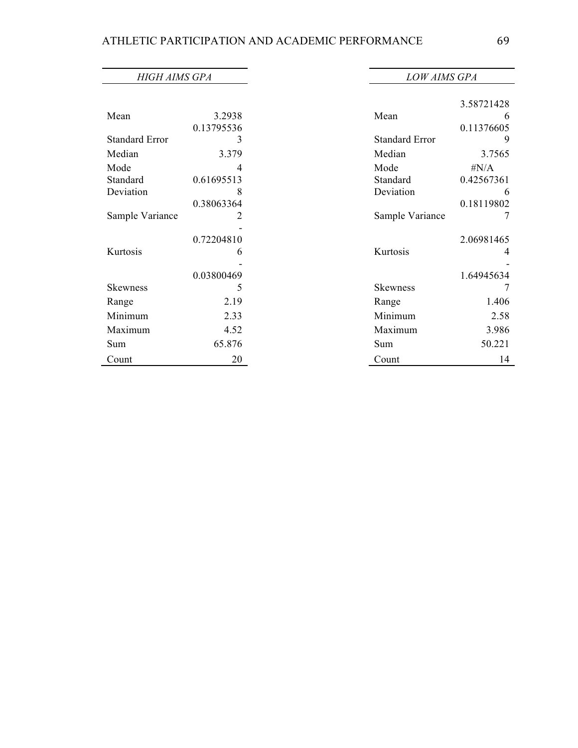| *HIGH AIMS GPA* | |
|---|---|
| Mean | 3.2938 |
| Standard Error | 0.137955363 |
| Median | 3.379 |
| Mode | 4 |
| Standard Deviation | 0.616955138 |
| Sample Variance | 0.380633642 |
| Kurtosis | -0.722048106 |
| Skewness | -0.038004695 |
| Range | 2.19 |
| Minimum | 2.33 |
| Maximum | 4.52 |
| Sum | 65.876 |
| Count | 20 |

| *LOW AIMS GPA* | |
|---|---|
| Mean | 3.587214286 |
| Standard Error | 0.113766059 |
| Median | 3.7565 |
| Mode | #N/A |
| Standard Deviation | 0.425673616 |
| Sample Variance | 0.181198027 |
| Kurtosis | 2.069814654 |
| Skewness | -1.649456347 |
| Range | 1.406 |
| Minimum | 2.58 |
| Maximum | 3.986 |
| Sum | 50.221 |
| Count | 14 |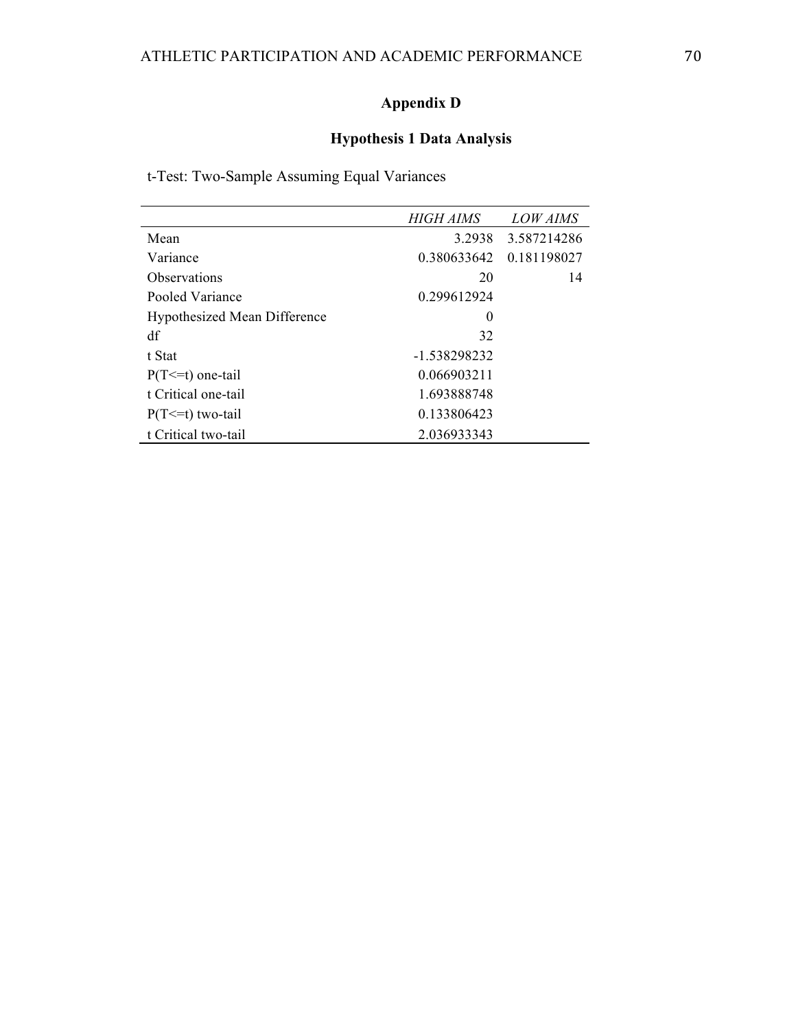## Appendix D

### Hypothesis 1 Data Analysis

t-Test: Two-Sample Assuming Equal Variances

| | *HIGH AIMS* | *LOW AIMS* |
|---|---|---|
| Mean | 3.2938 | 3.587214286 |
| Variance | 0.380633642 | 0.181198027 |
| Observations | 20 | 14 |
| Pooled Variance | 0.299612924 | |
| Hypothesized Mean Difference | 0 | |
| df | 32 | |
| t Stat | -1.538298232 | |
| P(T<=t) one-tail | 0.066903211 | |
| t Critical one-tail | 1.693888748 | |
| P(T<=t) two-tail | 0.133806423 | |
| t Critical two-tail | 2.036933343 | |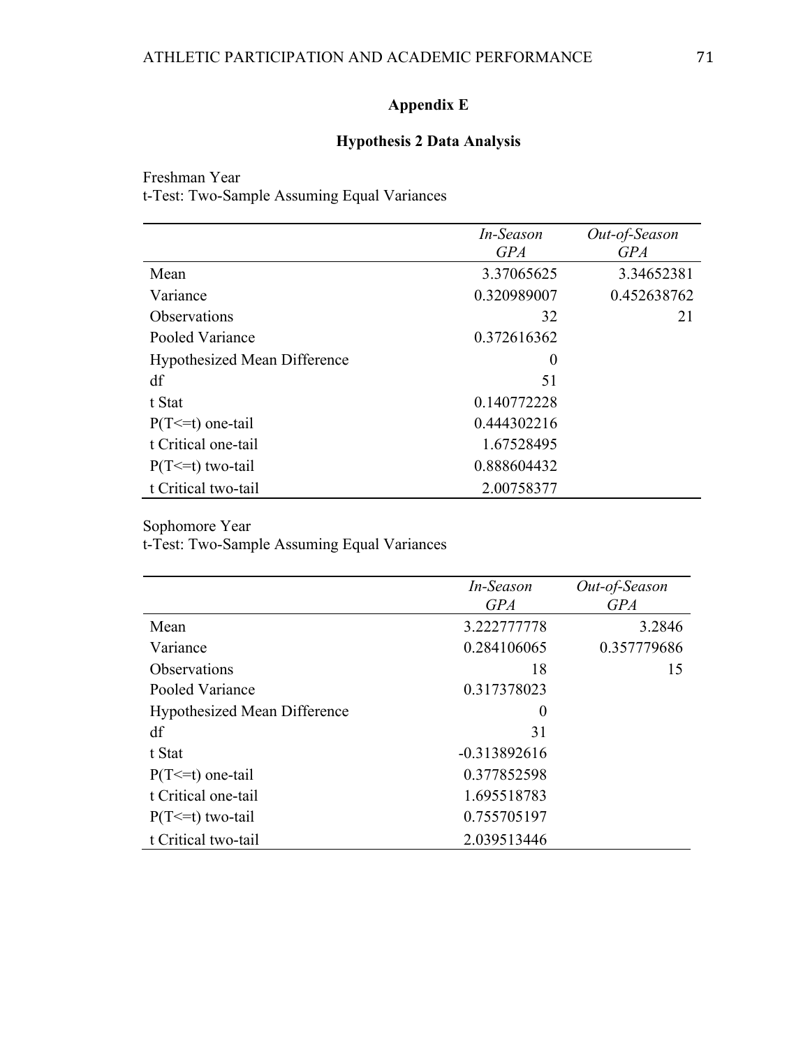## Appendix E

### Hypothesis 2 Data Analysis

Freshman Year
t-Test: Two-Sample Assuming Equal Variances

| | *In-Season GPA* | *Out-of-Season GPA* |
|---|---|---|
| Mean | 3.37065625 | 3.34652381 |
| Variance | 0.320989007 | 0.452638762 |
| Observations | 32 | 21 |
| Pooled Variance | 0.372616362 | |
| Hypothesized Mean Difference | 0 | |
| df | 51 | |
| t Stat | 0.140772228 | |
| P(T<=t) one-tail | 0.444302216 | |
| t Critical one-tail | 1.67528495 | |
| P(T<=t) two-tail | 0.888604432 | |
| t Critical two-tail | 2.00758377 | |

Sophomore Year
t-Test: Two-Sample Assuming Equal Variances

| | *In-Season GPA* | *Out-of-Season GPA* |
|---|---|---|
| Mean | 3.222777778 | 3.2846 |
| Variance | 0.284106065 | 0.357779686 |
| Observations | 18 | 15 |
| Pooled Variance | 0.317378023 | |
| Hypothesized Mean Difference | 0 | |
| df | 31 | |
| t Stat | -0.313892616 | |
| P(T<=t) one-tail | 0.377852598 | |
| t Critical one-tail | 1.695518783 | |
| P(T<=t) two-tail | 0.755705197 | |
| t Critical two-tail | 2.039513446 | |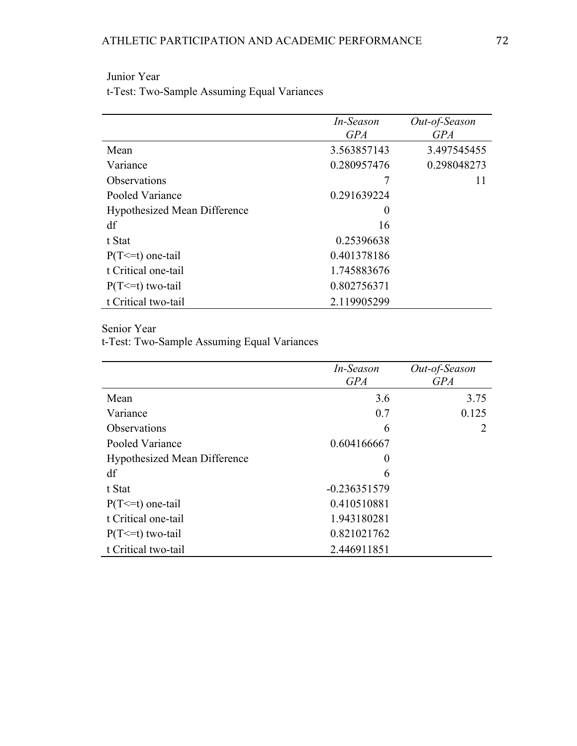Junior Year

t-Test: Two-Sample Assuming Equal Variances

| | *In-Season GPA* | *Out-of-Season GPA* |
|---|---|---|
| Mean | 3.563857143 | 3.497545455 |
| Variance | 0.280957476 | 0.298048273 |
| Observations | 7 | 11 |
| Pooled Variance | 0.291639224 | |
| Hypothesized Mean Difference | 0 | |
| df | 16 | |
| t Stat | 0.25396638 | |
| P(T<=t) one-tail | 0.401378186 | |
| t Critical one-tail | 1.745883676 | |
| P(T<=t) two-tail | 0.802756371 | |
| t Critical two-tail | 2.119905299 | |

Senior Year

t-Test: Two-Sample Assuming Equal Variances

| | *In-Season GPA* | *Out-of-Season GPA* |
|---|---|---|
| Mean | 3.6 | 3.75 |
| Variance | 0.7 | 0.125 |
| Observations | 6 | 2 |
| Pooled Variance | 0.604166667 | |
| Hypothesized Mean Difference | 0 | |
| df | 6 | |
| t Stat | -0.236351579 | |
| P(T<=t) one-tail | 0.410510881 | |
| t Critical one-tail | 1.943180281 | |
| P(T<=t) two-tail | 0.821021762 | |
| t Critical two-tail | 2.446911851 | |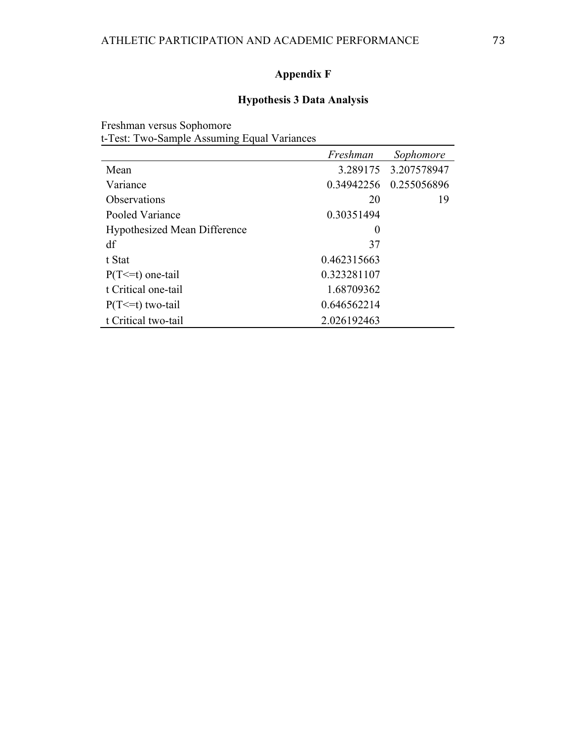## Appendix F

### Hypothesis 3 Data Analysis

Freshman versus Sophomore
t-Test: Two-Sample Assuming Equal Variances

| | *Freshman* | *Sophomore* |
|---|---|---|
| Mean | 3.289175 | 3.207578947 |
| Variance | 0.34942256 | 0.255056896 |
| Observations | 20 | 19 |
| Pooled Variance | 0.30351494 | |
| Hypothesized Mean Difference | 0 | |
| df | 37 | |
| t Stat | 0.462315663 | |
| P(T<=t) one-tail | 0.323281107 | |
| t Critical one-tail | 1.68709362 | |
| P(T<=t) two-tail | 0.646562214 | |
| t Critical two-tail | 2.026192463 | |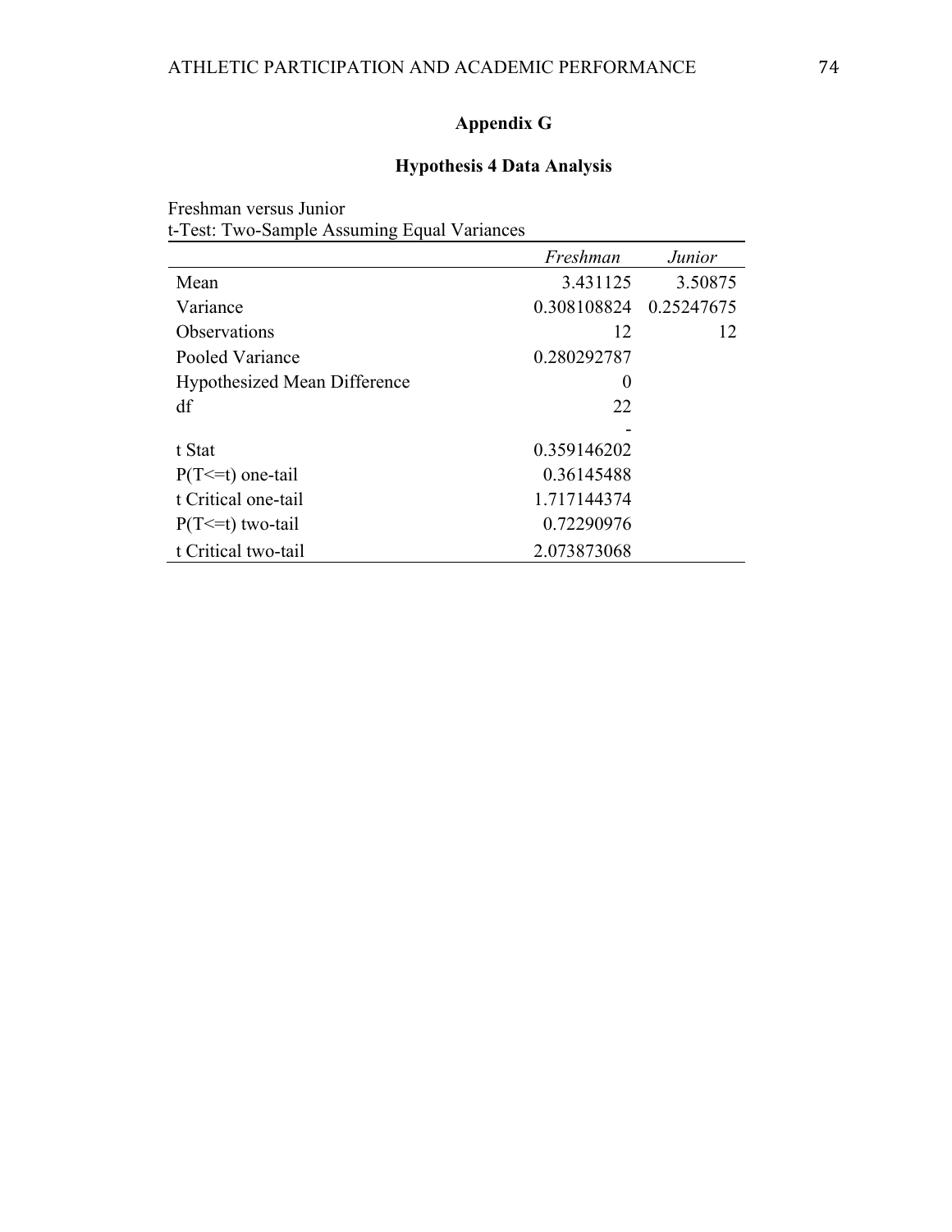# Appendix G

## Hypothesis 4 Data Analysis

Freshman versus Junior
t-Test: Two-Sample Assuming Equal Variances

| | *Freshman* | *Junior* |
|---|---|---|
| Mean | 3.431125 | 3.50875 |
| Variance | 0.308108824 | 0.25247675 |
| Observations | 12 | 12 |
| Pooled Variance | 0.280292787 | |
| Hypothesized Mean Difference | 0 | |
| df | 22 | |
| t Stat | -0.359146202 | |
| P(T<=t) one-tail | 0.36145488 | |
| t Critical one-tail | 1.717144374 | |
| P(T<=t) two-tail | 0.72290976 | |
| t Critical two-tail | 2.073873068 | |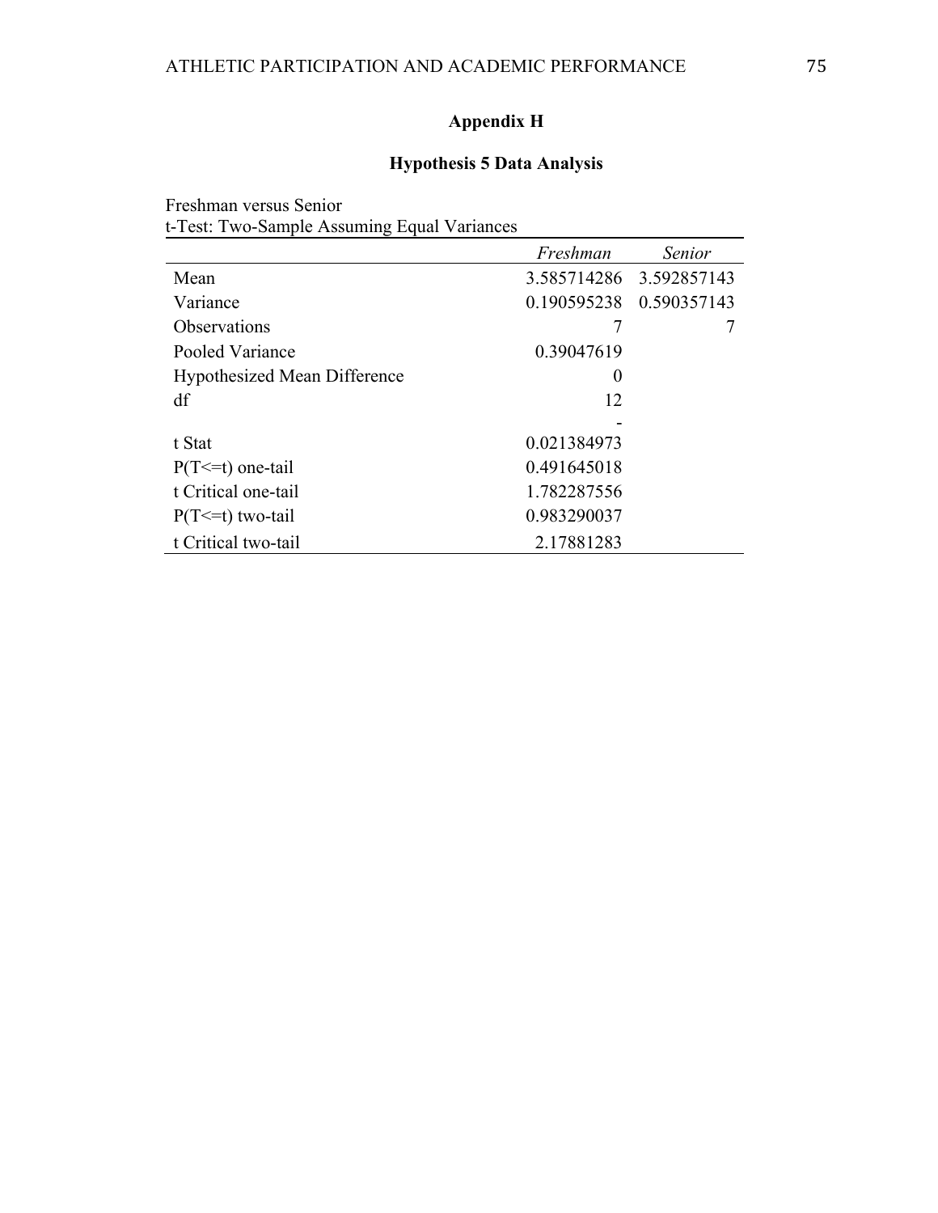# Appendix H

## Hypothesis 5 Data Analysis

Freshman versus Senior
t-Test: Two-Sample Assuming Equal Variances

| | *Freshman* | *Senior* |
|---|---|---|
| Mean | 3.585714286 | 3.592857143 |
| Variance | 0.190595238 | 0.590357143 |
| Observations | 7 | 7 |
| Pooled Variance | 0.39047619 | |
| Hypothesized Mean Difference | 0 | |
| df | 12 | |
| t Stat | -0.021384973 | |
| P(T<=t) one-tail | 0.491645018 | |
| t Critical one-tail | 1.782287556 | |
| P(T<=t) two-tail | 0.983290037 | |
| t Critical two-tail | 2.17881283 | |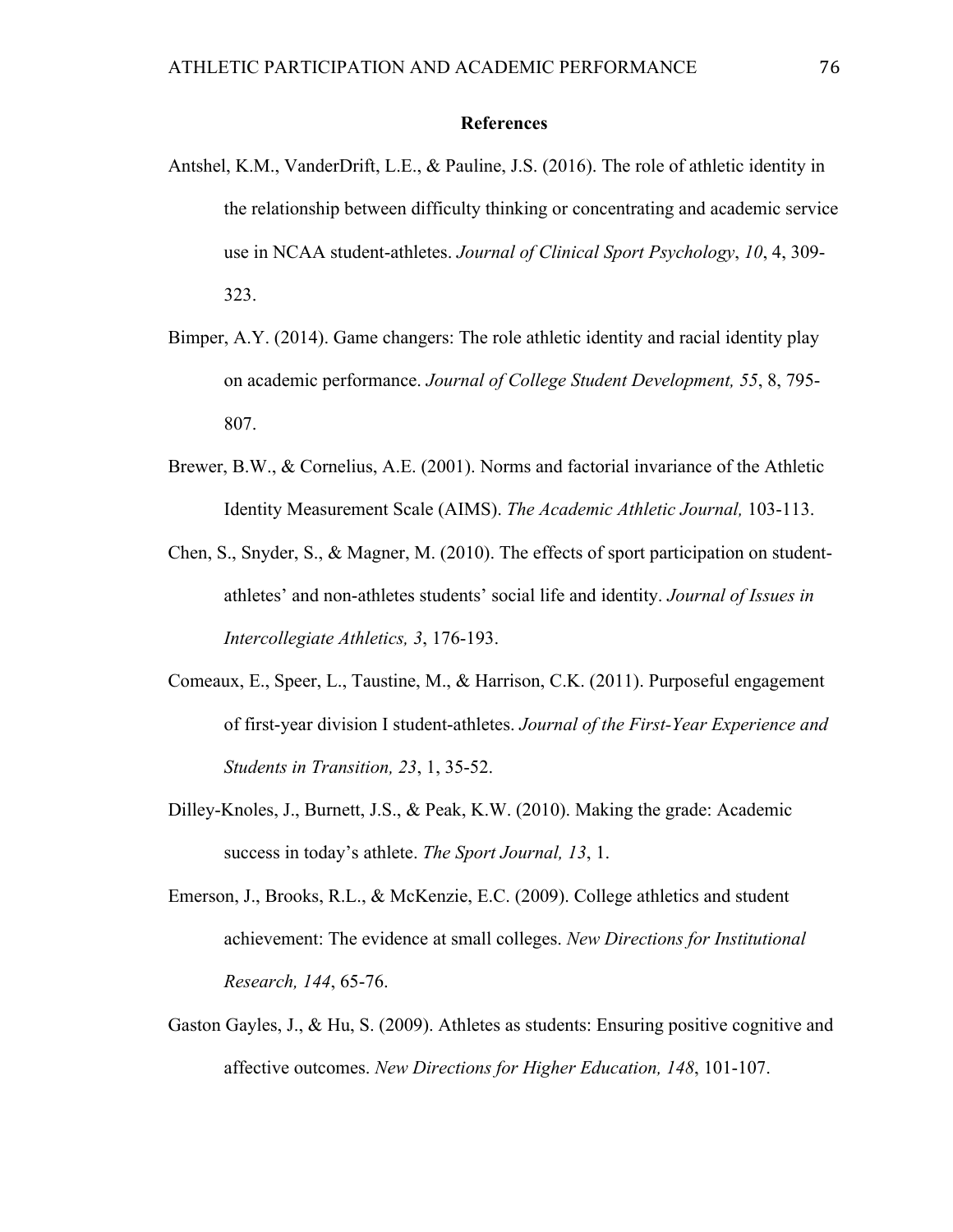**References**

Antshel, K.M., VanderDrift, L.E., & Pauline, J.S. (2016). The role of athletic identity in the relationship between difficulty thinking or concentrating and academic service use in NCAA student-athletes. *Journal of Clinical Sport Psychology*, *10*, 4, 309-323.

Bimper, A.Y. (2014). Game changers: The role athletic identity and racial identity play on academic performance. *Journal of College Student Development, 55*, 8, 795-807.

Brewer, B.W., & Cornelius, A.E. (2001). Norms and factorial invariance of the Athletic Identity Measurement Scale (AIMS). *The Academic Athletic Journal,* 103-113.

Chen, S., Snyder, S., & Magner, M. (2010). The effects of sport participation on student-athletes' and non-athletes students' social life and identity. *Journal of Issues in Intercollegiate Athletics, 3*, 176-193.

Comeaux, E., Speer, L., Taustine, M., & Harrison, C.K. (2011). Purposeful engagement of first-year division I student-athletes. *Journal of the First-Year Experience and Students in Transition, 23*, 1, 35-52.

Dilley-Knoles, J., Burnett, J.S., & Peak, K.W. (2010). Making the grade: Academic success in today's athlete. *The Sport Journal, 13*, 1.

Emerson, J., Brooks, R.L., & McKenzie, E.C. (2009). College athletics and student achievement: The evidence at small colleges. *New Directions for Institutional Research, 144*, 65-76.

Gaston Gayles, J., & Hu, S. (2009). Athletes as students: Ensuring positive cognitive and affective outcomes. *New Directions for Higher Education, 148*, 101-107.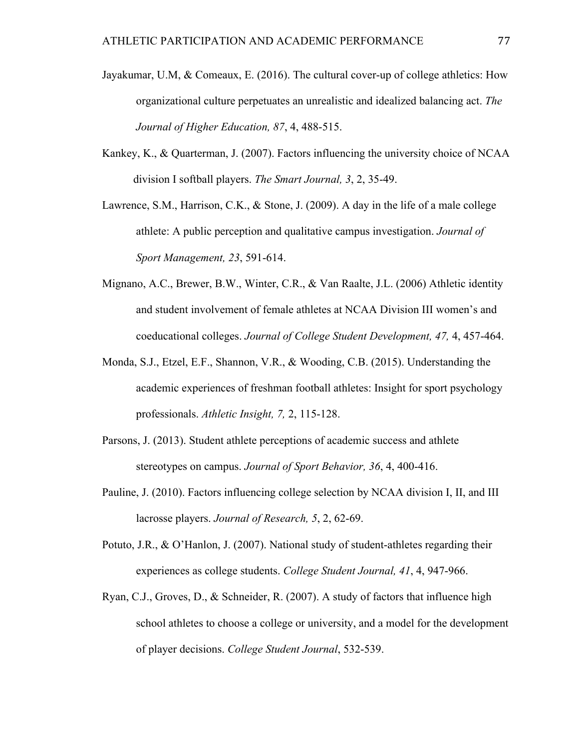Jayakumar, U.M, & Comeaux, E. (2016). The cultural cover-up of college athletics: How organizational culture perpetuates an unrealistic and idealized balancing act. *The Journal of Higher Education, 87*, 4, 488-515.

Kankey, K., & Quarterman, J. (2007). Factors influencing the university choice of NCAA division I softball players. *The Smart Journal, 3*, 2, 35-49.

Lawrence, S.M., Harrison, C.K., & Stone, J. (2009). A day in the life of a male college athlete: A public perception and qualitative campus investigation. *Journal of Sport Management, 23*, 591-614.

Mignano, A.C., Brewer, B.W., Winter, C.R., & Van Raalte, J.L. (2006) Athletic identity and student involvement of female athletes at NCAA Division III women's and coeducational colleges. *Journal of College Student Development, 47,* 4, 457-464.

Monda, S.J., Etzel, E.F., Shannon, V.R., & Wooding, C.B. (2015). Understanding the academic experiences of freshman football athletes: Insight for sport psychology professionals. *Athletic Insight, 7,* 2, 115-128.

Parsons, J. (2013). Student athlete perceptions of academic success and athlete stereotypes on campus. *Journal of Sport Behavior, 36*, 4, 400-416.

Pauline, J. (2010). Factors influencing college selection by NCAA division I, II, and III lacrosse players. *Journal of Research, 5*, 2, 62-69.

Potuto, J.R., & O'Hanlon, J. (2007). National study of student-athletes regarding their experiences as college students. *College Student Journal, 41*, 4, 947-966.

Ryan, C.J., Groves, D., & Schneider, R. (2007). A study of factors that influence high school athletes to choose a college or university, and a model for the development of player decisions. *College Student Journal*, 532-539.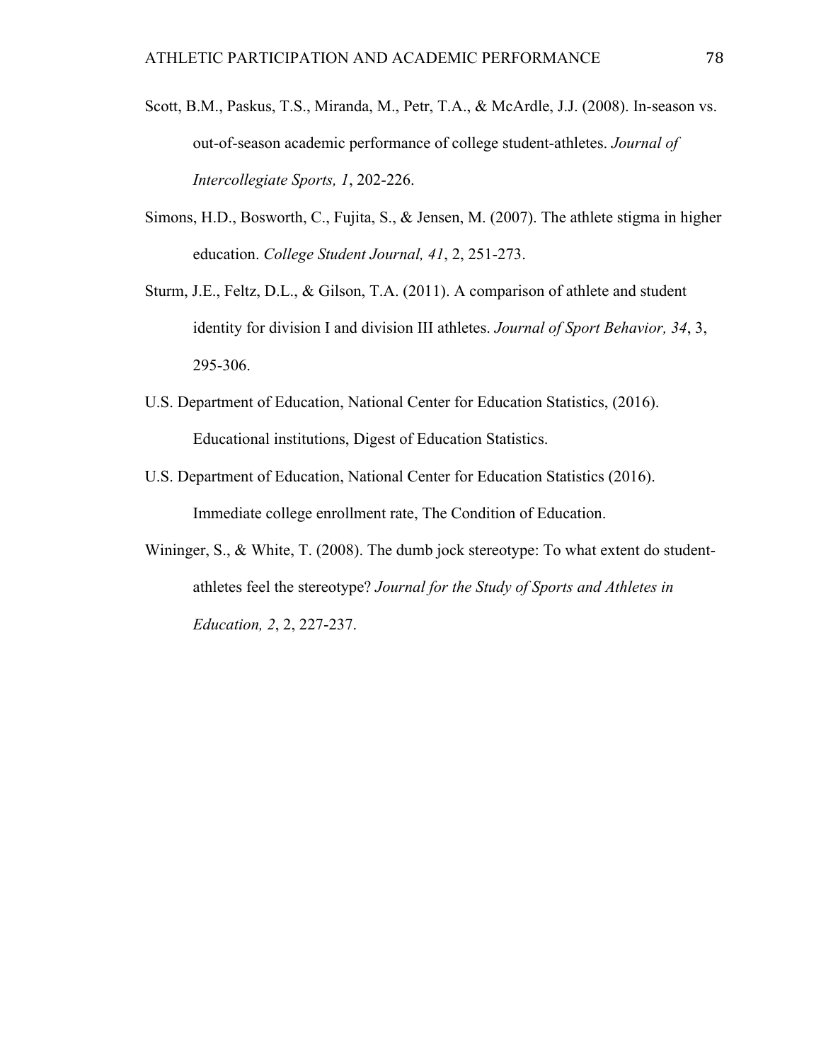Scott, B.M., Paskus, T.S., Miranda, M., Petr, T.A., & McArdle, J.J. (2008). In-season vs. out-of-season academic performance of college student-athletes. *Journal of Intercollegiate Sports, 1*, 202-226.

Simons, H.D., Bosworth, C., Fujita, S., & Jensen, M. (2007). The athlete stigma in higher education. *College Student Journal, 41*, 2, 251-273.

Sturm, J.E., Feltz, D.L., & Gilson, T.A. (2011). A comparison of athlete and student identity for division I and division III athletes. *Journal of Sport Behavior, 34*, 3, 295-306.

U.S. Department of Education, National Center for Education Statistics, (2016). Educational institutions, Digest of Education Statistics.

U.S. Department of Education, National Center for Education Statistics (2016). Immediate college enrollment rate, The Condition of Education.

Wininger, S., & White, T. (2008). The dumb jock stereotype: To what extent do student-athletes feel the stereotype? *Journal for the Study of Sports and Athletes in Education, 2*, 2, 227-237.